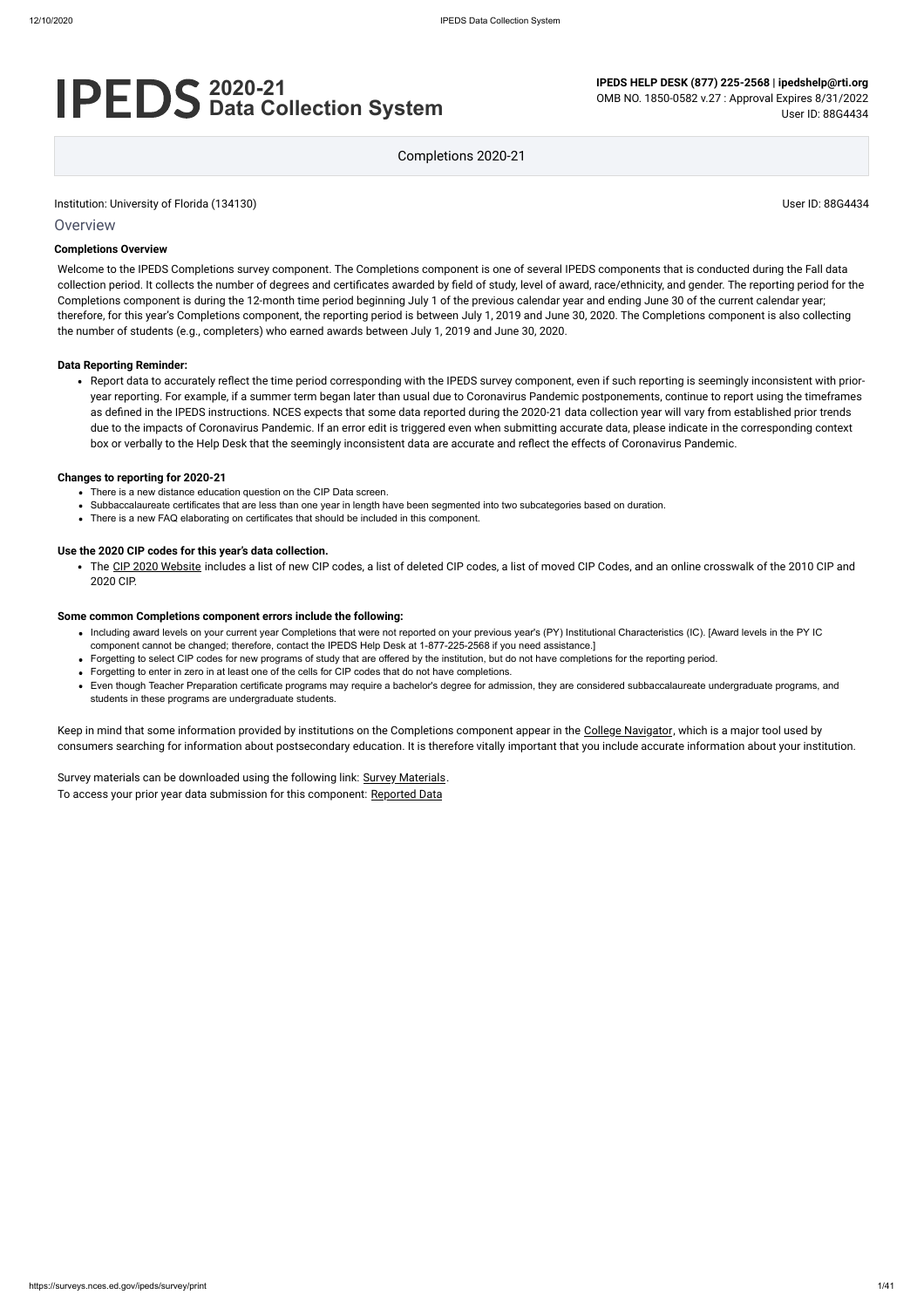# IPEDS 2020-21 Data Collection System

**IPEDS HELP DESK (877) 225-2568 | ipedshelp@rti.org**
OMB NO. 1850-0582 v.27 : Approval Expires 8/31/2022
User ID: 88G4434

Completions 2020-21

Institution: University of Florida (134130)

User ID: 88G4434

## Overview

### Completions Overview

Welcome to the IPEDS Completions survey component. The Completions component is one of several IPEDS components that is conducted during the Fall data collection period. It collects the number of degrees and certificates awarded by field of study, level of award, race/ethnicity, and gender. The reporting period for the Completions component is during the 12-month time period beginning July 1 of the previous calendar year and ending June 30 of the current calendar year; therefore, for this year's Completions component, the reporting period is between July 1, 2019 and June 30, 2020. The Completions component is also collecting the number of students (e.g., completers) who earned awards between July 1, 2019 and June 30, 2020.

### Data Reporting Reminder:

- Report data to accurately reflect the time period corresponding with the IPEDS survey component, even if such reporting is seemingly inconsistent with prior-year reporting. For example, if a summer term began later than usual due to Coronavirus Pandemic postponements, continue to report using the timeframes as defined in the IPEDS instructions. NCES expects that some data reported during the 2020-21 data collection year will vary from established prior trends due to the impacts of Coronavirus Pandemic. If an error edit is triggered even when submitting accurate data, please indicate in the corresponding context box or verbally to the Help Desk that the seemingly inconsistent data are accurate and reflect the effects of Coronavirus Pandemic.

### Changes to reporting for 2020-21

- There is a new distance education question on the CIP Data screen.
- Subbaccalaureate certificates that are less than one year in length have been segmented into two subcategories based on duration.
- There is a new FAQ elaborating on certificates that should be included in this component.

### Use the 2020 CIP codes for this year's data collection.

- The CIP 2020 Website includes a list of new CIP codes, a list of deleted CIP codes, a list of moved CIP Codes, and an online crosswalk of the 2010 CIP and 2020 CIP.

### Some common Completions component errors include the following:

- Including award levels on your current year Completions that were not reported on your previous year's (PY) Institutional Characteristics (IC). [Award levels in the PY IC component cannot be changed; therefore, contact the IPEDS Help Desk at 1-877-225-2568 if you need assistance.]
- Forgetting to select CIP codes for new programs of study that are offered by the institution, but do not have completions for the reporting period.
- Forgetting to enter in zero in at least one of the cells for CIP codes that do not have completions.
- Even though Teacher Preparation certificate programs may require a bachelor's degree for admission, they are considered subbaccalaureate undergraduate programs, and students in these programs are undergraduate students.

Keep in mind that some information provided by institutions on the Completions component appear in the College Navigator, which is a major tool used by consumers searching for information about postsecondary education. It is therefore vitally important that you include accurate information about your institution.

Survey materials can be downloaded using the following link: Survey Materials.
To access your prior year data submission for this component: Reported Data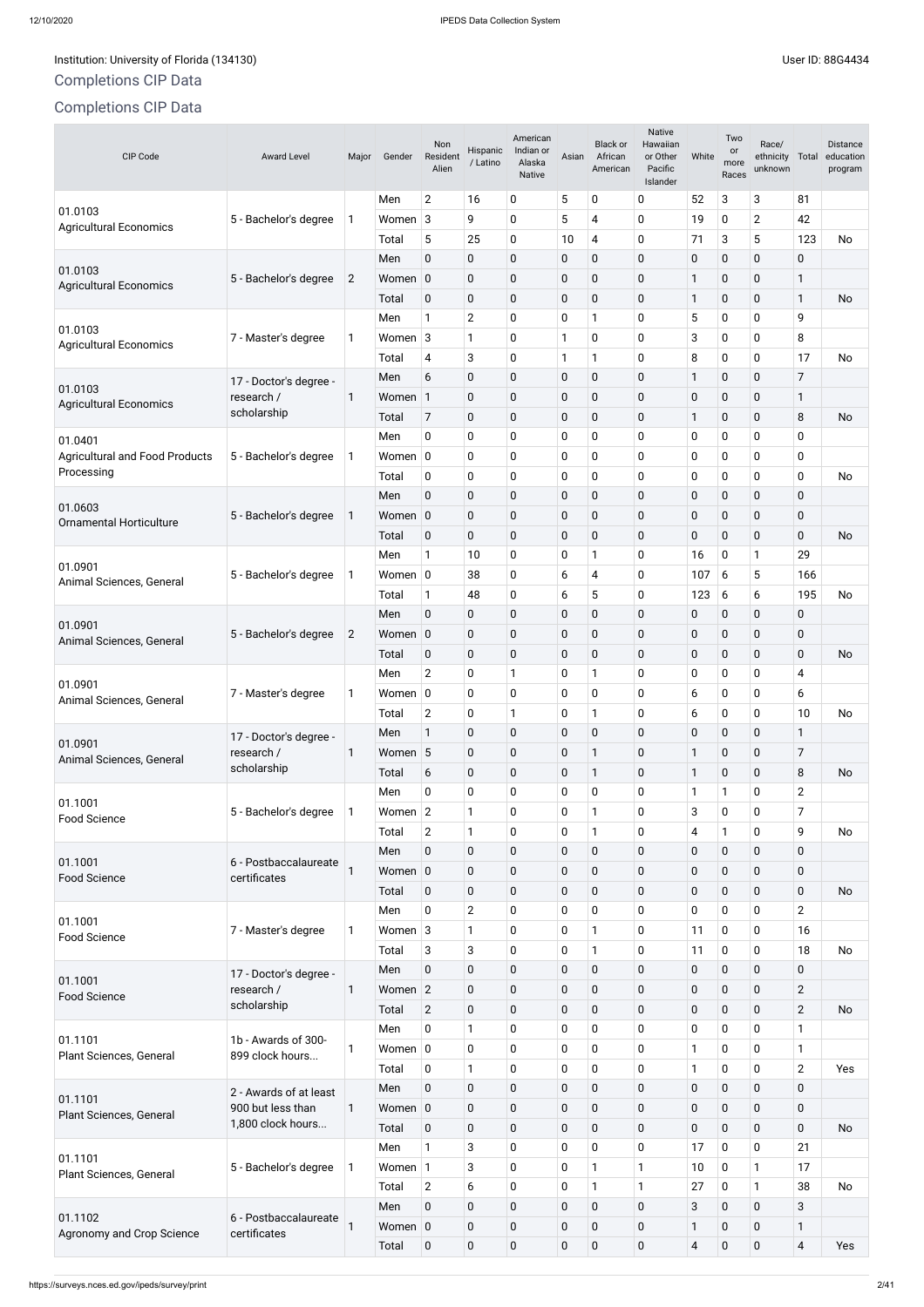Institution: University of Florida (134130)

User ID: 88G4434

## Completions CIP Data

## Completions CIP Data

| CIP Code | Award Level | Major | Gender | Non Resident Alien | Hispanic / Latino | American Indian or Alaska Native | Asian | Black or African American | Native Hawaiian or Other Pacific Islander | White | Two or more Races | Race/ ethnicity unknown | Total | Distance education program |
|---|---|---|---|---|---|---|---|---|---|---|---|---|---|---|
| 01.0103 Agricultural Economics | 5 - Bachelor's degree | 1 | Men | 2 | 16 | 0 | 5 | 0 | 0 | 52 | 3 | 3 | 81 | |
| | | | Women | 3 | 9 | 0 | 5 | 4 | 0 | 19 | 0 | 2 | 42 | |
| | | | Total | 5 | 25 | 0 | 10 | 4 | 0 | 71 | 3 | 5 | 123 | No |
| 01.0103 Agricultural Economics | 5 - Bachelor's degree | 2 | Men | 0 | 0 | 0 | 0 | 0 | 0 | 0 | 0 | 0 | 0 | |
| | | | Women | 0 | 0 | 0 | 0 | 0 | 0 | 1 | 0 | 0 | 1 | |
| | | | Total | 0 | 0 | 0 | 0 | 0 | 0 | 1 | 0 | 0 | 1 | No |
| 01.0103 Agricultural Economics | 7 - Master's degree | 1 | Men | 1 | 2 | 0 | 0 | 1 | 0 | 5 | 0 | 0 | 9 | |
| | | | Women | 3 | 1 | 0 | 1 | 0 | 0 | 3 | 0 | 0 | 8 | |
| | | | Total | 4 | 3 | 0 | 1 | 1 | 0 | 8 | 0 | 0 | 17 | No |
| 01.0103 Agricultural Economics | 17 - Doctor's degree - research / scholarship | 1 | Men | 6 | 0 | 0 | 0 | 0 | 0 | 1 | 0 | 0 | 7 | |
| | | | Women | 1 | 0 | 0 | 0 | 0 | 0 | 0 | 0 | 0 | 1 | |
| | | | Total | 7 | 0 | 0 | 0 | 0 | 0 | 1 | 0 | 0 | 8 | No |
| 01.0401 Agricultural and Food Products Processing | 5 - Bachelor's degree | 1 | Men | 0 | 0 | 0 | 0 | 0 | 0 | 0 | 0 | 0 | 0 | |
| | | | Women | 0 | 0 | 0 | 0 | 0 | 0 | 0 | 0 | 0 | 0 | |
| | | | Total | 0 | 0 | 0 | 0 | 0 | 0 | 0 | 0 | 0 | 0 | No |
| 01.0603 Ornamental Horticulture | 5 - Bachelor's degree | 1 | Men | 0 | 0 | 0 | 0 | 0 | 0 | 0 | 0 | 0 | 0 | |
| | | | Women | 0 | 0 | 0 | 0 | 0 | 0 | 0 | 0 | 0 | 0 | |
| | | | Total | 0 | 0 | 0 | 0 | 0 | 0 | 0 | 0 | 0 | 0 | No |
| 01.0901 Animal Sciences, General | 5 - Bachelor's degree | 1 | Men | 1 | 10 | 0 | 0 | 1 | 0 | 16 | 0 | 1 | 29 | |
| | | | Women | 0 | 38 | 0 | 6 | 4 | 0 | 107 | 6 | 5 | 166 | |
| | | | Total | 1 | 48 | 0 | 6 | 5 | 0 | 123 | 6 | 6 | 195 | No |
| 01.0901 Animal Sciences, General | 5 - Bachelor's degree | 2 | Men | 0 | 0 | 0 | 0 | 0 | 0 | 0 | 0 | 0 | 0 | |
| | | | Women | 0 | 0 | 0 | 0 | 0 | 0 | 0 | 0 | 0 | 0 | |
| | | | Total | 0 | 0 | 0 | 0 | 0 | 0 | 0 | 0 | 0 | 0 | No |
| 01.0901 Animal Sciences, General | 7 - Master's degree | 1 | Men | 2 | 0 | 1 | 0 | 1 | 0 | 0 | 0 | 0 | 4 | |
| | | | Women | 0 | 0 | 0 | 0 | 0 | 0 | 6 | 0 | 0 | 6 | |
| | | | Total | 2 | 0 | 1 | 0 | 1 | 0 | 6 | 0 | 0 | 10 | No |
| 01.0901 Animal Sciences, General | 17 - Doctor's degree - research / scholarship | 1 | Men | 1 | 0 | 0 | 0 | 0 | 0 | 0 | 0 | 0 | 1 | |
| | | | Women | 5 | 0 | 0 | 0 | 1 | 0 | 1 | 0 | 0 | 7 | |
| | | | Total | 6 | 0 | 0 | 0 | 1 | 0 | 1 | 0 | 0 | 8 | No |
| 01.1001 Food Science | 5 - Bachelor's degree | 1 | Men | 0 | 0 | 0 | 0 | 0 | 0 | 1 | 1 | 0 | 2 | |
| | | | Women | 2 | 1 | 0 | 0 | 1 | 0 | 3 | 0 | 0 | 7 | |
| | | | Total | 2 | 1 | 0 | 0 | 1 | 0 | 4 | 1 | 0 | 9 | No |
| 01.1001 Food Science | 6 - Postbaccalaureate certificates | 1 | Men | 0 | 0 | 0 | 0 | 0 | 0 | 0 | 0 | 0 | 0 | |
| | | | Women | 0 | 0 | 0 | 0 | 0 | 0 | 0 | 0 | 0 | 0 | |
| | | | Total | 0 | 0 | 0 | 0 | 0 | 0 | 0 | 0 | 0 | 0 | No |
| 01.1001 Food Science | 7 - Master's degree | 1 | Men | 0 | 2 | 0 | 0 | 0 | 0 | 0 | 0 | 0 | 2 | |
| | | | Women | 3 | 1 | 0 | 0 | 1 | 0 | 11 | 0 | 0 | 16 | |
| | | | Total | 3 | 3 | 0 | 0 | 1 | 0 | 11 | 0 | 0 | 18 | No |
| 01.1001 Food Science | 17 - Doctor's degree - research / scholarship | 1 | Men | 0 | 0 | 0 | 0 | 0 | 0 | 0 | 0 | 0 | 0 | |
| | | | Women | 2 | 0 | 0 | 0 | 0 | 0 | 0 | 0 | 0 | 2 | |
| | | | Total | 2 | 0 | 0 | 0 | 0 | 0 | 0 | 0 | 0 | 2 | No |
| 01.1101 Plant Sciences, General | 1b - Awards of 300-899 clock hours... | 1 | Men | 0 | 1 | 0 | 0 | 0 | 0 | 0 | 0 | 0 | 1 | |
| | | | Women | 0 | 0 | 0 | 0 | 0 | 0 | 1 | 0 | 0 | 1 | |
| | | | Total | 0 | 1 | 0 | 0 | 0 | 0 | 1 | 0 | 0 | 2 | Yes |
| 01.1101 Plant Sciences, General | 2 - Awards of at least 900 but less than 1,800 clock hours... | 1 | Men | 0 | 0 | 0 | 0 | 0 | 0 | 0 | 0 | 0 | 0 | |
| | | | Women | 0 | 0 | 0 | 0 | 0 | 0 | 0 | 0 | 0 | 0 | |
| | | | Total | 0 | 0 | 0 | 0 | 0 | 0 | 0 | 0 | 0 | 0 | No |
| 01.1101 Plant Sciences, General | 5 - Bachelor's degree | 1 | Men | 1 | 3 | 0 | 0 | 0 | 0 | 17 | 0 | 0 | 21 | |
| | | | Women | 1 | 3 | 0 | 0 | 1 | 1 | 10 | 0 | 1 | 17 | |
| | | | Total | 2 | 6 | 0 | 0 | 1 | 1 | 27 | 0 | 1 | 38 | No |
| 01.1102 Agronomy and Crop Science | 6 - Postbaccalaureate certificates | 1 | Men | 0 | 0 | 0 | 0 | 0 | 0 | 3 | 0 | 0 | 3 | |
| | | | Women | 0 | 0 | 0 | 0 | 0 | 0 | 1 | 0 | 0 | 1 | |
| | | | Total | 0 | 0 | 0 | 0 | 0 | 0 | 4 | 0 | 0 | 4 | Yes |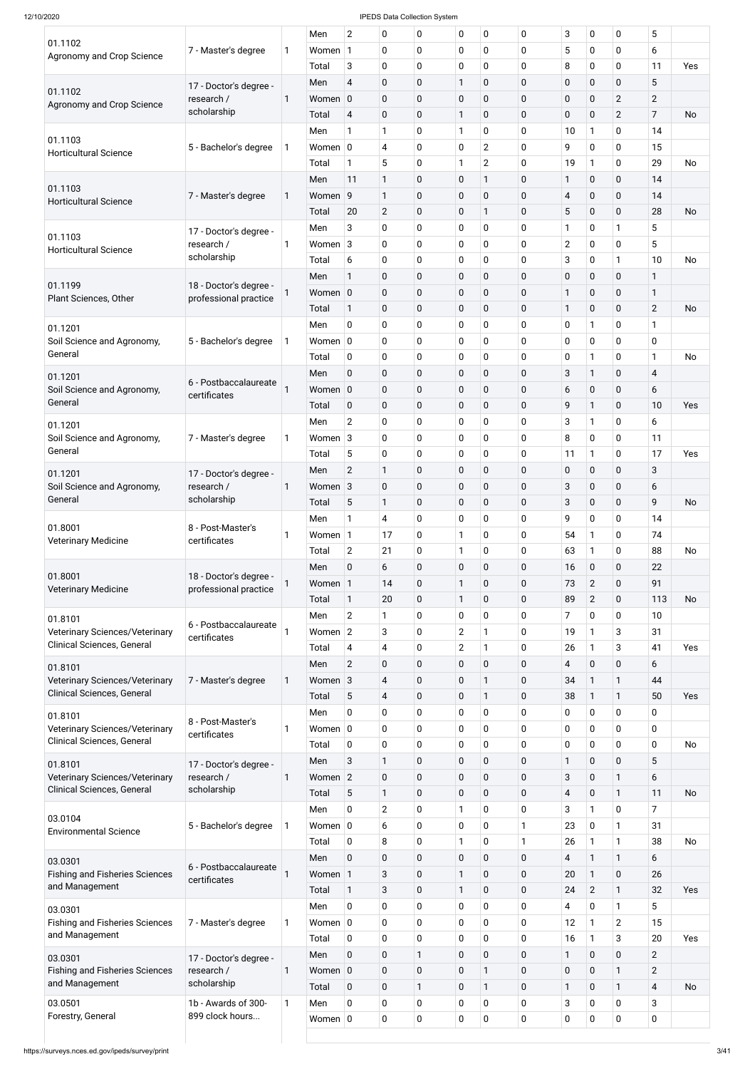| | | | | | | | | | | | | | | |
|---|---|---|---|---|---|---|---|---|---|---|---|---|---|---|
| 01.1102 Agronomy and Crop Science | 7 - Master's degree | 1 | Men | 2 | 0 | 0 | 0 | 0 | 0 | 3 | 0 | 0 | 5 | |
| | | | Women | 1 | 0 | 0 | 0 | 0 | 0 | 5 | 0 | 0 | 6 | |
| | | | Total | 3 | 0 | 0 | 0 | 0 | 0 | 8 | 0 | 0 | 11 | Yes |
| 01.1102 Agronomy and Crop Science | 17 - Doctor's degree - research / scholarship | 1 | Men | 4 | 0 | 0 | 1 | 0 | 0 | 0 | 0 | 0 | 5 | |
| | | | Women | 0 | 0 | 0 | 0 | 0 | 0 | 0 | 0 | 2 | 2 | |
| | | | Total | 4 | 0 | 0 | 1 | 0 | 0 | 0 | 0 | 2 | 7 | No |
| 01.1103 Horticultural Science | 5 - Bachelor's degree | 1 | Men | 1 | 1 | 0 | 1 | 0 | 0 | 10 | 1 | 0 | 14 | |
| | | | Women | 0 | 4 | 0 | 0 | 2 | 0 | 9 | 0 | 0 | 15 | |
| | | | Total | 1 | 5 | 0 | 1 | 2 | 0 | 19 | 1 | 0 | 29 | No |
| 01.1103 Horticultural Science | 7 - Master's degree | 1 | Men | 11 | 1 | 0 | 0 | 1 | 0 | 1 | 0 | 0 | 14 | |
| | | | Women | 9 | 1 | 0 | 0 | 0 | 0 | 4 | 0 | 0 | 14 | |
| | | | Total | 20 | 2 | 0 | 0 | 1 | 0 | 5 | 0 | 0 | 28 | No |
| 01.1103 Horticultural Science | 17 - Doctor's degree - research / scholarship | 1 | Men | 3 | 0 | 0 | 0 | 0 | 0 | 1 | 0 | 1 | 5 | |
| | | | Women | 3 | 0 | 0 | 0 | 0 | 0 | 2 | 0 | 0 | 5 | |
| | | | Total | 6 | 0 | 0 | 0 | 0 | 0 | 3 | 0 | 1 | 10 | No |
| 01.1199 Plant Sciences, Other | 18 - Doctor's degree - professional practice | 1 | Men | 1 | 0 | 0 | 0 | 0 | 0 | 0 | 0 | 0 | 1 | |
| | | | Women | 0 | 0 | 0 | 0 | 0 | 0 | 1 | 0 | 0 | 1 | |
| | | | Total | 1 | 0 | 0 | 0 | 0 | 0 | 1 | 0 | 0 | 2 | No |
| 01.1201 Soil Science and Agronomy, General | 5 - Bachelor's degree | 1 | Men | 0 | 0 | 0 | 0 | 0 | 0 | 0 | 1 | 0 | 1 | |
| | | | Women | 0 | 0 | 0 | 0 | 0 | 0 | 0 | 0 | 0 | 0 | |
| | | | Total | 0 | 0 | 0 | 0 | 0 | 0 | 0 | 1 | 0 | 1 | No |
| 01.1201 Soil Science and Agronomy, General | 6 - Postbaccalaureate certificates | 1 | Men | 0 | 0 | 0 | 0 | 0 | 0 | 3 | 1 | 0 | 4 | |
| | | | Women | 0 | 0 | 0 | 0 | 0 | 0 | 6 | 0 | 0 | 6 | |
| | | | Total | 0 | 0 | 0 | 0 | 0 | 0 | 9 | 1 | 0 | 10 | Yes |
| 01.1201 Soil Science and Agronomy, General | 7 - Master's degree | 1 | Men | 2 | 0 | 0 | 0 | 0 | 0 | 3 | 1 | 0 | 6 | |
| | | | Women | 3 | 0 | 0 | 0 | 0 | 0 | 8 | 0 | 0 | 11 | |
| | | | Total | 5 | 0 | 0 | 0 | 0 | 0 | 11 | 1 | 0 | 17 | Yes |
| 01.1201 Soil Science and Agronomy, General | 17 - Doctor's degree - research / scholarship | 1 | Men | 2 | 1 | 0 | 0 | 0 | 0 | 0 | 0 | 0 | 3 | |
| | | | Women | 3 | 0 | 0 | 0 | 0 | 0 | 3 | 0 | 0 | 6 | |
| | | | Total | 5 | 1 | 0 | 0 | 0 | 0 | 3 | 0 | 0 | 9 | No |
| 01.8001 Veterinary Medicine | 8 - Post-Master's certificates | 1 | Men | 1 | 4 | 0 | 0 | 0 | 0 | 9 | 0 | 0 | 14 | |
| | | | Women | 1 | 17 | 0 | 1 | 0 | 0 | 54 | 1 | 0 | 74 | |
| | | | Total | 2 | 21 | 0 | 1 | 0 | 0 | 63 | 1 | 0 | 88 | No |
| 01.8001 Veterinary Medicine | 18 - Doctor's degree - professional practice | 1 | Men | 0 | 6 | 0 | 0 | 0 | 0 | 16 | 0 | 0 | 22 | |
| | | | Women | 1 | 14 | 0 | 1 | 0 | 0 | 73 | 2 | 0 | 91 | |
| | | | Total | 1 | 20 | 0 | 1 | 0 | 0 | 89 | 2 | 0 | 113 | No |
| 01.8101 Veterinary Sciences/Veterinary Clinical Sciences, General | 6 - Postbaccalaureate certificates | 1 | Men | 2 | 1 | 0 | 0 | 0 | 0 | 7 | 0 | 0 | 10 | |
| | | | Women | 2 | 3 | 0 | 2 | 1 | 0 | 19 | 1 | 3 | 31 | |
| | | | Total | 4 | 4 | 0 | 2 | 1 | 0 | 26 | 1 | 3 | 41 | Yes |
| 01.8101 Veterinary Sciences/Veterinary Clinical Sciences, General | 7 - Master's degree | 1 | Men | 2 | 0 | 0 | 0 | 0 | 0 | 4 | 0 | 0 | 6 | |
| | | | Women | 3 | 4 | 0 | 0 | 1 | 0 | 34 | 1 | 1 | 44 | |
| | | | Total | 5 | 4 | 0 | 0 | 1 | 0 | 38 | 1 | 1 | 50 | Yes |
| 01.8101 Veterinary Sciences/Veterinary Clinical Sciences, General | 8 - Post-Master's certificates | 1 | Men | 0 | 0 | 0 | 0 | 0 | 0 | 0 | 0 | 0 | 0 | |
| | | | Women | 0 | 0 | 0 | 0 | 0 | 0 | 0 | 0 | 0 | 0 | |
| | | | Total | 0 | 0 | 0 | 0 | 0 | 0 | 0 | 0 | 0 | 0 | No |
| 01.8101 Veterinary Sciences/Veterinary Clinical Sciences, General | 17 - Doctor's degree - research / scholarship | 1 | Men | 3 | 1 | 0 | 0 | 0 | 0 | 1 | 0 | 0 | 5 | |
| | | | Women | 2 | 0 | 0 | 0 | 0 | 0 | 3 | 0 | 1 | 6 | |
| | | | Total | 5 | 1 | 0 | 0 | 0 | 0 | 4 | 0 | 1 | 11 | No |
| 03.0104 Environmental Science | 5 - Bachelor's degree | 1 | Men | 0 | 2 | 0 | 1 | 0 | 0 | 3 | 1 | 0 | 7 | |
| | | | Women | 0 | 6 | 0 | 0 | 0 | 1 | 23 | 0 | 1 | 31 | |
| | | | Total | 0 | 8 | 0 | 1 | 0 | 1 | 26 | 1 | 1 | 38 | No |
| 03.0301 Fishing and Fisheries Sciences and Management | 6 - Postbaccalaureate certificates | 1 | Men | 0 | 0 | 0 | 0 | 0 | 0 | 4 | 1 | 1 | 6 | |
| | | | Women | 1 | 3 | 0 | 1 | 0 | 0 | 20 | 1 | 0 | 26 | |
| | | | Total | 1 | 3 | 0 | 1 | 0 | 0 | 24 | 2 | 1 | 32 | Yes |
| 03.0301 Fishing and Fisheries Sciences and Management | 7 - Master's degree | 1 | Men | 0 | 0 | 0 | 0 | 0 | 0 | 4 | 0 | 1 | 5 | |
| | | | Women | 0 | 0 | 0 | 0 | 0 | 0 | 12 | 1 | 2 | 15 | |
| | | | Total | 0 | 0 | 0 | 0 | 0 | 0 | 16 | 1 | 3 | 20 | Yes |
| 03.0301 Fishing and Fisheries Sciences and Management | 17 - Doctor's degree - research / scholarship | 1 | Men | 0 | 0 | 1 | 0 | 0 | 0 | 1 | 0 | 0 | 2 | |
| | | | Women | 0 | 0 | 0 | 0 | 1 | 0 | 0 | 0 | 1 | 2 | |
| | | | Total | 0 | 0 | 1 | 0 | 1 | 0 | 1 | 0 | 1 | 4 | No |
| 03.0501 Forestry, General | 1b - Awards of 300-899 clock hours... | 1 | Men | 0 | 0 | 0 | 0 | 0 | 0 | 3 | 0 | 0 | 3 | |
| | | | Women | 0 | 0 | 0 | 0 | 0 | 0 | 0 | 0 | 0 | 0 | |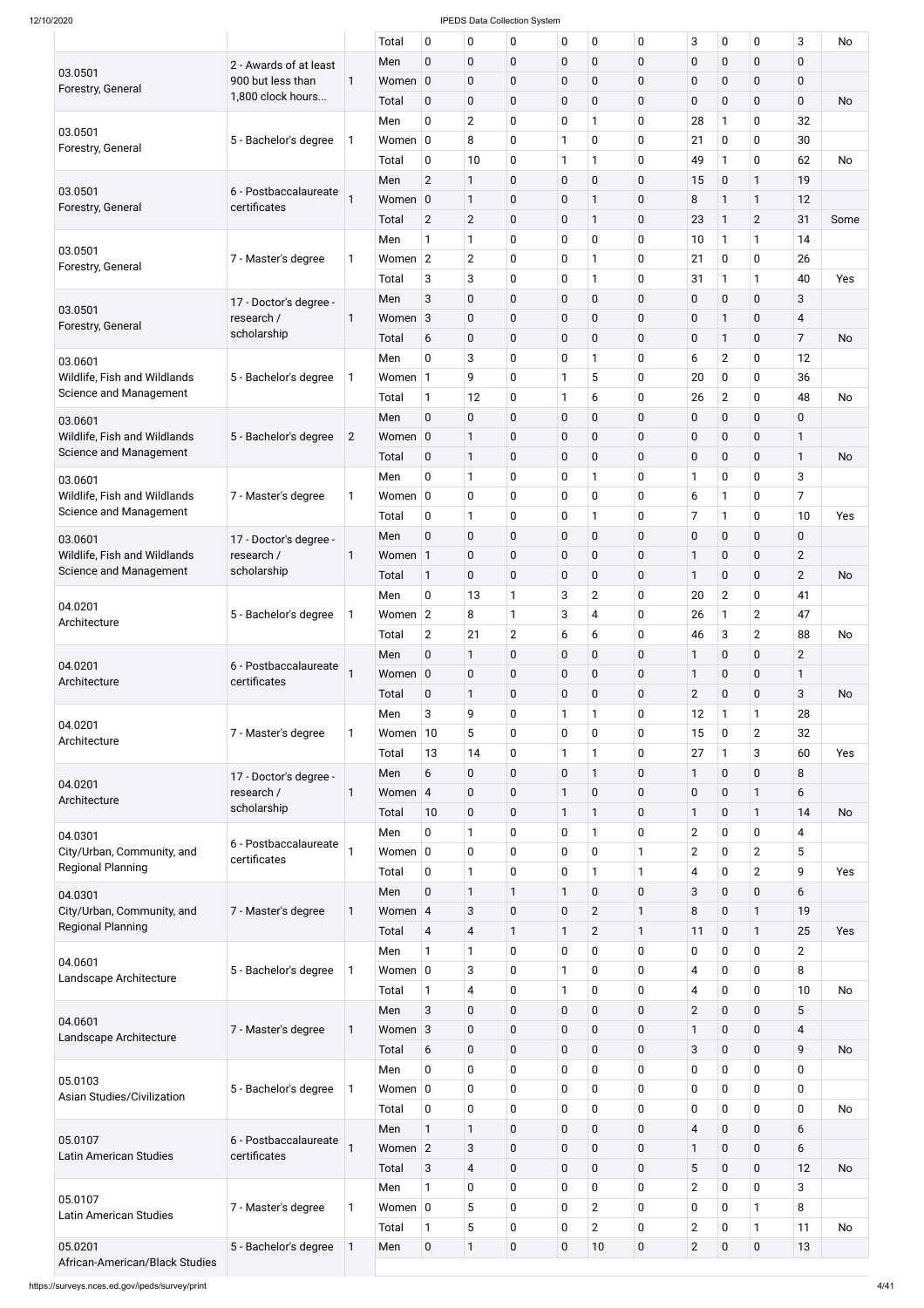| | | | Total | 0 | 0 | 0 | 0 | 0 | 0 | 3 | 0 | 0 | 3 | No |
|---|---|---|---|---|---|---|---|---|---|---|---|---|---|---|
| 03.0501 Forestry, General | 2 - Awards of at least 900 but less than 1,800 clock hours... | 1 | Men | 0 | 0 | 0 | 0 | 0 | 0 | 0 | 0 | 0 | 0 | |
| | | | Women | 0 | 0 | 0 | 0 | 0 | 0 | 0 | 0 | 0 | 0 | |
| | | | Total | 0 | 0 | 0 | 0 | 0 | 0 | 0 | 0 | 0 | 0 | No |
| 03.0501 Forestry, General | 5 - Bachelor's degree | 1 | Men | 0 | 2 | 0 | 0 | 1 | 0 | 28 | 1 | 0 | 32 | |
| | | | Women | 0 | 8 | 0 | 1 | 0 | 0 | 21 | 0 | 0 | 30 | |
| | | | Total | 0 | 10 | 0 | 1 | 1 | 0 | 49 | 1 | 0 | 62 | No |
| 03.0501 Forestry, General | 6 - Postbaccalaureate certificates | 1 | Men | 2 | 1 | 0 | 0 | 0 | 0 | 15 | 0 | 1 | 19 | |
| | | | Women | 0 | 1 | 0 | 0 | 1 | 0 | 8 | 1 | 1 | 12 | |
| | | | Total | 2 | 2 | 0 | 0 | 1 | 0 | 23 | 1 | 2 | 31 | Some |
| 03.0501 Forestry, General | 7 - Master's degree | 1 | Men | 1 | 1 | 0 | 0 | 0 | 0 | 10 | 1 | 1 | 14 | |
| | | | Women | 2 | 2 | 0 | 0 | 1 | 0 | 21 | 0 | 0 | 26 | |
| | | | Total | 3 | 3 | 0 | 0 | 1 | 0 | 31 | 1 | 1 | 40 | Yes |
| 03.0501 Forestry, General | 17 - Doctor's degree - research / scholarship | 1 | Men | 3 | 0 | 0 | 0 | 0 | 0 | 0 | 0 | 0 | 3 | |
| | | | Women | 3 | 0 | 0 | 0 | 0 | 0 | 0 | 1 | 0 | 4 | |
| | | | Total | 6 | 0 | 0 | 0 | 0 | 0 | 0 | 1 | 0 | 7 | No |
| 03.0601 Wildlife, Fish and Wildlands Science and Management | 5 - Bachelor's degree | 1 | Men | 0 | 3 | 0 | 0 | 1 | 0 | 6 | 2 | 0 | 12 | |
| | | | Women | 1 | 9 | 0 | 1 | 5 | 0 | 20 | 0 | 0 | 36 | |
| | | | Total | 1 | 12 | 0 | 1 | 6 | 0 | 26 | 2 | 0 | 48 | No |
| 03.0601 Wildlife, Fish and Wildlands Science and Management | 5 - Bachelor's degree | 2 | Men | 0 | 0 | 0 | 0 | 0 | 0 | 0 | 0 | 0 | 0 | |
| | | | Women | 0 | 1 | 0 | 0 | 0 | 0 | 0 | 0 | 0 | 1 | |
| | | | Total | 0 | 1 | 0 | 0 | 0 | 0 | 0 | 0 | 0 | 1 | No |
| 03.0601 Wildlife, Fish and Wildlands Science and Management | 7 - Master's degree | 1 | Men | 0 | 1 | 0 | 0 | 1 | 0 | 1 | 0 | 0 | 3 | |
| | | | Women | 0 | 0 | 0 | 0 | 0 | 0 | 6 | 1 | 0 | 7 | |
| | | | Total | 0 | 1 | 0 | 0 | 1 | 0 | 7 | 1 | 0 | 10 | Yes |
| 03.0601 Wildlife, Fish and Wildlands Science and Management | 17 - Doctor's degree - research / scholarship | 1 | Men | 0 | 0 | 0 | 0 | 0 | 0 | 0 | 0 | 0 | 0 | |
| | | | Women | 1 | 0 | 0 | 0 | 0 | 0 | 1 | 0 | 0 | 2 | |
| | | | Total | 1 | 0 | 0 | 0 | 0 | 0 | 1 | 0 | 0 | 2 | No |
| 04.0201 Architecture | 5 - Bachelor's degree | 1 | Men | 0 | 13 | 1 | 3 | 2 | 0 | 20 | 2 | 0 | 41 | |
| | | | Women | 2 | 8 | 1 | 3 | 4 | 0 | 26 | 1 | 2 | 47 | |
| | | | Total | 2 | 21 | 2 | 6 | 6 | 0 | 46 | 3 | 2 | 88 | No |
| 04.0201 Architecture | 6 - Postbaccalaureate certificates | 1 | Men | 0 | 1 | 0 | 0 | 0 | 0 | 1 | 0 | 0 | 2 | |
| | | | Women | 0 | 0 | 0 | 0 | 0 | 0 | 1 | 0 | 0 | 1 | |
| | | | Total | 0 | 1 | 0 | 0 | 0 | 0 | 2 | 0 | 0 | 3 | No |
| 04.0201 Architecture | 7 - Master's degree | 1 | Men | 3 | 9 | 0 | 1 | 1 | 0 | 12 | 1 | 1 | 28 | |
| | | | Women | 10 | 5 | 0 | 0 | 0 | 0 | 15 | 0 | 2 | 32 | |
| | | | Total | 13 | 14 | 0 | 1 | 1 | 0 | 27 | 1 | 3 | 60 | Yes |
| 04.0201 Architecture | 17 - Doctor's degree - research / scholarship | 1 | Men | 6 | 0 | 0 | 0 | 1 | 0 | 1 | 0 | 0 | 8 | |
| | | | Women | 4 | 0 | 0 | 1 | 0 | 0 | 0 | 0 | 1 | 6 | |
| | | | Total | 10 | 0 | 0 | 1 | 1 | 0 | 1 | 0 | 1 | 14 | No |
| 04.0301 City/Urban, Community, and Regional Planning | 6 - Postbaccalaureate certificates | 1 | Men | 0 | 1 | 0 | 0 | 1 | 0 | 2 | 0 | 0 | 4 | |
| | | | Women | 0 | 0 | 0 | 0 | 0 | 1 | 2 | 0 | 2 | 5 | |
| | | | Total | 0 | 1 | 0 | 0 | 1 | 1 | 4 | 0 | 2 | 9 | Yes |
| 04.0301 City/Urban, Community, and Regional Planning | 7 - Master's degree | 1 | Men | 0 | 1 | 1 | 1 | 0 | 0 | 3 | 0 | 0 | 6 | |
| | | | Women | 4 | 3 | 0 | 0 | 2 | 1 | 8 | 0 | 1 | 19 | |
| | | | Total | 4 | 4 | 1 | 1 | 2 | 1 | 11 | 0 | 1 | 25 | Yes |
| 04.0601 Landscape Architecture | 5 - Bachelor's degree | 1 | Men | 1 | 1 | 0 | 0 | 0 | 0 | 0 | 0 | 0 | 2 | |
| | | | Women | 0 | 3 | 0 | 1 | 0 | 0 | 4 | 0 | 0 | 8 | |
| | | | Total | 1 | 4 | 0 | 1 | 0 | 0 | 4 | 0 | 0 | 10 | No |
| 04.0601 Landscape Architecture | 7 - Master's degree | 1 | Men | 3 | 0 | 0 | 0 | 0 | 0 | 2 | 0 | 0 | 5 | |
| | | | Women | 3 | 0 | 0 | 0 | 0 | 0 | 1 | 0 | 0 | 4 | |
| | | | Total | 6 | 0 | 0 | 0 | 0 | 0 | 3 | 0 | 0 | 9 | No |
| 05.0103 Asian Studies/Civilization | 5 - Bachelor's degree | 1 | Men | 0 | 0 | 0 | 0 | 0 | 0 | 0 | 0 | 0 | 0 | |
| | | | Women | 0 | 0 | 0 | 0 | 0 | 0 | 0 | 0 | 0 | 0 | |
| | | | Total | 0 | 0 | 0 | 0 | 0 | 0 | 0 | 0 | 0 | 0 | No |
| 05.0107 Latin American Studies | 6 - Postbaccalaureate certificates | 1 | Men | 1 | 1 | 0 | 0 | 0 | 0 | 4 | 0 | 0 | 6 | |
| | | | Women | 2 | 3 | 0 | 0 | 0 | 0 | 1 | 0 | 0 | 6 | |
| | | | Total | 3 | 4 | 0 | 0 | 0 | 0 | 5 | 0 | 0 | 12 | No |
| 05.0107 Latin American Studies | 7 - Master's degree | 1 | Men | 1 | 0 | 0 | 0 | 0 | 0 | 2 | 0 | 0 | 3 | |
| | | | Women | 0 | 5 | 0 | 0 | 2 | 0 | 0 | 0 | 1 | 8 | |
| | | | Total | 1 | 5 | 0 | 0 | 2 | 0 | 2 | 0 | 1 | 11 | No |
| 05.0201 African-American/Black Studies | 5 - Bachelor's degree | 1 | Men | 0 | 1 | 0 | 0 | 10 | 0 | 2 | 0 | 0 | 13 | |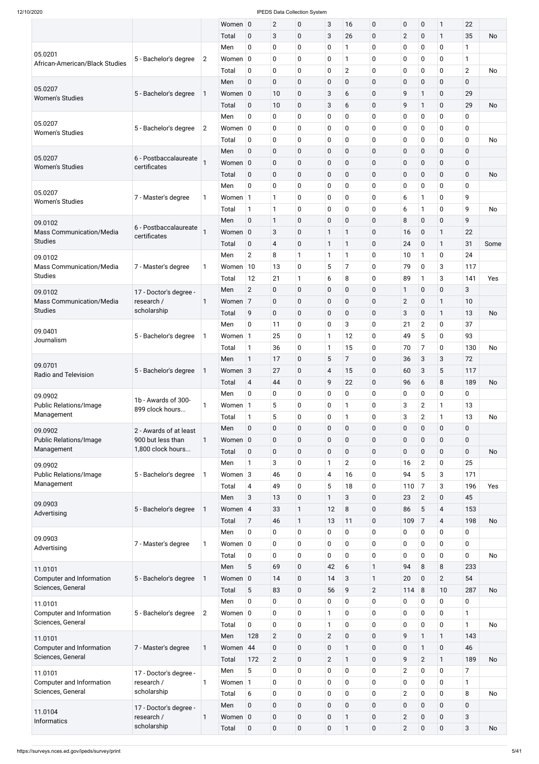| | | | Women | 0 | 2 | 0 | 3 | 16 | 0 | 0 | 0 | 1 | 22 | |
|---|---|---|---|---|---|---|---|---|---|---|---|---|---|---|
| | | | Total | 0 | 3 | 0 | 3 | 26 | 0 | 2 | 0 | 1 | 35 | No |
| 05.0201 African-American/Black Studies | 5 - Bachelor's degree | 2 | Men | 0 | 0 | 0 | 0 | 1 | 0 | 0 | 0 | 0 | 1 | |
| | | | Women | 0 | 0 | 0 | 0 | 1 | 0 | 0 | 0 | 0 | 1 | |
| | | | Total | 0 | 0 | 0 | 0 | 2 | 0 | 0 | 0 | 0 | 2 | No |
| 05.0207 Women's Studies | 5 - Bachelor's degree | 1 | Men | 0 | 0 | 0 | 0 | 0 | 0 | 0 | 0 | 0 | 0 | |
| | | | Women | 0 | 10 | 0 | 3 | 6 | 0 | 9 | 1 | 0 | 29 | |
| | | | Total | 0 | 10 | 0 | 3 | 6 | 0 | 9 | 1 | 0 | 29 | No |
| 05.0207 Women's Studies | 5 - Bachelor's degree | 2 | Men | 0 | 0 | 0 | 0 | 0 | 0 | 0 | 0 | 0 | 0 | |
| | | | Women | 0 | 0 | 0 | 0 | 0 | 0 | 0 | 0 | 0 | 0 | |
| | | | Total | 0 | 0 | 0 | 0 | 0 | 0 | 0 | 0 | 0 | 0 | No |
| 05.0207 Women's Studies | 6 - Postbaccalaureate certificates | 1 | Men | 0 | 0 | 0 | 0 | 0 | 0 | 0 | 0 | 0 | 0 | |
| | | | Women | 0 | 0 | 0 | 0 | 0 | 0 | 0 | 0 | 0 | 0 | |
| | | | Total | 0 | 0 | 0 | 0 | 0 | 0 | 0 | 0 | 0 | 0 | No |
| 05.0207 Women's Studies | 7 - Master's degree | 1 | Men | 0 | 0 | 0 | 0 | 0 | 0 | 0 | 0 | 0 | 0 | |
| | | | Women | 1 | 1 | 0 | 0 | 0 | 0 | 6 | 1 | 0 | 9 | |
| | | | Total | 1 | 1 | 0 | 0 | 0 | 0 | 6 | 1 | 0 | 9 | No |
| 09.0102 Mass Communication/Media Studies | 6 - Postbaccalaureate certificates | 1 | Men | 0 | 1 | 0 | 0 | 0 | 0 | 8 | 0 | 0 | 9 | |
| | | | Women | 0 | 3 | 0 | 1 | 1 | 0 | 16 | 0 | 1 | 22 | |
| | | | Total | 0 | 4 | 0 | 1 | 1 | 0 | 24 | 0 | 1 | 31 | Some |
| 09.0102 Mass Communication/Media Studies | 7 - Master's degree | 1 | Men | 2 | 8 | 1 | 1 | 1 | 0 | 10 | 1 | 0 | 24 | |
| | | | Women | 10 | 13 | 0 | 5 | 7 | 0 | 79 | 0 | 3 | 117 | |
| | | | Total | 12 | 21 | 1 | 6 | 8 | 0 | 89 | 1 | 3 | 141 | Yes |
| 09.0102 Mass Communication/Media Studies | 17 - Doctor's degree - research / scholarship | 1 | Men | 2 | 0 | 0 | 0 | 0 | 0 | 1 | 0 | 0 | 3 | |
| | | | Women | 7 | 0 | 0 | 0 | 0 | 0 | 2 | 0 | 1 | 10 | |
| | | | Total | 9 | 0 | 0 | 0 | 0 | 0 | 3 | 0 | 1 | 13 | No |
| 09.0401 Journalism | 5 - Bachelor's degree | 1 | Men | 0 | 11 | 0 | 0 | 3 | 0 | 21 | 2 | 0 | 37 | |
| | | | Women | 1 | 25 | 0 | 1 | 12 | 0 | 49 | 5 | 0 | 93 | |
| | | | Total | 1 | 36 | 0 | 1 | 15 | 0 | 70 | 7 | 0 | 130 | No |
| 09.0701 Radio and Television | 5 - Bachelor's degree | 1 | Men | 1 | 17 | 0 | 5 | 7 | 0 | 36 | 3 | 3 | 72 | |
| | | | Women | 3 | 27 | 0 | 4 | 15 | 0 | 60 | 3 | 5 | 117 | |
| | | | Total | 4 | 44 | 0 | 9 | 22 | 0 | 96 | 6 | 8 | 189 | No |
| 09.0902 Public Relations/Image Management | 1b - Awards of 300-899 clock hours... | 1 | Men | 0 | 0 | 0 | 0 | 0 | 0 | 0 | 0 | 0 | 0 | |
| | | | Women | 1 | 5 | 0 | 0 | 1 | 0 | 3 | 2 | 1 | 13 | |
| | | | Total | 1 | 5 | 0 | 0 | 1 | 0 | 3 | 2 | 1 | 13 | No |
| 09.0902 Public Relations/Image Management | 2 - Awards of at least 900 but less than 1,800 clock hours... | 1 | Men | 0 | 0 | 0 | 0 | 0 | 0 | 0 | 0 | 0 | 0 | |
| | | | Women | 0 | 0 | 0 | 0 | 0 | 0 | 0 | 0 | 0 | 0 | |
| | | | Total | 0 | 0 | 0 | 0 | 0 | 0 | 0 | 0 | 0 | 0 | No |
| 09.0902 Public Relations/Image Management | 5 - Bachelor's degree | 1 | Men | 1 | 3 | 0 | 1 | 2 | 0 | 16 | 2 | 0 | 25 | |
| | | | Women | 3 | 46 | 0 | 4 | 16 | 0 | 94 | 5 | 3 | 171 | |
| | | | Total | 4 | 49 | 0 | 5 | 18 | 0 | 110 | 7 | 3 | 196 | Yes |
| 09.0903 Advertising | 5 - Bachelor's degree | 1 | Men | 3 | 13 | 0 | 1 | 3 | 0 | 23 | 2 | 0 | 45 | |
| | | | Women | 4 | 33 | 1 | 12 | 8 | 0 | 86 | 5 | 4 | 153 | |
| | | | Total | 7 | 46 | 1 | 13 | 11 | 0 | 109 | 7 | 4 | 198 | No |
| 09.0903 Advertising | 7 - Master's degree | 1 | Men | 0 | 0 | 0 | 0 | 0 | 0 | 0 | 0 | 0 | 0 | |
| | | | Women | 0 | 0 | 0 | 0 | 0 | 0 | 0 | 0 | 0 | 0 | |
| | | | Total | 0 | 0 | 0 | 0 | 0 | 0 | 0 | 0 | 0 | 0 | No |
| 11.0101 Computer and Information Sciences, General | 5 - Bachelor's degree | 1 | Men | 5 | 69 | 0 | 42 | 6 | 1 | 94 | 8 | 8 | 233 | |
| | | | Women | 0 | 14 | 0 | 14 | 3 | 1 | 20 | 0 | 2 | 54 | |
| | | | Total | 5 | 83 | 0 | 56 | 9 | 2 | 114 | 8 | 10 | 287 | No |
| 11.0101 Computer and Information Sciences, General | 5 - Bachelor's degree | 2 | Men | 0 | 0 | 0 | 0 | 0 | 0 | 0 | 0 | 0 | 0 | |
| | | | Women | 0 | 0 | 0 | 1 | 0 | 0 | 0 | 0 | 0 | 1 | |
| | | | Total | 0 | 0 | 0 | 1 | 0 | 0 | 0 | 0 | 0 | 1 | No |
| 11.0101 Computer and Information Sciences, General | 7 - Master's degree | 1 | Men | 128 | 2 | 0 | 2 | 0 | 0 | 9 | 1 | 1 | 143 | |
| | | | Women | 44 | 0 | 0 | 0 | 1 | 0 | 0 | 1 | 0 | 46 | |
| | | | Total | 172 | 2 | 0 | 2 | 1 | 0 | 9 | 2 | 1 | 189 | No |
| 11.0101 Computer and Information Sciences, General | 17 - Doctor's degree - research / scholarship | 1 | Men | 5 | 0 | 0 | 0 | 0 | 0 | 2 | 0 | 0 | 7 | |
| | | | Women | 1 | 0 | 0 | 0 | 0 | 0 | 0 | 0 | 0 | 1 | |
| | | | Total | 6 | 0 | 0 | 0 | 0 | 0 | 2 | 0 | 0 | 8 | No |
| 11.0104 Informatics | 17 - Doctor's degree - research / scholarship | 1 | Men | 0 | 0 | 0 | 0 | 0 | 0 | 0 | 0 | 0 | 0 | |
| | | | Women | 0 | 0 | 0 | 0 | 1 | 0 | 2 | 0 | 0 | 3 | |
| | | | Total | 0 | 0 | 0 | 0 | 1 | 0 | 2 | 0 | 0 | 3 | No |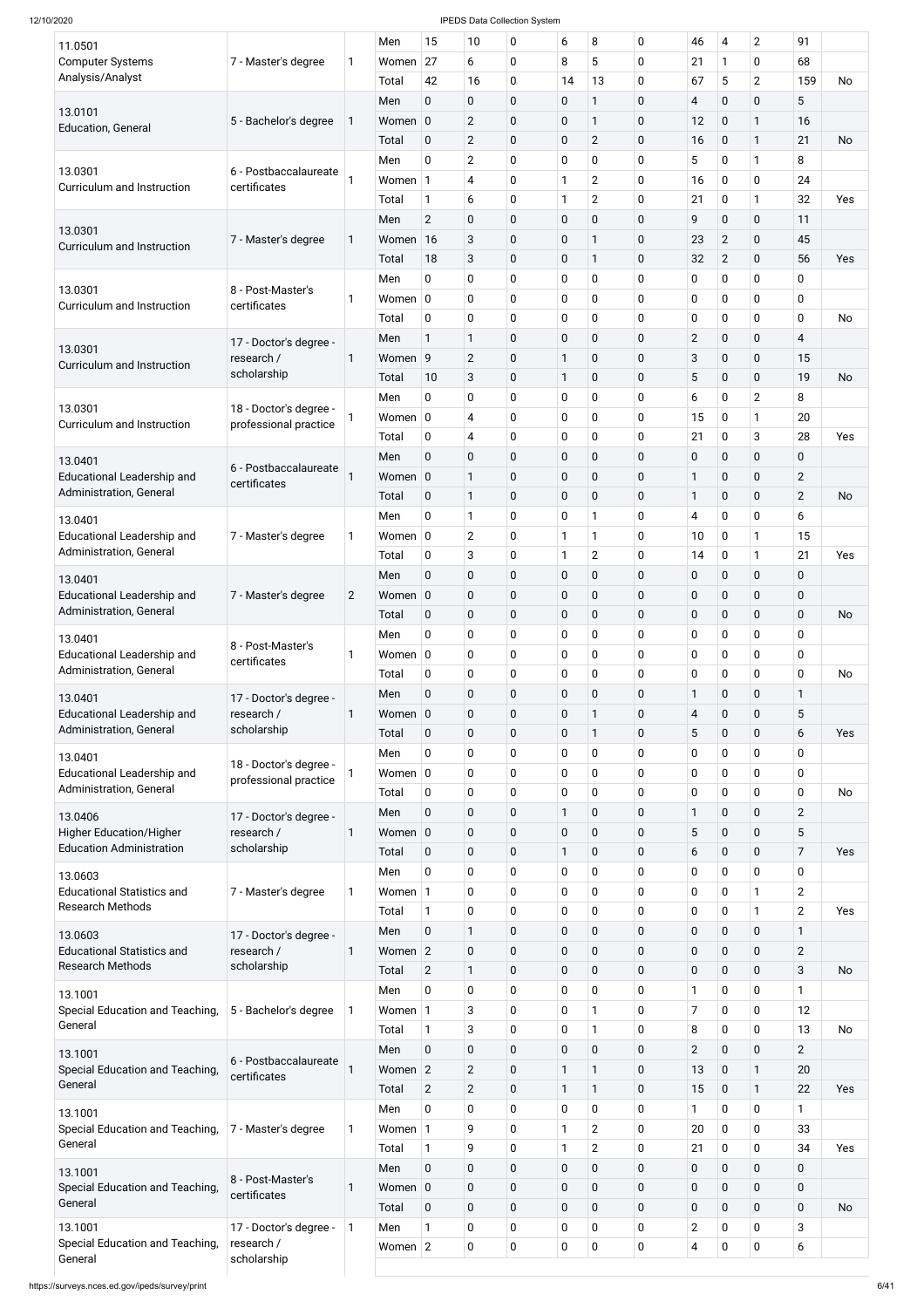| CIP Code | Award Level | | | | | | | | | | | | | | |
|---|---|---|---|---|---|---|---|---|---|---|---|---|---|---|---|
| 11.0501 Computer Systems Analysis/Analyst | 7 - Master's degree | 1 | Men | 15 | 10 | 0 | 6 | 8 | 0 | 46 | 4 | 2 | 91 | |
| | | | Women | 27 | 6 | 0 | 8 | 5 | 0 | 21 | 1 | 0 | 68 | |
| | | | Total | 42 | 16 | 0 | 14 | 13 | 0 | 67 | 5 | 2 | 159 | No |
| 13.0101 Education, General | 5 - Bachelor's degree | 1 | Men | 0 | 0 | 0 | 0 | 1 | 0 | 4 | 0 | 0 | 5 | |
| | | | Women | 0 | 2 | 0 | 0 | 1 | 0 | 12 | 0 | 1 | 16 | |
| | | | Total | 0 | 2 | 0 | 0 | 2 | 0 | 16 | 0 | 1 | 21 | No |
| 13.0301 Curriculum and Instruction | 6 - Postbaccalaureate certificates | 1 | Men | 0 | 2 | 0 | 0 | 0 | 0 | 5 | 0 | 1 | 8 | |
| | | | Women | 1 | 4 | 0 | 1 | 2 | 0 | 16 | 0 | 0 | 24 | |
| | | | Total | 1 | 6 | 0 | 1 | 2 | 0 | 21 | 0 | 1 | 32 | Yes |
| 13.0301 Curriculum and Instruction | 7 - Master's degree | 1 | Men | 2 | 0 | 0 | 0 | 0 | 0 | 9 | 0 | 0 | 11 | |
| | | | Women | 16 | 3 | 0 | 0 | 1 | 0 | 23 | 2 | 0 | 45 | |
| | | | Total | 18 | 3 | 0 | 0 | 1 | 0 | 32 | 2 | 0 | 56 | Yes |
| 13.0301 Curriculum and Instruction | 8 - Post-Master's certificates | 1 | Men | 0 | 0 | 0 | 0 | 0 | 0 | 0 | 0 | 0 | 0 | |
| | | | Women | 0 | 0 | 0 | 0 | 0 | 0 | 0 | 0 | 0 | 0 | |
| | | | Total | 0 | 0 | 0 | 0 | 0 | 0 | 0 | 0 | 0 | 0 | No |
| 13.0301 Curriculum and Instruction | 17 - Doctor's degree - research / scholarship | 1 | Men | 1 | 1 | 0 | 0 | 0 | 0 | 2 | 0 | 0 | 4 | |
| | | | Women | 9 | 2 | 0 | 1 | 0 | 0 | 3 | 0 | 0 | 15 | |
| | | | Total | 10 | 3 | 0 | 1 | 0 | 0 | 5 | 0 | 0 | 19 | No |
| 13.0301 Curriculum and Instruction | 18 - Doctor's degree - professional practice | 1 | Men | 0 | 0 | 0 | 0 | 0 | 0 | 6 | 0 | 2 | 8 | |
| | | | Women | 0 | 4 | 0 | 0 | 0 | 0 | 15 | 0 | 1 | 20 | |
| | | | Total | 0 | 4 | 0 | 0 | 0 | 0 | 21 | 0 | 3 | 28 | Yes |
| 13.0401 Educational Leadership and Administration, General | 6 - Postbaccalaureate certificates | 1 | Men | 0 | 0 | 0 | 0 | 0 | 0 | 0 | 0 | 0 | 0 | |
| | | | Women | 0 | 1 | 0 | 0 | 0 | 0 | 1 | 0 | 0 | 2 | |
| | | | Total | 0 | 1 | 0 | 0 | 0 | 0 | 1 | 0 | 0 | 2 | No |
| 13.0401 Educational Leadership and Administration, General | 7 - Master's degree | 1 | Men | 0 | 1 | 0 | 0 | 1 | 0 | 4 | 0 | 0 | 6 | |
| | | | Women | 0 | 2 | 0 | 1 | 1 | 0 | 10 | 0 | 1 | 15 | |
| | | | Total | 0 | 3 | 0 | 1 | 2 | 0 | 14 | 0 | 1 | 21 | Yes |
| 13.0401 Educational Leadership and Administration, General | 7 - Master's degree | 2 | Men | 0 | 0 | 0 | 0 | 0 | 0 | 0 | 0 | 0 | 0 | |
| | | | Women | 0 | 0 | 0 | 0 | 0 | 0 | 0 | 0 | 0 | 0 | |
| | | | Total | 0 | 0 | 0 | 0 | 0 | 0 | 0 | 0 | 0 | 0 | No |
| 13.0401 Educational Leadership and Administration, General | 8 - Post-Master's certificates | 1 | Men | 0 | 0 | 0 | 0 | 0 | 0 | 0 | 0 | 0 | 0 | |
| | | | Women | 0 | 0 | 0 | 0 | 0 | 0 | 0 | 0 | 0 | 0 | |
| | | | Total | 0 | 0 | 0 | 0 | 0 | 0 | 0 | 0 | 0 | 0 | No |
| 13.0401 Educational Leadership and Administration, General | 17 - Doctor's degree - research / scholarship | 1 | Men | 0 | 0 | 0 | 0 | 0 | 0 | 1 | 0 | 0 | 1 | |
| | | | Women | 0 | 0 | 0 | 0 | 1 | 0 | 4 | 0 | 0 | 5 | |
| | | | Total | 0 | 0 | 0 | 0 | 1 | 0 | 5 | 0 | 0 | 6 | Yes |
| 13.0401 Educational Leadership and Administration, General | 18 - Doctor's degree - professional practice | 1 | Men | 0 | 0 | 0 | 0 | 0 | 0 | 0 | 0 | 0 | 0 | |
| | | | Women | 0 | 0 | 0 | 0 | 0 | 0 | 0 | 0 | 0 | 0 | |
| | | | Total | 0 | 0 | 0 | 0 | 0 | 0 | 0 | 0 | 0 | 0 | No |
| 13.0406 Higher Education/Higher Education Administration | 17 - Doctor's degree - research / scholarship | 1 | Men | 0 | 0 | 0 | 1 | 0 | 0 | 1 | 0 | 0 | 2 | |
| | | | Women | 0 | 0 | 0 | 0 | 0 | 0 | 5 | 0 | 0 | 5 | |
| | | | Total | 0 | 0 | 0 | 1 | 0 | 0 | 6 | 0 | 0 | 7 | Yes |
| 13.0603 Educational Statistics and Research Methods | 7 - Master's degree | 1 | Men | 0 | 0 | 0 | 0 | 0 | 0 | 0 | 0 | 0 | 0 | |
| | | | Women | 1 | 0 | 0 | 0 | 0 | 0 | 0 | 0 | 1 | 2 | |
| | | | Total | 1 | 0 | 0 | 0 | 0 | 0 | 0 | 0 | 1 | 2 | Yes |
| 13.0603 Educational Statistics and Research Methods | 17 - Doctor's degree - research / scholarship | 1 | Men | 0 | 1 | 0 | 0 | 0 | 0 | 0 | 0 | 0 | 1 | |
| | | | Women | 2 | 0 | 0 | 0 | 0 | 0 | 0 | 0 | 0 | 2 | |
| | | | Total | 2 | 1 | 0 | 0 | 0 | 0 | 0 | 0 | 0 | 3 | No |
| 13.1001 Special Education and Teaching, General | 5 - Bachelor's degree | 1 | Men | 0 | 0 | 0 | 0 | 0 | 0 | 1 | 0 | 0 | 1 | |
| | | | Women | 1 | 3 | 0 | 0 | 1 | 0 | 7 | 0 | 0 | 12 | |
| | | | Total | 1 | 3 | 0 | 0 | 1 | 0 | 8 | 0 | 0 | 13 | No |
| 13.1001 Special Education and Teaching, General | 6 - Postbaccalaureate certificates | 1 | Men | 0 | 0 | 0 | 0 | 0 | 0 | 2 | 0 | 0 | 2 | |
| | | | Women | 2 | 2 | 0 | 1 | 1 | 0 | 13 | 0 | 1 | 20 | |
| | | | Total | 2 | 2 | 0 | 1 | 1 | 0 | 15 | 0 | 1 | 22 | Yes |
| 13.1001 Special Education and Teaching, General | 7 - Master's degree | 1 | Men | 0 | 0 | 0 | 0 | 0 | 0 | 1 | 0 | 0 | 1 | |
| | | | Women | 1 | 9 | 0 | 1 | 2 | 0 | 20 | 0 | 0 | 33 | |
| | | | Total | 1 | 9 | 0 | 1 | 2 | 0 | 21 | 0 | 0 | 34 | Yes |
| 13.1001 Special Education and Teaching, General | 8 - Post-Master's certificates | 1 | Men | 0 | 0 | 0 | 0 | 0 | 0 | 0 | 0 | 0 | 0 | |
| | | | Women | 0 | 0 | 0 | 0 | 0 | 0 | 0 | 0 | 0 | 0 | |
| | | | Total | 0 | 0 | 0 | 0 | 0 | 0 | 0 | 0 | 0 | 0 | No |
| 13.1001 Special Education and Teaching, General | 17 - Doctor's degree - research / scholarship | 1 | Men | 1 | 0 | 0 | 0 | 0 | 0 | 2 | 0 | 0 | 3 | |
| | | | Women | 2 | 0 | 0 | 0 | 0 | 0 | 4 | 0 | 0 | 6 | |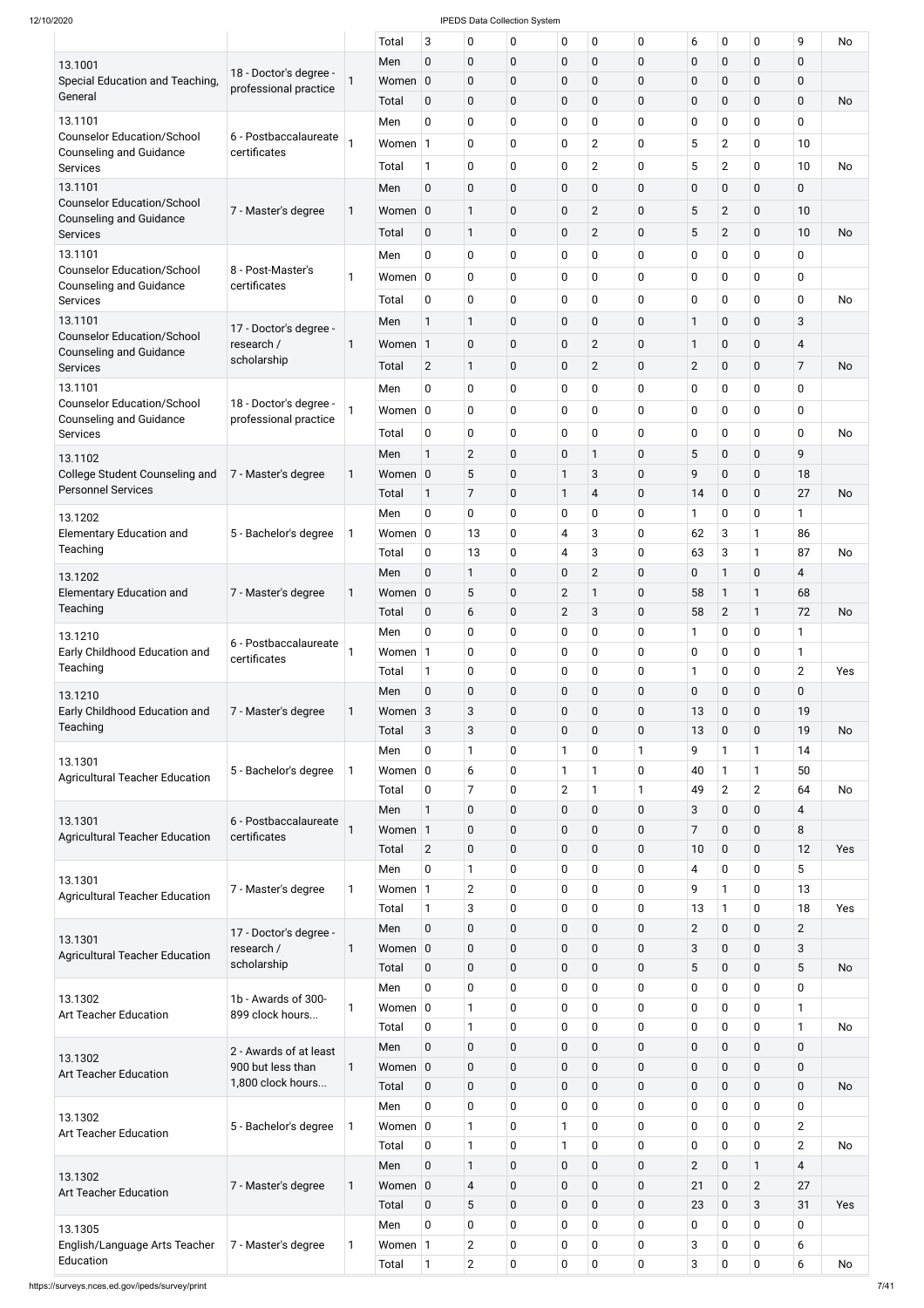| | | | Total | 3 | 0 | 0 | 0 | 0 | 0 | 6 | 0 | 0 | 9 | No |
|---|---|---|---|---|---|---|---|---|---|---|---|---|---|---|
| 13.1001 Special Education and Teaching, General | 18 - Doctor's degree - professional practice | 1 | Men | 0 | 0 | 0 | 0 | 0 | 0 | 0 | 0 | 0 | 0 | |
| | | | Women | 0 | 0 | 0 | 0 | 0 | 0 | 0 | 0 | 0 | 0 | |
| | | | Total | 0 | 0 | 0 | 0 | 0 | 0 | 0 | 0 | 0 | 0 | No |
| 13.1101 Counselor Education/School Counseling and Guidance Services | 6 - Postbaccalaureate certificates | 1 | Men | 0 | 0 | 0 | 0 | 0 | 0 | 0 | 0 | 0 | 0 | |
| | | | Women | 1 | 0 | 0 | 0 | 2 | 0 | 5 | 2 | 0 | 10 | |
| | | | Total | 1 | 0 | 0 | 0 | 2 | 0 | 5 | 2 | 0 | 10 | No |
| 13.1101 Counselor Education/School Counseling and Guidance Services | 7 - Master's degree | 1 | Men | 0 | 0 | 0 | 0 | 0 | 0 | 0 | 0 | 0 | 0 | |
| | | | Women | 0 | 1 | 0 | 0 | 2 | 0 | 5 | 2 | 0 | 10 | |
| | | | Total | 0 | 1 | 0 | 0 | 2 | 0 | 5 | 2 | 0 | 10 | No |
| 13.1101 Counselor Education/School Counseling and Guidance Services | 8 - Post-Master's certificates | 1 | Men | 0 | 0 | 0 | 0 | 0 | 0 | 0 | 0 | 0 | 0 | |
| | | | Women | 0 | 0 | 0 | 0 | 0 | 0 | 0 | 0 | 0 | 0 | |
| | | | Total | 0 | 0 | 0 | 0 | 0 | 0 | 0 | 0 | 0 | 0 | No |
| 13.1101 Counselor Education/School Counseling and Guidance Services | 17 - Doctor's degree - research / scholarship | 1 | Men | 1 | 1 | 0 | 0 | 0 | 0 | 1 | 0 | 0 | 3 | |
| | | | Women | 1 | 0 | 0 | 0 | 2 | 0 | 1 | 0 | 0 | 4 | |
| | | | Total | 2 | 1 | 0 | 0 | 2 | 0 | 2 | 0 | 0 | 7 | No |
| 13.1101 Counselor Education/School Counseling and Guidance Services | 18 - Doctor's degree - professional practice | 1 | Men | 0 | 0 | 0 | 0 | 0 | 0 | 0 | 0 | 0 | 0 | |
| | | | Women | 0 | 0 | 0 | 0 | 0 | 0 | 0 | 0 | 0 | 0 | |
| | | | Total | 0 | 0 | 0 | 0 | 0 | 0 | 0 | 0 | 0 | 0 | No |
| 13.1102 College Student Counseling and Personnel Services | 7 - Master's degree | 1 | Men | 1 | 2 | 0 | 0 | 1 | 0 | 5 | 0 | 0 | 9 | |
| | | | Women | 0 | 5 | 0 | 1 | 3 | 0 | 9 | 0 | 0 | 18 | |
| | | | Total | 1 | 7 | 0 | 1 | 4 | 0 | 14 | 0 | 0 | 27 | No |
| 13.1202 Elementary Education and Teaching | 5 - Bachelor's degree | 1 | Men | 0 | 0 | 0 | 0 | 0 | 0 | 1 | 0 | 0 | 1 | |
| | | | Women | 0 | 13 | 0 | 4 | 3 | 0 | 62 | 3 | 1 | 86 | |
| | | | Total | 0 | 13 | 0 | 4 | 3 | 0 | 63 | 3 | 1 | 87 | No |
| 13.1202 Elementary Education and Teaching | 7 - Master's degree | 1 | Men | 0 | 1 | 0 | 0 | 2 | 0 | 0 | 1 | 0 | 4 | |
| | | | Women | 0 | 5 | 0 | 2 | 1 | 0 | 58 | 1 | 1 | 68 | |
| | | | Total | 0 | 6 | 0 | 2 | 3 | 0 | 58 | 2 | 1 | 72 | No |
| 13.1210 Early Childhood Education and Teaching | 6 - Postbaccalaureate certificates | 1 | Men | 0 | 0 | 0 | 0 | 0 | 0 | 1 | 0 | 0 | 1 | |
| | | | Women | 1 | 0 | 0 | 0 | 0 | 0 | 0 | 0 | 0 | 1 | |
| | | | Total | 1 | 0 | 0 | 0 | 0 | 0 | 1 | 0 | 0 | 2 | Yes |
| 13.1210 Early Childhood Education and Teaching | 7 - Master's degree | 1 | Men | 0 | 0 | 0 | 0 | 0 | 0 | 0 | 0 | 0 | 0 | |
| | | | Women | 3 | 3 | 0 | 0 | 0 | 0 | 13 | 0 | 0 | 19 | |
| | | | Total | 3 | 3 | 0 | 0 | 0 | 0 | 13 | 0 | 0 | 19 | No |
| 13.1301 Agricultural Teacher Education | 5 - Bachelor's degree | 1 | Men | 0 | 1 | 0 | 1 | 0 | 1 | 9 | 1 | 1 | 14 | |
| | | | Women | 0 | 6 | 0 | 1 | 1 | 0 | 40 | 1 | 1 | 50 | |
| | | | Total | 0 | 7 | 0 | 2 | 1 | 1 | 49 | 2 | 2 | 64 | No |
| 13.1301 Agricultural Teacher Education | 6 - Postbaccalaureate certificates | 1 | Men | 1 | 0 | 0 | 0 | 0 | 0 | 3 | 0 | 0 | 4 | |
| | | | Women | 1 | 0 | 0 | 0 | 0 | 0 | 7 | 0 | 0 | 8 | |
| | | | Total | 2 | 0 | 0 | 0 | 0 | 0 | 10 | 0 | 0 | 12 | Yes |
| 13.1301 Agricultural Teacher Education | 7 - Master's degree | 1 | Men | 0 | 1 | 0 | 0 | 0 | 0 | 4 | 0 | 0 | 5 | |
| | | | Women | 1 | 2 | 0 | 0 | 0 | 0 | 9 | 1 | 0 | 13 | |
| | | | Total | 1 | 3 | 0 | 0 | 0 | 0 | 13 | 1 | 0 | 18 | Yes |
| 13.1301 Agricultural Teacher Education | 17 - Doctor's degree - research / scholarship | 1 | Men | 0 | 0 | 0 | 0 | 0 | 0 | 2 | 0 | 0 | 2 | |
| | | | Women | 0 | 0 | 0 | 0 | 0 | 0 | 3 | 0 | 0 | 3 | |
| | | | Total | 0 | 0 | 0 | 0 | 0 | 0 | 5 | 0 | 0 | 5 | No |
| 13.1302 Art Teacher Education | 1b - Awards of 300-899 clock hours... | 1 | Men | 0 | 0 | 0 | 0 | 0 | 0 | 0 | 0 | 0 | 0 | |
| | | | Women | 0 | 1 | 0 | 0 | 0 | 0 | 0 | 0 | 0 | 1 | |
| | | | Total | 0 | 1 | 0 | 0 | 0 | 0 | 0 | 0 | 0 | 1 | No |
| 13.1302 Art Teacher Education | 2 - Awards of at least 900 but less than 1,800 clock hours... | 1 | Men | 0 | 0 | 0 | 0 | 0 | 0 | 0 | 0 | 0 | 0 | |
| | | | Women | 0 | 0 | 0 | 0 | 0 | 0 | 0 | 0 | 0 | 0 | |
| | | | Total | 0 | 0 | 0 | 0 | 0 | 0 | 0 | 0 | 0 | 0 | No |
| 13.1302 Art Teacher Education | 5 - Bachelor's degree | 1 | Men | 0 | 0 | 0 | 0 | 0 | 0 | 0 | 0 | 0 | 0 | |
| | | | Women | 0 | 1 | 0 | 1 | 0 | 0 | 0 | 0 | 0 | 2 | |
| | | | Total | 0 | 1 | 0 | 1 | 0 | 0 | 0 | 0 | 0 | 2 | No |
| 13.1302 Art Teacher Education | 7 - Master's degree | 1 | Men | 0 | 1 | 0 | 0 | 0 | 0 | 2 | 0 | 1 | 4 | |
| | | | Women | 0 | 4 | 0 | 0 | 0 | 0 | 21 | 0 | 2 | 27 | |
| | | | Total | 0 | 5 | 0 | 0 | 0 | 0 | 23 | 0 | 3 | 31 | Yes |
| 13.1305 English/Language Arts Teacher Education | 7 - Master's degree | 1 | Men | 0 | 0 | 0 | 0 | 0 | 0 | 0 | 0 | 0 | 0 | |
| | | | Women | 1 | 2 | 0 | 0 | 0 | 0 | 3 | 0 | 0 | 6 | |
| | | | Total | 1 | 2 | 0 | 0 | 0 | 0 | 3 | 0 | 0 | 6 | No |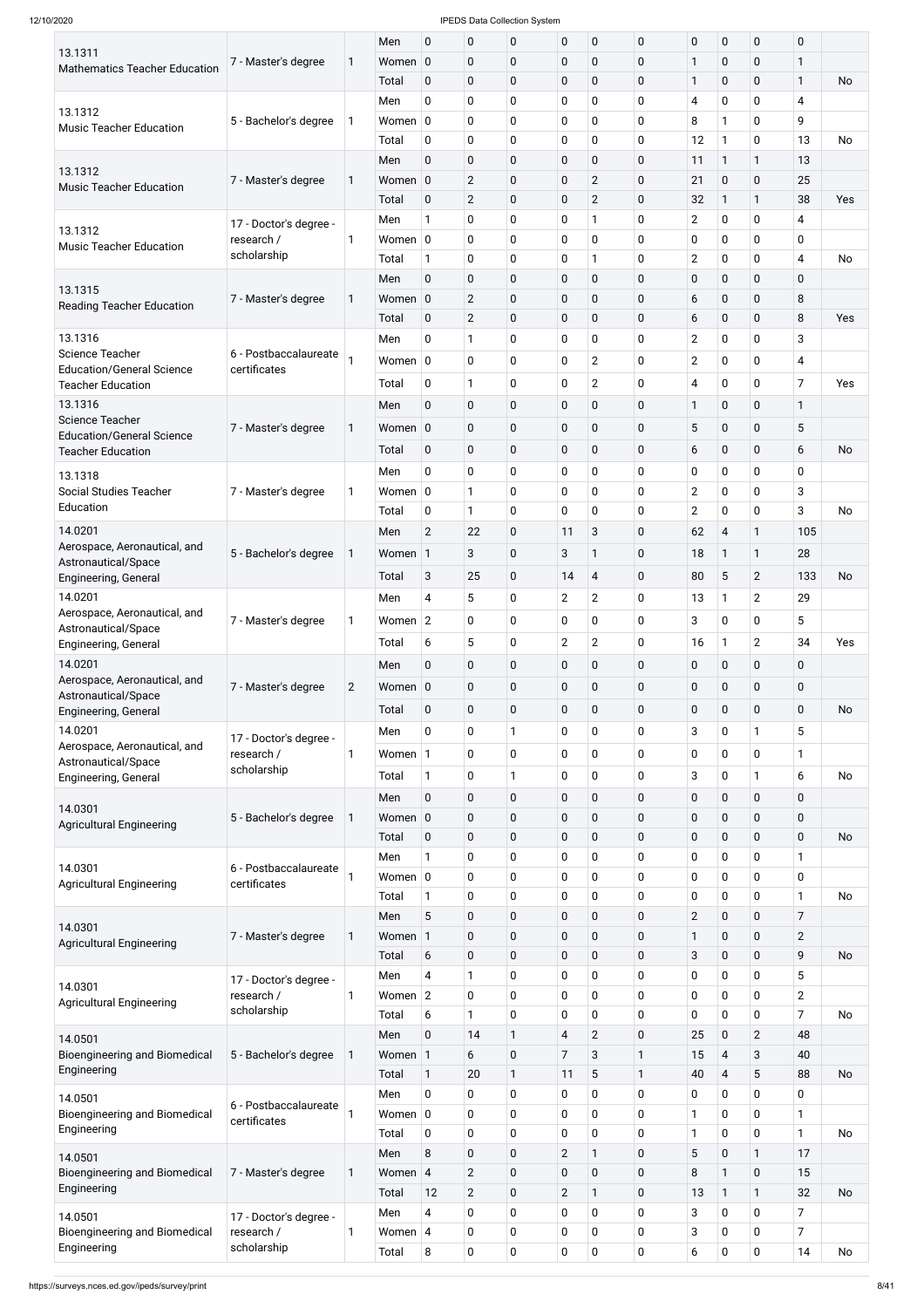| CIP Code | Award Level | | | | | | | | | | | | | | |
|---|---|---|---|---|---|---|---|---|---|---|---|---|---|---|---|
| 13.1311 Mathematics Teacher Education | 7 - Master's degree | 1 | Men | 0 | 0 | 0 | 0 | 0 | 0 | 0 | 0 | 0 | 0 | |
| | | | Women | 0 | 0 | 0 | 0 | 0 | 0 | 1 | 0 | 0 | 1 | |
| | | | Total | 0 | 0 | 0 | 0 | 0 | 0 | 1 | 0 | 0 | 1 | No |
| 13.1312 Music Teacher Education | 5 - Bachelor's degree | 1 | Men | 0 | 0 | 0 | 0 | 0 | 0 | 4 | 0 | 0 | 4 | |
| | | | Women | 0 | 0 | 0 | 0 | 0 | 0 | 8 | 1 | 0 | 9 | |
| | | | Total | 0 | 0 | 0 | 0 | 0 | 0 | 12 | 1 | 0 | 13 | No |
| 13.1312 Music Teacher Education | 7 - Master's degree | 1 | Men | 0 | 0 | 0 | 0 | 0 | 0 | 11 | 1 | 1 | 13 | |
| | | | Women | 0 | 2 | 0 | 0 | 2 | 0 | 21 | 0 | 0 | 25 | |
| | | | Total | 0 | 2 | 0 | 0 | 2 | 0 | 32 | 1 | 1 | 38 | Yes |
| 13.1312 Music Teacher Education | 17 - Doctor's degree - research / scholarship | 1 | Men | 1 | 0 | 0 | 0 | 1 | 0 | 2 | 0 | 0 | 4 | |
| | | | Women | 0 | 0 | 0 | 0 | 0 | 0 | 0 | 0 | 0 | 0 | |
| | | | Total | 1 | 0 | 0 | 0 | 1 | 0 | 2 | 0 | 0 | 4 | No |
| 13.1315 Reading Teacher Education | 7 - Master's degree | 1 | Men | 0 | 0 | 0 | 0 | 0 | 0 | 0 | 0 | 0 | 0 | |
| | | | Women | 0 | 2 | 0 | 0 | 0 | 0 | 6 | 0 | 0 | 8 | |
| | | | Total | 0 | 2 | 0 | 0 | 0 | 0 | 6 | 0 | 0 | 8 | Yes |
| 13.1316 Science Teacher Education/General Science Teacher Education | 6 - Postbaccalaureate certificates | 1 | Men | 0 | 1 | 0 | 0 | 0 | 0 | 2 | 0 | 0 | 3 | |
| | | | Women | 0 | 0 | 0 | 0 | 2 | 0 | 2 | 0 | 0 | 4 | |
| | | | Total | 0 | 1 | 0 | 0 | 2 | 0 | 4 | 0 | 0 | 7 | Yes |
| 13.1316 Science Teacher Education/General Science Teacher Education | 7 - Master's degree | 1 | Men | 0 | 0 | 0 | 0 | 0 | 0 | 1 | 0 | 0 | 1 | |
| | | | Women | 0 | 0 | 0 | 0 | 0 | 0 | 5 | 0 | 0 | 5 | |
| | | | Total | 0 | 0 | 0 | 0 | 0 | 0 | 6 | 0 | 0 | 6 | No |
| 13.1318 Social Studies Teacher Education | 7 - Master's degree | 1 | Men | 0 | 0 | 0 | 0 | 0 | 0 | 0 | 0 | 0 | 0 | |
| | | | Women | 0 | 1 | 0 | 0 | 0 | 0 | 2 | 0 | 0 | 3 | |
| | | | Total | 0 | 1 | 0 | 0 | 0 | 0 | 2 | 0 | 0 | 3 | No |
| 14.0201 Aerospace, Aeronautical, and Astronautical/Space Engineering, General | 5 - Bachelor's degree | 1 | Men | 2 | 22 | 0 | 11 | 3 | 0 | 62 | 4 | 1 | 105 | |
| | | | Women | 1 | 3 | 0 | 3 | 1 | 0 | 18 | 1 | 1 | 28 | |
| | | | Total | 3 | 25 | 0 | 14 | 4 | 0 | 80 | 5 | 2 | 133 | No |
| 14.0201 Aerospace, Aeronautical, and Astronautical/Space Engineering, General | 7 - Master's degree | 1 | Men | 4 | 5 | 0 | 2 | 2 | 0 | 13 | 1 | 2 | 29 | |
| | | | Women | 2 | 0 | 0 | 0 | 0 | 0 | 3 | 0 | 0 | 5 | |
| | | | Total | 6 | 5 | 0 | 2 | 2 | 0 | 16 | 1 | 2 | 34 | Yes |
| 14.0201 Aerospace, Aeronautical, and Astronautical/Space Engineering, General | 7 - Master's degree | 2 | Men | 0 | 0 | 0 | 0 | 0 | 0 | 0 | 0 | 0 | 0 | |
| | | | Women | 0 | 0 | 0 | 0 | 0 | 0 | 0 | 0 | 0 | 0 | |
| | | | Total | 0 | 0 | 0 | 0 | 0 | 0 | 0 | 0 | 0 | 0 | No |
| 14.0201 Aerospace, Aeronautical, and Astronautical/Space Engineering, General | 17 - Doctor's degree - research / scholarship | 1 | Men | 0 | 0 | 1 | 0 | 0 | 0 | 3 | 0 | 1 | 5 | |
| | | | Women | 1 | 0 | 0 | 0 | 0 | 0 | 0 | 0 | 0 | 1 | |
| | | | Total | 1 | 0 | 1 | 0 | 0 | 0 | 3 | 0 | 1 | 6 | No |
| 14.0301 Agricultural Engineering | 5 - Bachelor's degree | 1 | Men | 0 | 0 | 0 | 0 | 0 | 0 | 0 | 0 | 0 | 0 | |
| | | | Women | 0 | 0 | 0 | 0 | 0 | 0 | 0 | 0 | 0 | 0 | |
| | | | Total | 0 | 0 | 0 | 0 | 0 | 0 | 0 | 0 | 0 | 0 | No |
| 14.0301 Agricultural Engineering | 6 - Postbaccalaureate certificates | 1 | Men | 1 | 0 | 0 | 0 | 0 | 0 | 0 | 0 | 0 | 1 | |
| | | | Women | 0 | 0 | 0 | 0 | 0 | 0 | 0 | 0 | 0 | 0 | |
| | | | Total | 1 | 0 | 0 | 0 | 0 | 0 | 0 | 0 | 0 | 1 | No |
| 14.0301 Agricultural Engineering | 7 - Master's degree | 1 | Men | 5 | 0 | 0 | 0 | 0 | 0 | 2 | 0 | 0 | 7 | |
| | | | Women | 1 | 0 | 0 | 0 | 0 | 0 | 1 | 0 | 0 | 2 | |
| | | | Total | 6 | 0 | 0 | 0 | 0 | 0 | 3 | 0 | 0 | 9 | No |
| 14.0301 Agricultural Engineering | 17 - Doctor's degree - research / scholarship | 1 | Men | 4 | 1 | 0 | 0 | 0 | 0 | 0 | 0 | 0 | 5 | |
| | | | Women | 2 | 0 | 0 | 0 | 0 | 0 | 0 | 0 | 0 | 2 | |
| | | | Total | 6 | 1 | 0 | 0 | 0 | 0 | 0 | 0 | 0 | 7 | No |
| 14.0501 Bioengineering and Biomedical Engineering | 5 - Bachelor's degree | 1 | Men | 0 | 14 | 1 | 4 | 2 | 0 | 25 | 0 | 2 | 48 | |
| | | | Women | 1 | 6 | 0 | 7 | 3 | 1 | 15 | 4 | 3 | 40 | |
| | | | Total | 1 | 20 | 1 | 11 | 5 | 1 | 40 | 4 | 5 | 88 | No |
| 14.0501 Bioengineering and Biomedical Engineering | 6 - Postbaccalaureate certificates | 1 | Men | 0 | 0 | 0 | 0 | 0 | 0 | 0 | 0 | 0 | 0 | |
| | | | Women | 0 | 0 | 0 | 0 | 0 | 0 | 1 | 0 | 0 | 1 | |
| | | | Total | 0 | 0 | 0 | 0 | 0 | 0 | 1 | 0 | 0 | 1 | No |
| 14.0501 Bioengineering and Biomedical Engineering | 7 - Master's degree | 1 | Men | 8 | 0 | 0 | 2 | 1 | 0 | 5 | 0 | 1 | 17 | |
| | | | Women | 4 | 2 | 0 | 0 | 0 | 0 | 8 | 1 | 0 | 15 | |
| | | | Total | 12 | 2 | 0 | 2 | 1 | 0 | 13 | 1 | 1 | 32 | No |
| 14.0501 Bioengineering and Biomedical Engineering | 17 - Doctor's degree - research / scholarship | 1 | Men | 4 | 0 | 0 | 0 | 0 | 0 | 3 | 0 | 0 | 7 | |
| | | | Women | 4 | 0 | 0 | 0 | 0 | 0 | 3 | 0 | 0 | 7 | |
| | | | Total | 8 | 0 | 0 | 0 | 0 | 0 | 6 | 0 | 0 | 14 | No |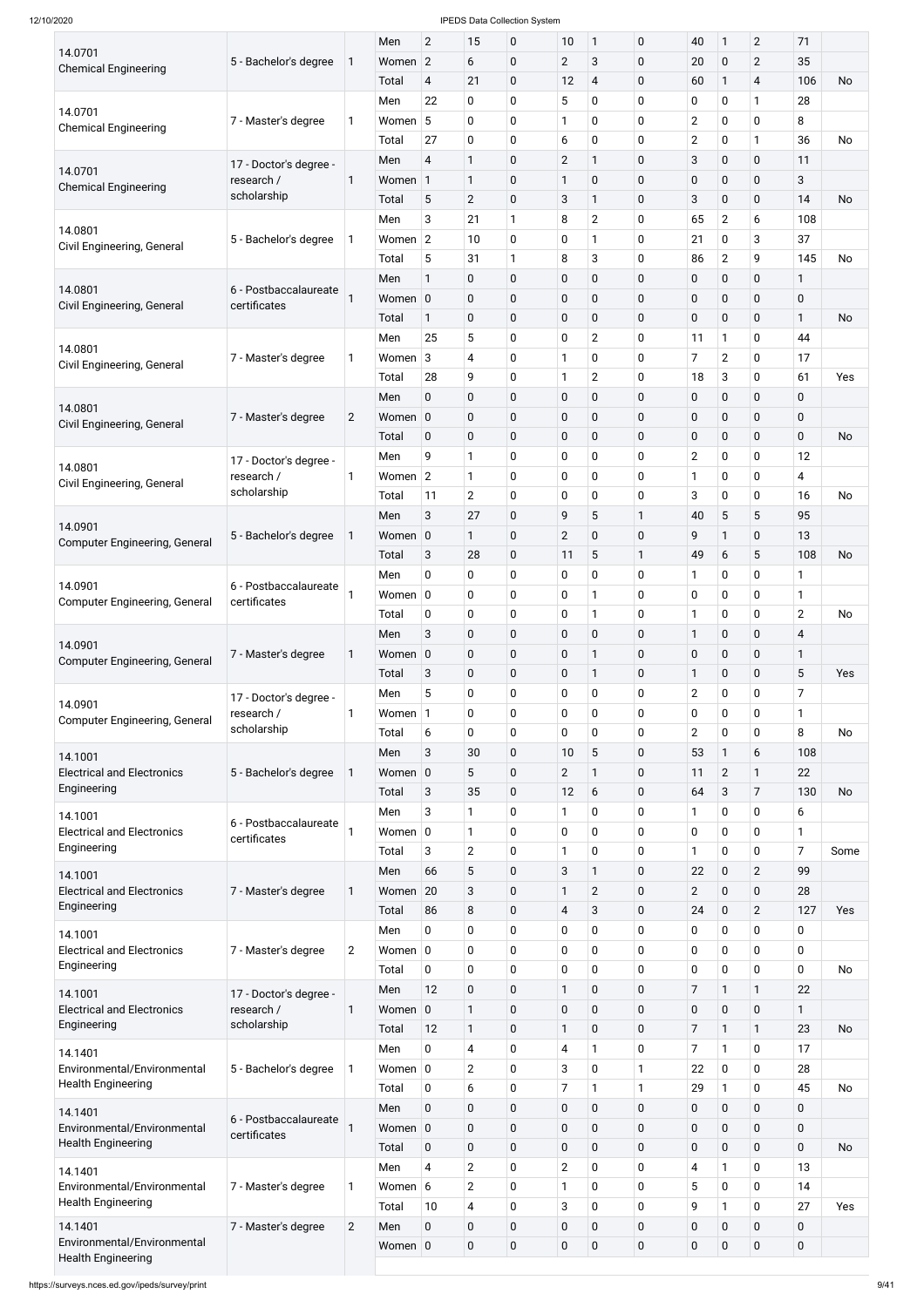| | | | | | | | | | | | | | | |
|---|---|---|---|---|---|---|---|---|---|---|---|---|---|---|
| 14.0701 Chemical Engineering | 5 - Bachelor's degree | 1 | Men | 2 | 15 | 0 | 10 | 1 | 0 | 40 | 1 | 2 | 71 | |
| | | | Women | 2 | 6 | 0 | 2 | 3 | 0 | 20 | 0 | 2 | 35 | |
| | | | Total | 4 | 21 | 0 | 12 | 4 | 0 | 60 | 1 | 4 | 106 | No |
| 14.0701 Chemical Engineering | 7 - Master's degree | 1 | Men | 22 | 0 | 0 | 5 | 0 | 0 | 0 | 0 | 1 | 28 | |
| | | | Women | 5 | 0 | 0 | 1 | 0 | 0 | 2 | 0 | 0 | 8 | |
| | | | Total | 27 | 0 | 0 | 6 | 0 | 0 | 2 | 0 | 1 | 36 | No |
| 14.0701 Chemical Engineering | 17 - Doctor's degree - research / scholarship | 1 | Men | 4 | 1 | 0 | 2 | 1 | 0 | 3 | 0 | 0 | 11 | |
| | | | Women | 1 | 1 | 0 | 1 | 0 | 0 | 0 | 0 | 0 | 3 | |
| | | | Total | 5 | 2 | 0 | 3 | 1 | 0 | 3 | 0 | 0 | 14 | No |
| 14.0801 Civil Engineering, General | 5 - Bachelor's degree | 1 | Men | 3 | 21 | 1 | 8 | 2 | 0 | 65 | 2 | 6 | 108 | |
| | | | Women | 2 | 10 | 0 | 0 | 1 | 0 | 21 | 0 | 3 | 37 | |
| | | | Total | 5 | 31 | 1 | 8 | 3 | 0 | 86 | 2 | 9 | 145 | No |
| 14.0801 Civil Engineering, General | 6 - Postbaccalaureate certificates | 1 | Men | 1 | 0 | 0 | 0 | 0 | 0 | 0 | 0 | 0 | 1 | |
| | | | Women | 0 | 0 | 0 | 0 | 0 | 0 | 0 | 0 | 0 | 0 | |
| | | | Total | 1 | 0 | 0 | 0 | 0 | 0 | 0 | 0 | 0 | 1 | No |
| 14.0801 Civil Engineering, General | 7 - Master's degree | 1 | Men | 25 | 5 | 0 | 0 | 2 | 0 | 11 | 1 | 0 | 44 | |
| | | | Women | 3 | 4 | 0 | 1 | 0 | 0 | 7 | 2 | 0 | 17 | |
| | | | Total | 28 | 9 | 0 | 1 | 2 | 0 | 18 | 3 | 0 | 61 | Yes |
| 14.0801 Civil Engineering, General | 7 - Master's degree | 2 | Men | 0 | 0 | 0 | 0 | 0 | 0 | 0 | 0 | 0 | 0 | |
| | | | Women | 0 | 0 | 0 | 0 | 0 | 0 | 0 | 0 | 0 | 0 | |
| | | | Total | 0 | 0 | 0 | 0 | 0 | 0 | 0 | 0 | 0 | 0 | No |
| 14.0801 Civil Engineering, General | 17 - Doctor's degree - research / scholarship | 1 | Men | 9 | 1 | 0 | 0 | 0 | 0 | 2 | 0 | 0 | 12 | |
| | | | Women | 2 | 1 | 0 | 0 | 0 | 0 | 1 | 0 | 0 | 4 | |
| | | | Total | 11 | 2 | 0 | 0 | 0 | 0 | 3 | 0 | 0 | 16 | No |
| 14.0901 Computer Engineering, General | 5 - Bachelor's degree | 1 | Men | 3 | 27 | 0 | 9 | 5 | 1 | 40 | 5 | 5 | 95 | |
| | | | Women | 0 | 1 | 0 | 2 | 0 | 0 | 9 | 1 | 0 | 13 | |
| | | | Total | 3 | 28 | 0 | 11 | 5 | 1 | 49 | 6 | 5 | 108 | No |
| 14.0901 Computer Engineering, General | 6 - Postbaccalaureate certificates | 1 | Men | 0 | 0 | 0 | 0 | 0 | 0 | 1 | 0 | 0 | 1 | |
| | | | Women | 0 | 0 | 0 | 0 | 1 | 0 | 0 | 0 | 0 | 1 | |
| | | | Total | 0 | 0 | 0 | 0 | 1 | 0 | 1 | 0 | 0 | 2 | No |
| 14.0901 Computer Engineering, General | 7 - Master's degree | 1 | Men | 3 | 0 | 0 | 0 | 0 | 0 | 1 | 0 | 0 | 4 | |
| | | | Women | 0 | 0 | 0 | 0 | 1 | 0 | 0 | 0 | 0 | 1 | |
| | | | Total | 3 | 0 | 0 | 0 | 1 | 0 | 1 | 0 | 0 | 5 | Yes |
| 14.0901 Computer Engineering, General | 17 - Doctor's degree - research / scholarship | 1 | Men | 5 | 0 | 0 | 0 | 0 | 0 | 2 | 0 | 0 | 7 | |
| | | | Women | 1 | 0 | 0 | 0 | 0 | 0 | 0 | 0 | 0 | 1 | |
| | | | Total | 6 | 0 | 0 | 0 | 0 | 0 | 2 | 0 | 0 | 8 | No |
| 14.1001 Electrical and Electronics Engineering | 5 - Bachelor's degree | 1 | Men | 3 | 30 | 0 | 10 | 5 | 0 | 53 | 1 | 6 | 108 | |
| | | | Women | 0 | 5 | 0 | 2 | 1 | 0 | 11 | 2 | 1 | 22 | |
| | | | Total | 3 | 35 | 0 | 12 | 6 | 0 | 64 | 3 | 7 | 130 | No |
| 14.1001 Electrical and Electronics Engineering | 6 - Postbaccalaureate certificates | 1 | Men | 3 | 1 | 0 | 1 | 0 | 0 | 1 | 0 | 0 | 6 | |
| | | | Women | 0 | 1 | 0 | 0 | 0 | 0 | 0 | 0 | 0 | 1 | |
| | | | Total | 3 | 2 | 0 | 1 | 0 | 0 | 1 | 0 | 0 | 7 | Some |
| 14.1001 Electrical and Electronics Engineering | 7 - Master's degree | 1 | Men | 66 | 5 | 0 | 3 | 1 | 0 | 22 | 0 | 2 | 99 | |
| | | | Women | 20 | 3 | 0 | 1 | 2 | 0 | 2 | 0 | 0 | 28 | |
| | | | Total | 86 | 8 | 0 | 4 | 3 | 0 | 24 | 0 | 2 | 127 | Yes |
| 14.1001 Electrical and Electronics Engineering | 7 - Master's degree | 2 | Men | 0 | 0 | 0 | 0 | 0 | 0 | 0 | 0 | 0 | 0 | |
| | | | Women | 0 | 0 | 0 | 0 | 0 | 0 | 0 | 0 | 0 | 0 | |
| | | | Total | 0 | 0 | 0 | 0 | 0 | 0 | 0 | 0 | 0 | 0 | No |
| 14.1001 Electrical and Electronics Engineering | 17 - Doctor's degree - research / scholarship | 1 | Men | 12 | 0 | 0 | 1 | 0 | 0 | 7 | 1 | 1 | 22 | |
| | | | Women | 0 | 1 | 0 | 0 | 0 | 0 | 0 | 0 | 0 | 1 | |
| | | | Total | 12 | 1 | 0 | 1 | 0 | 0 | 7 | 1 | 1 | 23 | No |
| 14.1401 Environmental/Environmental Health Engineering | 5 - Bachelor's degree | 1 | Men | 0 | 4 | 0 | 4 | 1 | 0 | 7 | 1 | 0 | 17 | |
| | | | Women | 0 | 2 | 0 | 3 | 0 | 1 | 22 | 0 | 0 | 28 | |
| | | | Total | 0 | 6 | 0 | 7 | 1 | 1 | 29 | 1 | 0 | 45 | No |
| 14.1401 Environmental/Environmental Health Engineering | 6 - Postbaccalaureate certificates | 1 | Men | 0 | 0 | 0 | 0 | 0 | 0 | 0 | 0 | 0 | 0 | |
| | | | Women | 0 | 0 | 0 | 0 | 0 | 0 | 0 | 0 | 0 | 0 | |
| | | | Total | 0 | 0 | 0 | 0 | 0 | 0 | 0 | 0 | 0 | 0 | No |
| 14.1401 Environmental/Environmental Health Engineering | 7 - Master's degree | 1 | Men | 4 | 2 | 0 | 2 | 0 | 0 | 4 | 1 | 0 | 13 | |
| | | | Women | 6 | 2 | 0 | 1 | 0 | 0 | 5 | 0 | 0 | 14 | |
| | | | Total | 10 | 4 | 0 | 3 | 0 | 0 | 9 | 1 | 0 | 27 | Yes |
| 14.1401 Environmental/Environmental Health Engineering | 7 - Master's degree | 2 | Men | 0 | 0 | 0 | 0 | 0 | 0 | 0 | 0 | 0 | 0 | |
| | | | Women | 0 | 0 | 0 | 0 | 0 | 0 | 0 | 0 | 0 | 0 | |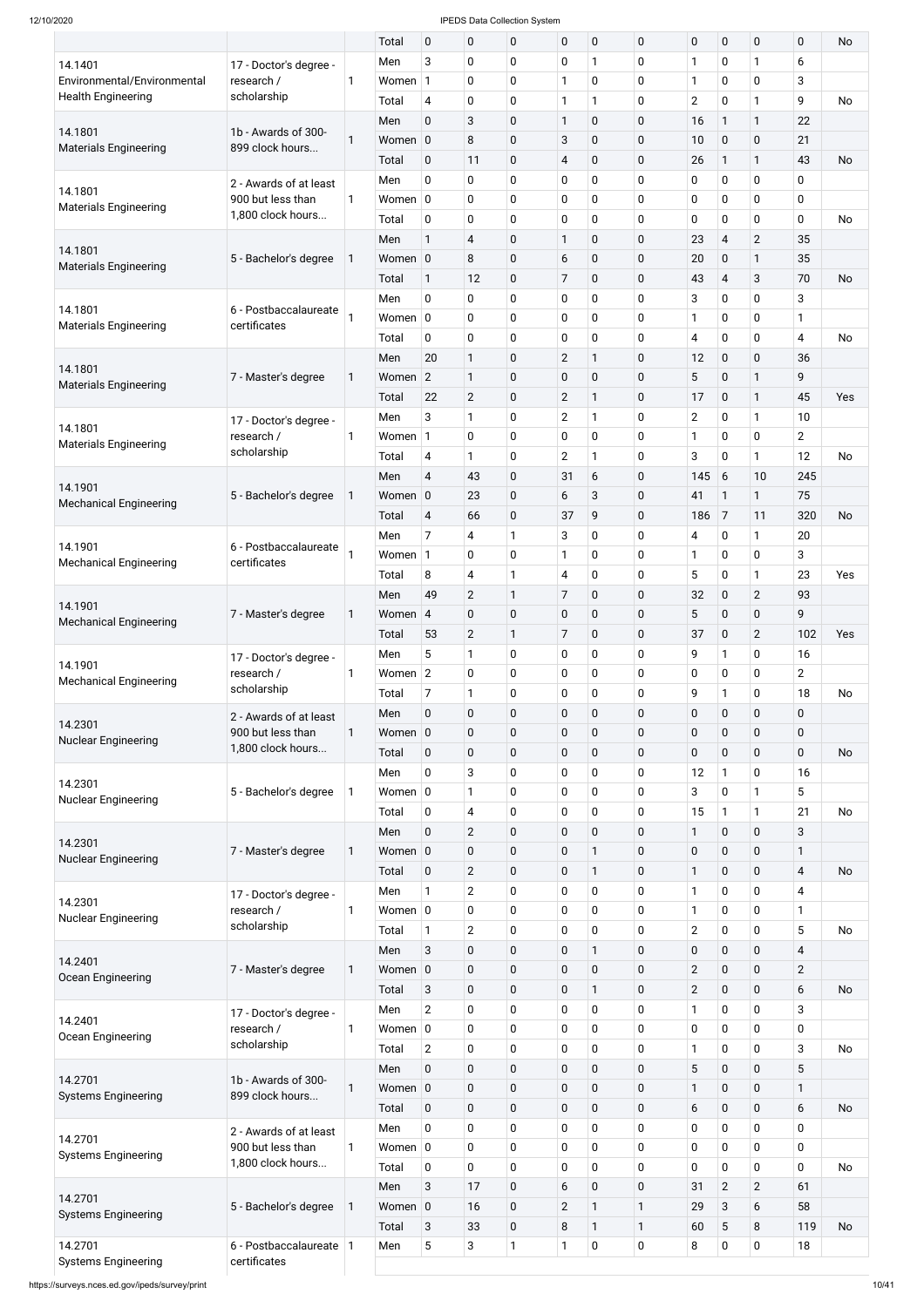| | | | Total | 0 | 0 | 0 | 0 | 0 | 0 | 0 | 0 | 0 | 0 | No |
|---|---|---|---|---|---|---|---|---|---|---|---|---|---|---|
| 14.1401 Environmental/Environmental Health Engineering | 17 - Doctor's degree - research / scholarship | 1 | Men | 3 | 0 | 0 | 0 | 1 | 0 | 1 | 0 | 1 | 6 | |
| | | | Women | 1 | 0 | 0 | 1 | 0 | 0 | 1 | 0 | 0 | 3 | |
| | | | Total | 4 | 0 | 0 | 1 | 1 | 0 | 2 | 0 | 1 | 9 | No |
| 14.1801 Materials Engineering | 1b - Awards of 300-899 clock hours... | 1 | Men | 0 | 3 | 0 | 1 | 0 | 0 | 16 | 1 | 1 | 22 | |
| | | | Women | 0 | 8 | 0 | 3 | 0 | 0 | 10 | 0 | 0 | 21 | |
| | | | Total | 0 | 11 | 0 | 4 | 0 | 0 | 26 | 1 | 1 | 43 | No |
| 14.1801 Materials Engineering | 2 - Awards of at least 900 but less than 1,800 clock hours... | 1 | Men | 0 | 0 | 0 | 0 | 0 | 0 | 0 | 0 | 0 | 0 | |
| | | | Women | 0 | 0 | 0 | 0 | 0 | 0 | 0 | 0 | 0 | 0 | |
| | | | Total | 0 | 0 | 0 | 0 | 0 | 0 | 0 | 0 | 0 | 0 | No |
| 14.1801 Materials Engineering | 5 - Bachelor's degree | 1 | Men | 1 | 4 | 0 | 1 | 0 | 0 | 23 | 4 | 2 | 35 | |
| | | | Women | 0 | 8 | 0 | 6 | 0 | 0 | 20 | 0 | 1 | 35 | |
| | | | Total | 1 | 12 | 0 | 7 | 0 | 0 | 43 | 4 | 3 | 70 | No |
| 14.1801 Materials Engineering | 6 - Postbaccalaureate certificates | 1 | Men | 0 | 0 | 0 | 0 | 0 | 0 | 3 | 0 | 0 | 3 | |
| | | | Women | 0 | 0 | 0 | 0 | 0 | 0 | 1 | 0 | 0 | 1 | |
| | | | Total | 0 | 0 | 0 | 0 | 0 | 0 | 4 | 0 | 0 | 4 | No |
| 14.1801 Materials Engineering | 7 - Master's degree | 1 | Men | 20 | 1 | 0 | 2 | 1 | 0 | 12 | 0 | 0 | 36 | |
| | | | Women | 2 | 1 | 0 | 0 | 0 | 0 | 5 | 0 | 1 | 9 | |
| | | | Total | 22 | 2 | 0 | 2 | 1 | 0 | 17 | 0 | 1 | 45 | Yes |
| 14.1801 Materials Engineering | 17 - Doctor's degree - research / scholarship | 1 | Men | 3 | 1 | 0 | 2 | 1 | 0 | 2 | 0 | 1 | 10 | |
| | | | Women | 1 | 0 | 0 | 0 | 0 | 0 | 1 | 0 | 0 | 2 | |
| | | | Total | 4 | 1 | 0 | 2 | 1 | 0 | 3 | 0 | 1 | 12 | No |
| 14.1901 Mechanical Engineering | 5 - Bachelor's degree | 1 | Men | 4 | 43 | 0 | 31 | 6 | 0 | 145 | 6 | 10 | 245 | |
| | | | Women | 0 | 23 | 0 | 6 | 3 | 0 | 41 | 1 | 1 | 75 | |
| | | | Total | 4 | 66 | 0 | 37 | 9 | 0 | 186 | 7 | 11 | 320 | No |
| 14.1901 Mechanical Engineering | 6 - Postbaccalaureate certificates | 1 | Men | 7 | 4 | 1 | 3 | 0 | 0 | 4 | 0 | 1 | 20 | |
| | | | Women | 1 | 0 | 0 | 1 | 0 | 0 | 1 | 0 | 0 | 3 | |
| | | | Total | 8 | 4 | 1 | 4 | 0 | 0 | 5 | 0 | 1 | 23 | Yes |
| 14.1901 Mechanical Engineering | 7 - Master's degree | 1 | Men | 49 | 2 | 1 | 7 | 0 | 0 | 32 | 0 | 2 | 93 | |
| | | | Women | 4 | 0 | 0 | 0 | 0 | 0 | 5 | 0 | 0 | 9 | |
| | | | Total | 53 | 2 | 1 | 7 | 0 | 0 | 37 | 0 | 2 | 102 | Yes |
| 14.1901 Mechanical Engineering | 17 - Doctor's degree - research / scholarship | 1 | Men | 5 | 1 | 0 | 0 | 0 | 0 | 9 | 1 | 0 | 16 | |
| | | | Women | 2 | 0 | 0 | 0 | 0 | 0 | 0 | 0 | 0 | 2 | |
| | | | Total | 7 | 1 | 0 | 0 | 0 | 0 | 9 | 1 | 0 | 18 | No |
| 14.2301 Nuclear Engineering | 2 - Awards of at least 900 but less than 1,800 clock hours... | 1 | Men | 0 | 0 | 0 | 0 | 0 | 0 | 0 | 0 | 0 | 0 | |
| | | | Women | 0 | 0 | 0 | 0 | 0 | 0 | 0 | 0 | 0 | 0 | |
| | | | Total | 0 | 0 | 0 | 0 | 0 | 0 | 0 | 0 | 0 | 0 | No |
| 14.2301 Nuclear Engineering | 5 - Bachelor's degree | 1 | Men | 0 | 3 | 0 | 0 | 0 | 0 | 12 | 1 | 0 | 16 | |
| | | | Women | 0 | 1 | 0 | 0 | 0 | 0 | 3 | 0 | 1 | 5 | |
| | | | Total | 0 | 4 | 0 | 0 | 0 | 0 | 15 | 1 | 1 | 21 | No |
| 14.2301 Nuclear Engineering | 7 - Master's degree | 1 | Men | 0 | 2 | 0 | 0 | 0 | 0 | 1 | 0 | 0 | 3 | |
| | | | Women | 0 | 0 | 0 | 0 | 1 | 0 | 0 | 0 | 0 | 1 | |
| | | | Total | 0 | 2 | 0 | 0 | 1 | 0 | 1 | 0 | 0 | 4 | No |
| 14.2301 Nuclear Engineering | 17 - Doctor's degree - research / scholarship | 1 | Men | 1 | 2 | 0 | 0 | 0 | 0 | 1 | 0 | 0 | 4 | |
| | | | Women | 0 | 0 | 0 | 0 | 0 | 0 | 1 | 0 | 0 | 1 | |
| | | | Total | 1 | 2 | 0 | 0 | 0 | 0 | 2 | 0 | 0 | 5 | No |
| 14.2401 Ocean Engineering | 7 - Master's degree | 1 | Men | 3 | 0 | 0 | 0 | 1 | 0 | 0 | 0 | 0 | 4 | |
| | | | Women | 0 | 0 | 0 | 0 | 0 | 0 | 2 | 0 | 0 | 2 | |
| | | | Total | 3 | 0 | 0 | 0 | 1 | 0 | 2 | 0 | 0 | 6 | No |
| 14.2401 Ocean Engineering | 17 - Doctor's degree - research / scholarship | 1 | Men | 2 | 0 | 0 | 0 | 0 | 0 | 1 | 0 | 0 | 3 | |
| | | | Women | 0 | 0 | 0 | 0 | 0 | 0 | 0 | 0 | 0 | 0 | |
| | | | Total | 2 | 0 | 0 | 0 | 0 | 0 | 1 | 0 | 0 | 3 | No |
| 14.2701 Systems Engineering | 1b - Awards of 300-899 clock hours... | 1 | Men | 0 | 0 | 0 | 0 | 0 | 0 | 5 | 0 | 0 | 5 | |
| | | | Women | 0 | 0 | 0 | 0 | 0 | 0 | 1 | 0 | 0 | 1 | |
| | | | Total | 0 | 0 | 0 | 0 | 0 | 0 | 6 | 0 | 0 | 6 | No |
| 14.2701 Systems Engineering | 2 - Awards of at least 900 but less than 1,800 clock hours... | 1 | Men | 0 | 0 | 0 | 0 | 0 | 0 | 0 | 0 | 0 | 0 | |
| | | | Women | 0 | 0 | 0 | 0 | 0 | 0 | 0 | 0 | 0 | 0 | |
| | | | Total | 0 | 0 | 0 | 0 | 0 | 0 | 0 | 0 | 0 | 0 | No |
| 14.2701 Systems Engineering | 5 - Bachelor's degree | 1 | Men | 3 | 17 | 0 | 6 | 0 | 0 | 31 | 2 | 2 | 61 | |
| | | | Women | 0 | 16 | 0 | 2 | 1 | 1 | 29 | 3 | 6 | 58 | |
| | | | Total | 3 | 33 | 0 | 8 | 1 | 1 | 60 | 5 | 8 | 119 | No |
| 14.2701 Systems Engineering | 6 - Postbaccalaureate certificates | 1 | Men | 5 | 3 | 1 | 1 | 0 | 0 | 8 | 0 | 0 | 18 | |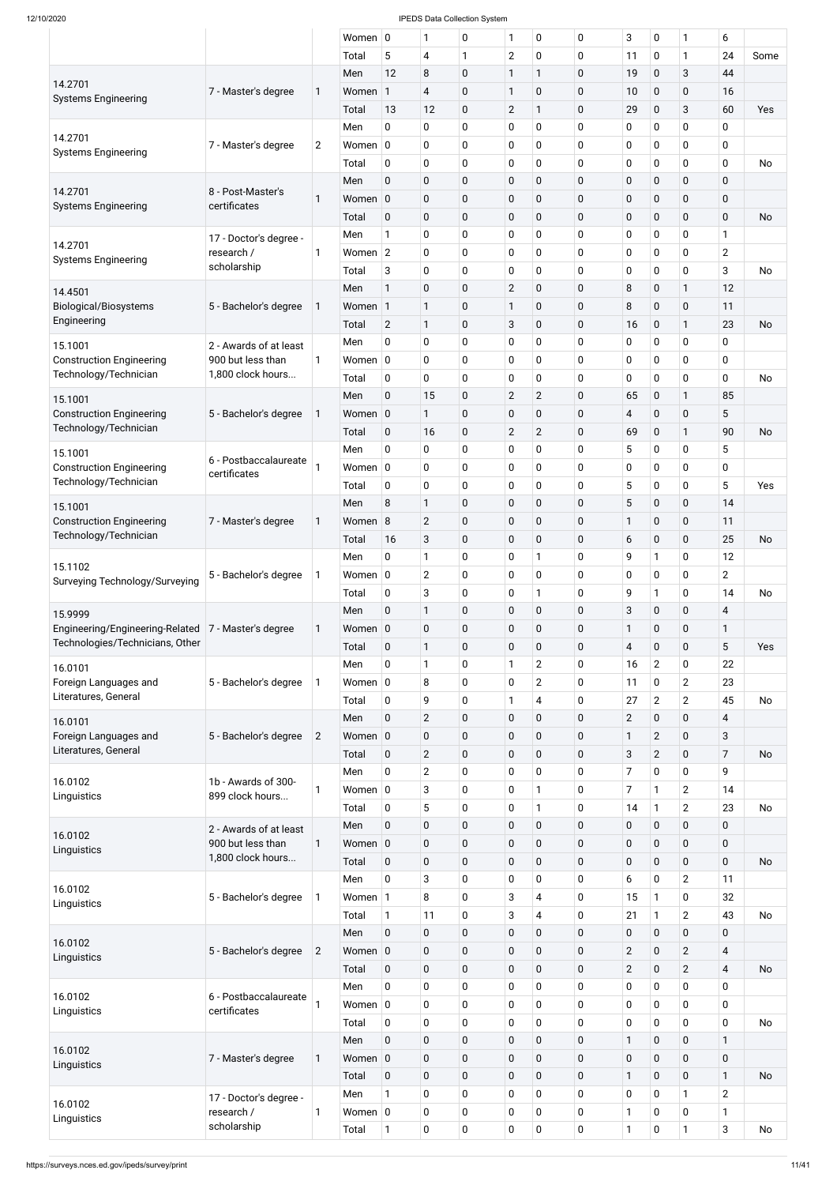| | | | Women | 0 | 1 | 0 | 1 | 0 | 0 | 3 | 0 | 1 | 6 | |
|---|---|---|---|---|---|---|---|---|---|---|---|---|---|---|
| | | | Total | 5 | 4 | 1 | 2 | 0 | 0 | 11 | 0 | 1 | 24 | Some |
| 14.2701 Systems Engineering | 7 - Master's degree | 1 | Men | 12 | 8 | 0 | 1 | 1 | 0 | 19 | 0 | 3 | 44 | |
| | | | Women | 1 | 4 | 0 | 1 | 0 | 0 | 10 | 0 | 0 | 16 | |
| | | | Total | 13 | 12 | 0 | 2 | 1 | 0 | 29 | 0 | 3 | 60 | Yes |
| 14.2701 Systems Engineering | 7 - Master's degree | 2 | Men | 0 | 0 | 0 | 0 | 0 | 0 | 0 | 0 | 0 | 0 | |
| | | | Women | 0 | 0 | 0 | 0 | 0 | 0 | 0 | 0 | 0 | 0 | |
| | | | Total | 0 | 0 | 0 | 0 | 0 | 0 | 0 | 0 | 0 | 0 | No |
| 14.2701 Systems Engineering | 8 - Post-Master's certificates | 1 | Men | 0 | 0 | 0 | 0 | 0 | 0 | 0 | 0 | 0 | 0 | |
| | | | Women | 0 | 0 | 0 | 0 | 0 | 0 | 0 | 0 | 0 | 0 | |
| | | | Total | 0 | 0 | 0 | 0 | 0 | 0 | 0 | 0 | 0 | 0 | No |
| 14.2701 Systems Engineering | 17 - Doctor's degree - research / scholarship | 1 | Men | 1 | 0 | 0 | 0 | 0 | 0 | 0 | 0 | 0 | 1 | |
| | | | Women | 2 | 0 | 0 | 0 | 0 | 0 | 0 | 0 | 0 | 2 | |
| | | | Total | 3 | 0 | 0 | 0 | 0 | 0 | 0 | 0 | 0 | 3 | No |
| 14.4501 Biological/Biosystems Engineering | 5 - Bachelor's degree | 1 | Men | 1 | 0 | 0 | 2 | 0 | 0 | 8 | 0 | 1 | 12 | |
| | | | Women | 1 | 1 | 0 | 1 | 0 | 0 | 8 | 0 | 0 | 11 | |
| | | | Total | 2 | 1 | 0 | 3 | 0 | 0 | 16 | 0 | 1 | 23 | No |
| 15.1001 Construction Engineering Technology/Technician | 2 - Awards of at least 900 but less than 1,800 clock hours... | 1 | Men | 0 | 0 | 0 | 0 | 0 | 0 | 0 | 0 | 0 | 0 | |
| | | | Women | 0 | 0 | 0 | 0 | 0 | 0 | 0 | 0 | 0 | 0 | |
| | | | Total | 0 | 0 | 0 | 0 | 0 | 0 | 0 | 0 | 0 | 0 | No |
| 15.1001 Construction Engineering Technology/Technician | 5 - Bachelor's degree | 1 | Men | 0 | 15 | 0 | 2 | 2 | 0 | 65 | 0 | 1 | 85 | |
| | | | Women | 0 | 1 | 0 | 0 | 0 | 0 | 4 | 0 | 0 | 5 | |
| | | | Total | 0 | 16 | 0 | 2 | 2 | 0 | 69 | 0 | 1 | 90 | No |
| 15.1001 Construction Engineering Technology/Technician | 6 - Postbaccalaureate certificates | 1 | Men | 0 | 0 | 0 | 0 | 0 | 0 | 5 | 0 | 0 | 5 | |
| | | | Women | 0 | 0 | 0 | 0 | 0 | 0 | 0 | 0 | 0 | 0 | |
| | | | Total | 0 | 0 | 0 | 0 | 0 | 0 | 5 | 0 | 0 | 5 | Yes |
| 15.1001 Construction Engineering Technology/Technician | 7 - Master's degree | 1 | Men | 8 | 1 | 0 | 0 | 0 | 0 | 5 | 0 | 0 | 14 | |
| | | | Women | 8 | 2 | 0 | 0 | 0 | 0 | 1 | 0 | 0 | 11 | |
| | | | Total | 16 | 3 | 0 | 0 | 0 | 0 | 6 | 0 | 0 | 25 | No |
| 15.1102 Surveying Technology/Surveying | 5 - Bachelor's degree | 1 | Men | 0 | 1 | 0 | 0 | 1 | 0 | 9 | 1 | 0 | 12 | |
| | | | Women | 0 | 2 | 0 | 0 | 0 | 0 | 0 | 0 | 0 | 2 | |
| | | | Total | 0 | 3 | 0 | 0 | 1 | 0 | 9 | 1 | 0 | 14 | No |
| 15.9999 Engineering/Engineering-Related Technologies/Technicians, Other | 7 - Master's degree | 1 | Men | 0 | 1 | 0 | 0 | 0 | 0 | 3 | 0 | 0 | 4 | |
| | | | Women | 0 | 0 | 0 | 0 | 0 | 0 | 1 | 0 | 0 | 1 | |
| | | | Total | 0 | 1 | 0 | 0 | 0 | 0 | 4 | 0 | 0 | 5 | Yes |
| 16.0101 Foreign Languages and Literatures, General | 5 - Bachelor's degree | 1 | Men | 0 | 1 | 0 | 1 | 2 | 0 | 16 | 2 | 0 | 22 | |
| | | | Women | 0 | 8 | 0 | 0 | 2 | 0 | 11 | 0 | 2 | 23 | |
| | | | Total | 0 | 9 | 0 | 1 | 4 | 0 | 27 | 2 | 2 | 45 | No |
| 16.0101 Foreign Languages and Literatures, General | 5 - Bachelor's degree | 2 | Men | 0 | 2 | 0 | 0 | 0 | 0 | 2 | 0 | 0 | 4 | |
| | | | Women | 0 | 0 | 0 | 0 | 0 | 0 | 1 | 2 | 0 | 3 | |
| | | | Total | 0 | 2 | 0 | 0 | 0 | 0 | 3 | 2 | 0 | 7 | No |
| 16.0102 Linguistics | 1b - Awards of 300-899 clock hours... | 1 | Men | 0 | 2 | 0 | 0 | 0 | 0 | 7 | 0 | 0 | 9 | |
| | | | Women | 0 | 3 | 0 | 0 | 1 | 0 | 7 | 1 | 2 | 14 | |
| | | | Total | 0 | 5 | 0 | 0 | 1 | 0 | 14 | 1 | 2 | 23 | No |
| 16.0102 Linguistics | 2 - Awards of at least 900 but less than 1,800 clock hours... | 1 | Men | 0 | 0 | 0 | 0 | 0 | 0 | 0 | 0 | 0 | 0 | |
| | | | Women | 0 | 0 | 0 | 0 | 0 | 0 | 0 | 0 | 0 | 0 | |
| | | | Total | 0 | 0 | 0 | 0 | 0 | 0 | 0 | 0 | 0 | 0 | No |
| 16.0102 Linguistics | 5 - Bachelor's degree | 1 | Men | 0 | 3 | 0 | 0 | 0 | 0 | 6 | 0 | 2 | 11 | |
| | | | Women | 1 | 8 | 0 | 3 | 4 | 0 | 15 | 1 | 0 | 32 | |
| | | | Total | 1 | 11 | 0 | 3 | 4 | 0 | 21 | 1 | 2 | 43 | No |
| 16.0102 Linguistics | 5 - Bachelor's degree | 2 | Men | 0 | 0 | 0 | 0 | 0 | 0 | 0 | 0 | 0 | 0 | |
| | | | Women | 0 | 0 | 0 | 0 | 0 | 0 | 2 | 0 | 2 | 4 | |
| | | | Total | 0 | 0 | 0 | 0 | 0 | 0 | 2 | 0 | 2 | 4 | No |
| 16.0102 Linguistics | 6 - Postbaccalaureate certificates | 1 | Men | 0 | 0 | 0 | 0 | 0 | 0 | 0 | 0 | 0 | 0 | |
| | | | Women | 0 | 0 | 0 | 0 | 0 | 0 | 0 | 0 | 0 | 0 | |
| | | | Total | 0 | 0 | 0 | 0 | 0 | 0 | 0 | 0 | 0 | 0 | No |
| 16.0102 Linguistics | 7 - Master's degree | 1 | Men | 0 | 0 | 0 | 0 | 0 | 0 | 1 | 0 | 0 | 1 | |
| | | | Women | 0 | 0 | 0 | 0 | 0 | 0 | 0 | 0 | 0 | 0 | |
| | | | Total | 0 | 0 | 0 | 0 | 0 | 0 | 1 | 0 | 0 | 1 | No |
| 16.0102 Linguistics | 17 - Doctor's degree - research / scholarship | 1 | Men | 1 | 0 | 0 | 0 | 0 | 0 | 0 | 0 | 1 | 2 | |
| | | | Women | 0 | 0 | 0 | 0 | 0 | 0 | 1 | 0 | 0 | 1 | |
| | | | Total | 1 | 0 | 0 | 0 | 0 | 0 | 1 | 0 | 1 | 3 | No |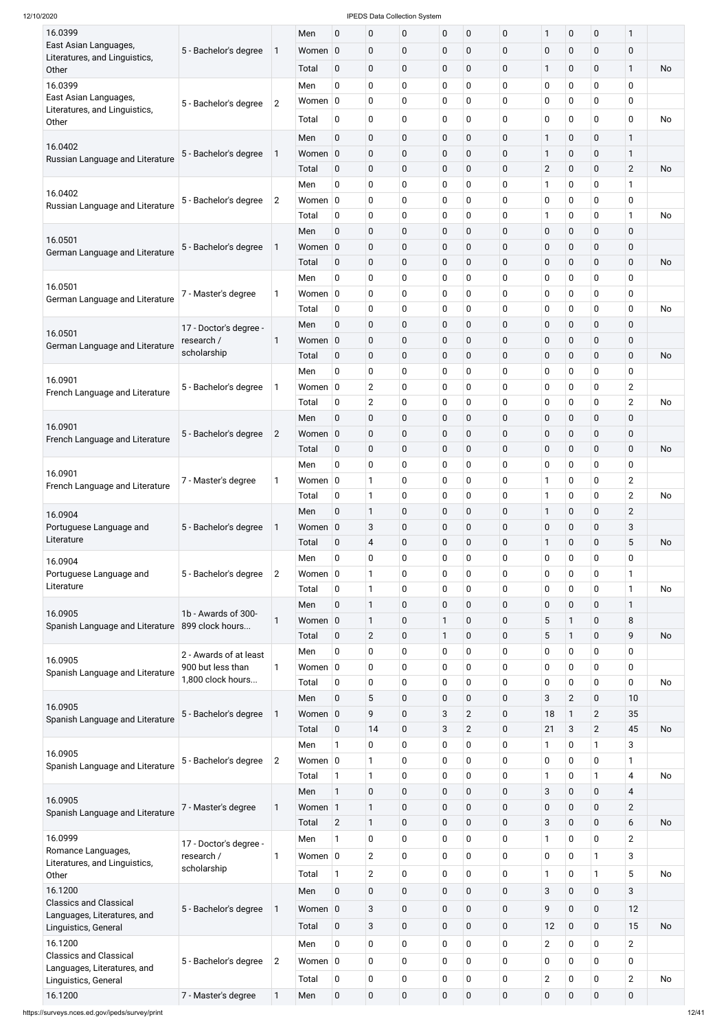| | | | | | | | | | | | | | | |
|---|---|---|---|---|---|---|---|---|---|---|---|---|---|---|
| 16.0399 East Asian Languages, Literatures, and Linguistics, Other | 5 - Bachelor's degree | 1 | Men | 0 | 0 | 0 | 0 | 0 | 0 | 1 | 0 | 0 | 1 | |
| | | | Women | 0 | 0 | 0 | 0 | 0 | 0 | 0 | 0 | 0 | 0 | |
| | | | Total | 0 | 0 | 0 | 0 | 0 | 0 | 1 | 0 | 0 | 1 | No |
| 16.0399 East Asian Languages, Literatures, and Linguistics, Other | 5 - Bachelor's degree | 2 | Men | 0 | 0 | 0 | 0 | 0 | 0 | 0 | 0 | 0 | 0 | |
| | | | Women | 0 | 0 | 0 | 0 | 0 | 0 | 0 | 0 | 0 | 0 | |
| | | | Total | 0 | 0 | 0 | 0 | 0 | 0 | 0 | 0 | 0 | 0 | No |
| 16.0402 Russian Language and Literature | 5 - Bachelor's degree | 1 | Men | 0 | 0 | 0 | 0 | 0 | 0 | 1 | 0 | 0 | 1 | |
| | | | Women | 0 | 0 | 0 | 0 | 0 | 0 | 1 | 0 | 0 | 1 | |
| | | | Total | 0 | 0 | 0 | 0 | 0 | 0 | 2 | 0 | 0 | 2 | No |
| 16.0402 Russian Language and Literature | 5 - Bachelor's degree | 2 | Men | 0 | 0 | 0 | 0 | 0 | 0 | 1 | 0 | 0 | 1 | |
| | | | Women | 0 | 0 | 0 | 0 | 0 | 0 | 0 | 0 | 0 | 0 | |
| | | | Total | 0 | 0 | 0 | 0 | 0 | 0 | 1 | 0 | 0 | 1 | No |
| 16.0501 German Language and Literature | 5 - Bachelor's degree | 1 | Men | 0 | 0 | 0 | 0 | 0 | 0 | 0 | 0 | 0 | 0 | |
| | | | Women | 0 | 0 | 0 | 0 | 0 | 0 | 0 | 0 | 0 | 0 | |
| | | | Total | 0 | 0 | 0 | 0 | 0 | 0 | 0 | 0 | 0 | 0 | No |
| 16.0501 German Language and Literature | 7 - Master's degree | 1 | Men | 0 | 0 | 0 | 0 | 0 | 0 | 0 | 0 | 0 | 0 | |
| | | | Women | 0 | 0 | 0 | 0 | 0 | 0 | 0 | 0 | 0 | 0 | |
| | | | Total | 0 | 0 | 0 | 0 | 0 | 0 | 0 | 0 | 0 | 0 | No |
| 16.0501 German Language and Literature | 17 - Doctor's degree - research / scholarship | 1 | Men | 0 | 0 | 0 | 0 | 0 | 0 | 0 | 0 | 0 | 0 | |
| | | | Women | 0 | 0 | 0 | 0 | 0 | 0 | 0 | 0 | 0 | 0 | |
| | | | Total | 0 | 0 | 0 | 0 | 0 | 0 | 0 | 0 | 0 | 0 | No |
| 16.0901 French Language and Literature | 5 - Bachelor's degree | 1 | Men | 0 | 0 | 0 | 0 | 0 | 0 | 0 | 0 | 0 | 0 | |
| | | | Women | 0 | 2 | 0 | 0 | 0 | 0 | 0 | 0 | 0 | 2 | |
| | | | Total | 0 | 2 | 0 | 0 | 0 | 0 | 0 | 0 | 0 | 2 | No |
| 16.0901 French Language and Literature | 5 - Bachelor's degree | 2 | Men | 0 | 0 | 0 | 0 | 0 | 0 | 0 | 0 | 0 | 0 | |
| | | | Women | 0 | 0 | 0 | 0 | 0 | 0 | 0 | 0 | 0 | 0 | |
| | | | Total | 0 | 0 | 0 | 0 | 0 | 0 | 0 | 0 | 0 | 0 | No |
| 16.0901 French Language and Literature | 7 - Master's degree | 1 | Men | 0 | 0 | 0 | 0 | 0 | 0 | 0 | 0 | 0 | 0 | |
| | | | Women | 0 | 1 | 0 | 0 | 0 | 0 | 1 | 0 | 0 | 2 | |
| | | | Total | 0 | 1 | 0 | 0 | 0 | 0 | 1 | 0 | 0 | 2 | No |
| 16.0904 Portuguese Language and Literature | 5 - Bachelor's degree | 1 | Men | 0 | 1 | 0 | 0 | 0 | 0 | 1 | 0 | 0 | 2 | |
| | | | Women | 0 | 3 | 0 | 0 | 0 | 0 | 0 | 0 | 0 | 3 | |
| | | | Total | 0 | 4 | 0 | 0 | 0 | 0 | 1 | 0 | 0 | 5 | No |
| 16.0904 Portuguese Language and Literature | 5 - Bachelor's degree | 2 | Men | 0 | 0 | 0 | 0 | 0 | 0 | 0 | 0 | 0 | 0 | |
| | | | Women | 0 | 1 | 0 | 0 | 0 | 0 | 0 | 0 | 0 | 1 | |
| | | | Total | 0 | 1 | 0 | 0 | 0 | 0 | 0 | 0 | 0 | 1 | No |
| 16.0905 Spanish Language and Literature | 1b - Awards of 300-899 clock hours... | 1 | Men | 0 | 1 | 0 | 0 | 0 | 0 | 0 | 0 | 0 | 1 | |
| | | | Women | 0 | 1 | 0 | 1 | 0 | 0 | 5 | 1 | 0 | 8 | |
| | | | Total | 0 | 2 | 0 | 1 | 0 | 0 | 5 | 1 | 0 | 9 | No |
| 16.0905 Spanish Language and Literature | 2 - Awards of at least 900 but less than 1,800 clock hours... | 1 | Men | 0 | 0 | 0 | 0 | 0 | 0 | 0 | 0 | 0 | 0 | |
| | | | Women | 0 | 0 | 0 | 0 | 0 | 0 | 0 | 0 | 0 | 0 | |
| | | | Total | 0 | 0 | 0 | 0 | 0 | 0 | 0 | 0 | 0 | 0 | No |
| 16.0905 Spanish Language and Literature | 5 - Bachelor's degree | 1 | Men | 0 | 5 | 0 | 0 | 0 | 0 | 3 | 2 | 0 | 10 | |
| | | | Women | 0 | 9 | 0 | 3 | 2 | 0 | 18 | 1 | 2 | 35 | |
| | | | Total | 0 | 14 | 0 | 3 | 2 | 0 | 21 | 3 | 2 | 45 | No |
| 16.0905 Spanish Language and Literature | 5 - Bachelor's degree | 2 | Men | 1 | 0 | 0 | 0 | 0 | 0 | 1 | 0 | 1 | 3 | |
| | | | Women | 0 | 1 | 0 | 0 | 0 | 0 | 0 | 0 | 0 | 1 | |
| | | | Total | 1 | 1 | 0 | 0 | 0 | 0 | 1 | 0 | 1 | 4 | No |
| 16.0905 Spanish Language and Literature | 7 - Master's degree | 1 | Men | 1 | 0 | 0 | 0 | 0 | 0 | 3 | 0 | 0 | 4 | |
| | | | Women | 1 | 1 | 0 | 0 | 0 | 0 | 0 | 0 | 0 | 2 | |
| | | | Total | 2 | 1 | 0 | 0 | 0 | 0 | 3 | 0 | 0 | 6 | No |
| 16.0999 Romance Languages, Literatures, and Linguistics, Other | 17 - Doctor's degree - research / scholarship | 1 | Men | 1 | 0 | 0 | 0 | 0 | 0 | 1 | 0 | 0 | 2 | |
| | | | Women | 0 | 2 | 0 | 0 | 0 | 0 | 0 | 0 | 1 | 3 | |
| | | | Total | 1 | 2 | 0 | 0 | 0 | 0 | 1 | 0 | 1 | 5 | No |
| 16.1200 Classics and Classical Languages, Literatures, and Linguistics, General | 5 - Bachelor's degree | 1 | Men | 0 | 0 | 0 | 0 | 0 | 0 | 3 | 0 | 0 | 3 | |
| | | | Women | 0 | 3 | 0 | 0 | 0 | 0 | 9 | 0 | 0 | 12 | |
| | | | Total | 0 | 3 | 0 | 0 | 0 | 0 | 12 | 0 | 0 | 15 | No |
| 16.1200 Classics and Classical Languages, Literatures, and Linguistics, General | 5 - Bachelor's degree | 2 | Men | 0 | 0 | 0 | 0 | 0 | 0 | 2 | 0 | 0 | 2 | |
| | | | Women | 0 | 0 | 0 | 0 | 0 | 0 | 0 | 0 | 0 | 0 | |
| | | | Total | 0 | 0 | 0 | 0 | 0 | 0 | 2 | 0 | 0 | 2 | No |
| 16.1200 | 7 - Master's degree | 1 | Men | 0 | 0 | 0 | 0 | 0 | 0 | 0 | 0 | 0 | 0 | |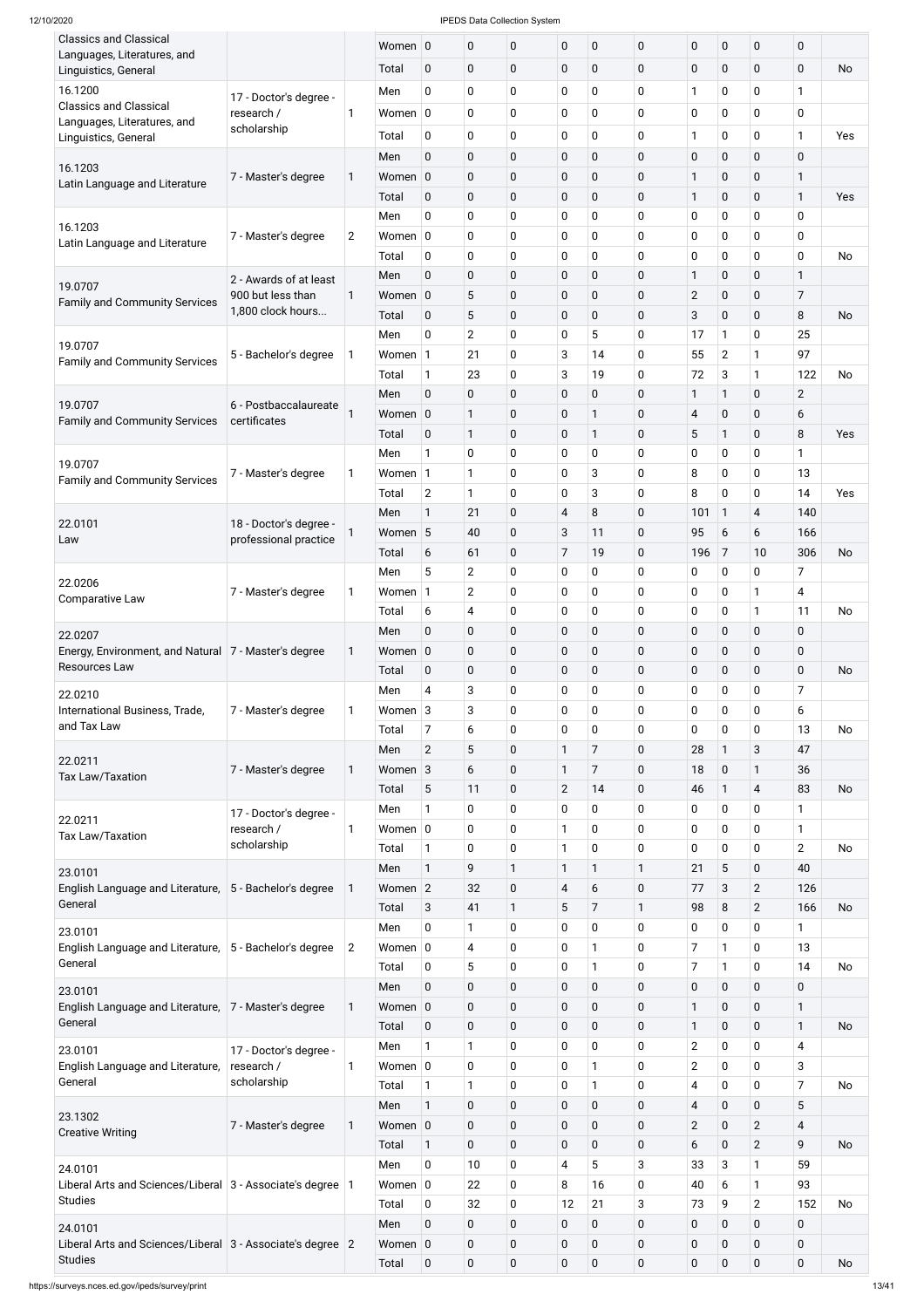| CIP Code | Award Level | Major | Gender | Col1 | Col2 | Col3 | Col4 | Col5 | Col6 | Col7 | Col8 | Col9 | Total | |
|---|---|---|---|---|---|---|---|---|---|---|---|---|---|---|
| Classics and Classical Languages, Literatures, and Linguistics, General | | | Women | 0 | 0 | 0 | 0 | 0 | 0 | 0 | 0 | 0 | 0 | |
| | | | Total | 0 | 0 | 0 | 0 | 0 | 0 | 0 | 0 | 0 | 0 | No |
| 16.1200 Classics and Classical Languages, Literatures, and Linguistics, General | 17 - Doctor's degree - research / scholarship | 1 | Men | 0 | 0 | 0 | 0 | 0 | 0 | 1 | 0 | 0 | 1 | |
| | | | Women | 0 | 0 | 0 | 0 | 0 | 0 | 0 | 0 | 0 | 0 | |
| | | | Total | 0 | 0 | 0 | 0 | 0 | 0 | 1 | 0 | 0 | 1 | Yes |
| 16.1203 Latin Language and Literature | 7 - Master's degree | 1 | Men | 0 | 0 | 0 | 0 | 0 | 0 | 0 | 0 | 0 | 0 | |
| | | | Women | 0 | 0 | 0 | 0 | 0 | 0 | 1 | 0 | 0 | 1 | |
| | | | Total | 0 | 0 | 0 | 0 | 0 | 0 | 1 | 0 | 0 | 1 | Yes |
| 16.1203 Latin Language and Literature | 7 - Master's degree | 2 | Men | 0 | 0 | 0 | 0 | 0 | 0 | 0 | 0 | 0 | 0 | |
| | | | Women | 0 | 0 | 0 | 0 | 0 | 0 | 0 | 0 | 0 | 0 | |
| | | | Total | 0 | 0 | 0 | 0 | 0 | 0 | 0 | 0 | 0 | 0 | No |
| 19.0707 Family and Community Services | 2 - Awards of at least 900 but less than 1,800 clock hours... | 1 | Men | 0 | 0 | 0 | 0 | 0 | 0 | 1 | 0 | 0 | 1 | |
| | | | Women | 0 | 5 | 0 | 0 | 0 | 0 | 2 | 0 | 0 | 7 | |
| | | | Total | 0 | 5 | 0 | 0 | 0 | 0 | 3 | 0 | 0 | 8 | No |
| 19.0707 Family and Community Services | 5 - Bachelor's degree | 1 | Men | 0 | 2 | 0 | 0 | 5 | 0 | 17 | 1 | 0 | 25 | |
| | | | Women | 1 | 21 | 0 | 3 | 14 | 0 | 55 | 2 | 1 | 97 | |
| | | | Total | 1 | 23 | 0 | 3 | 19 | 0 | 72 | 3 | 1 | 122 | No |
| 19.0707 Family and Community Services | 6 - Postbaccalaureate certificates | 1 | Men | 0 | 0 | 0 | 0 | 0 | 0 | 1 | 1 | 0 | 2 | |
| | | | Women | 0 | 1 | 0 | 0 | 1 | 0 | 4 | 0 | 0 | 6 | |
| | | | Total | 0 | 1 | 0 | 0 | 1 | 0 | 5 | 1 | 0 | 8 | Yes |
| 19.0707 Family and Community Services | 7 - Master's degree | 1 | Men | 1 | 0 | 0 | 0 | 0 | 0 | 0 | 0 | 0 | 1 | |
| | | | Women | 1 | 1 | 0 | 0 | 3 | 0 | 8 | 0 | 0 | 13 | |
| | | | Total | 2 | 1 | 0 | 0 | 3 | 0 | 8 | 0 | 0 | 14 | Yes |
| 22.0101 Law | 18 - Doctor's degree - professional practice | 1 | Men | 1 | 21 | 0 | 4 | 8 | 0 | 101 | 1 | 4 | 140 | |
| | | | Women | 5 | 40 | 0 | 3 | 11 | 0 | 95 | 6 | 6 | 166 | |
| | | | Total | 6 | 61 | 0 | 7 | 19 | 0 | 196 | 7 | 10 | 306 | No |
| 22.0206 Comparative Law | 7 - Master's degree | 1 | Men | 5 | 2 | 0 | 0 | 0 | 0 | 0 | 0 | 0 | 7 | |
| | | | Women | 1 | 2 | 0 | 0 | 0 | 0 | 0 | 0 | 1 | 4 | |
| | | | Total | 6 | 4 | 0 | 0 | 0 | 0 | 0 | 0 | 1 | 11 | No |
| 22.0207 Energy, Environment, and Natural Resources Law | 7 - Master's degree | 1 | Men | 0 | 0 | 0 | 0 | 0 | 0 | 0 | 0 | 0 | 0 | |
| | | | Women | 0 | 0 | 0 | 0 | 0 | 0 | 0 | 0 | 0 | 0 | |
| | | | Total | 0 | 0 | 0 | 0 | 0 | 0 | 0 | 0 | 0 | 0 | No |
| 22.0210 International Business, Trade, and Tax Law | 7 - Master's degree | 1 | Men | 4 | 3 | 0 | 0 | 0 | 0 | 0 | 0 | 0 | 7 | |
| | | | Women | 3 | 3 | 0 | 0 | 0 | 0 | 0 | 0 | 0 | 6 | |
| | | | Total | 7 | 6 | 0 | 0 | 0 | 0 | 0 | 0 | 0 | 13 | No |
| 22.0211 Tax Law/Taxation | 7 - Master's degree | 1 | Men | 2 | 5 | 0 | 1 | 7 | 0 | 28 | 1 | 3 | 47 | |
| | | | Women | 3 | 6 | 0 | 1 | 7 | 0 | 18 | 0 | 1 | 36 | |
| | | | Total | 5 | 11 | 0 | 2 | 14 | 0 | 46 | 1 | 4 | 83 | No |
| 22.0211 Tax Law/Taxation | 17 - Doctor's degree - research / scholarship | 1 | Men | 1 | 0 | 0 | 0 | 0 | 0 | 0 | 0 | 0 | 1 | |
| | | | Women | 0 | 0 | 0 | 1 | 0 | 0 | 0 | 0 | 0 | 1 | |
| | | | Total | 1 | 0 | 0 | 1 | 0 | 0 | 0 | 0 | 0 | 2 | No |
| 23.0101 English Language and Literature, General | 5 - Bachelor's degree | 1 | Men | 1 | 9 | 1 | 1 | 1 | 1 | 21 | 5 | 0 | 40 | |
| | | | Women | 2 | 32 | 0 | 4 | 6 | 0 | 77 | 3 | 2 | 126 | |
| | | | Total | 3 | 41 | 1 | 5 | 7 | 1 | 98 | 8 | 2 | 166 | No |
| 23.0101 English Language and Literature, General | 5 - Bachelor's degree | 2 | Men | 0 | 1 | 0 | 0 | 0 | 0 | 0 | 0 | 0 | 1 | |
| | | | Women | 0 | 4 | 0 | 0 | 1 | 0 | 7 | 1 | 0 | 13 | |
| | | | Total | 0 | 5 | 0 | 0 | 1 | 0 | 7 | 1 | 0 | 14 | No |
| 23.0101 English Language and Literature, General | 7 - Master's degree | 1 | Men | 0 | 0 | 0 | 0 | 0 | 0 | 0 | 0 | 0 | 0 | |
| | | | Women | 0 | 0 | 0 | 0 | 0 | 0 | 1 | 0 | 0 | 1 | |
| | | | Total | 0 | 0 | 0 | 0 | 0 | 0 | 1 | 0 | 0 | 1 | No |
| 23.0101 English Language and Literature, General | 17 - Doctor's degree - research / scholarship | 1 | Men | 1 | 1 | 0 | 0 | 0 | 0 | 2 | 0 | 0 | 4 | |
| | | | Women | 0 | 0 | 0 | 0 | 1 | 0 | 2 | 0 | 0 | 3 | |
| | | | Total | 1 | 1 | 0 | 0 | 1 | 0 | 4 | 0 | 0 | 7 | No |
| 23.1302 Creative Writing | 7 - Master's degree | 1 | Men | 1 | 0 | 0 | 0 | 0 | 0 | 4 | 0 | 0 | 5 | |
| | | | Women | 0 | 0 | 0 | 0 | 0 | 0 | 2 | 0 | 2 | 4 | |
| | | | Total | 1 | 0 | 0 | 0 | 0 | 0 | 6 | 0 | 2 | 9 | No |
| 24.0101 Liberal Arts and Sciences/Liberal Studies | 3 - Associate's degree | 1 | Men | 0 | 10 | 0 | 4 | 5 | 3 | 33 | 3 | 1 | 59 | |
| | | | Women | 0 | 22 | 0 | 8 | 16 | 0 | 40 | 6 | 1 | 93 | |
| | | | Total | 0 | 32 | 0 | 12 | 21 | 3 | 73 | 9 | 2 | 152 | No |
| 24.0101 Liberal Arts and Sciences/Liberal Studies | 3 - Associate's degree | 2 | Men | 0 | 0 | 0 | 0 | 0 | 0 | 0 | 0 | 0 | 0 | |
| | | | Women | 0 | 0 | 0 | 0 | 0 | 0 | 0 | 0 | 0 | 0 | |
| | | | Total | 0 | 0 | 0 | 0 | 0 | 0 | 0 | 0 | 0 | 0 | No |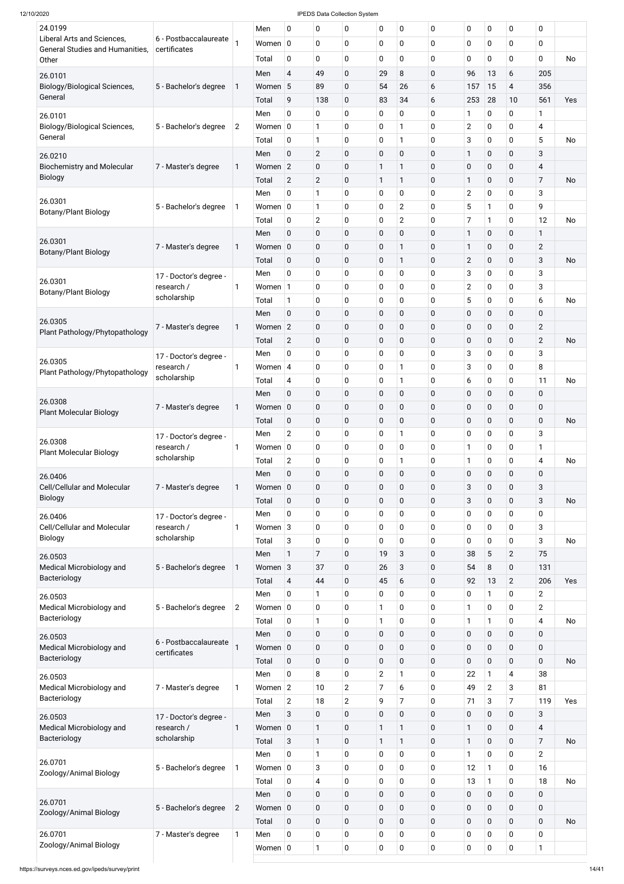| | | | | | | | | | | | | | | |
|---|---|---|---|---|---|---|---|---|---|---|---|---|---|---|
| 24.0199 Liberal Arts and Sciences, General Studies and Humanities, Other | 6 - Postbaccalaureate certificates | 1 | Men | 0 | 0 | 0 | 0 | 0 | 0 | 0 | 0 | 0 | 0 | |
| | | | Women | 0 | 0 | 0 | 0 | 0 | 0 | 0 | 0 | 0 | 0 | |
| | | | Total | 0 | 0 | 0 | 0 | 0 | 0 | 0 | 0 | 0 | 0 | No |
| 26.0101 Biology/Biological Sciences, General | 5 - Bachelor's degree | 1 | Men | 4 | 49 | 0 | 29 | 8 | 0 | 96 | 13 | 6 | 205 | |
| | | | Women | 5 | 89 | 0 | 54 | 26 | 6 | 157 | 15 | 4 | 356 | |
| | | | Total | 9 | 138 | 0 | 83 | 34 | 6 | 253 | 28 | 10 | 561 | Yes |
| 26.0101 Biology/Biological Sciences, General | 5 - Bachelor's degree | 2 | Men | 0 | 0 | 0 | 0 | 0 | 0 | 1 | 0 | 0 | 1 | |
| | | | Women | 0 | 1 | 0 | 0 | 1 | 0 | 2 | 0 | 0 | 4 | |
| | | | Total | 0 | 1 | 0 | 0 | 1 | 0 | 3 | 0 | 0 | 5 | No |
| 26.0210 Biochemistry and Molecular Biology | 7 - Master's degree | 1 | Men | 0 | 2 | 0 | 0 | 0 | 0 | 1 | 0 | 0 | 3 | |
| | | | Women | 2 | 0 | 0 | 1 | 1 | 0 | 0 | 0 | 0 | 4 | |
| | | | Total | 2 | 2 | 0 | 1 | 1 | 0 | 1 | 0 | 0 | 7 | No |
| 26.0301 Botany/Plant Biology | 5 - Bachelor's degree | 1 | Men | 0 | 1 | 0 | 0 | 0 | 0 | 2 | 0 | 0 | 3 | |
| | | | Women | 0 | 1 | 0 | 0 | 2 | 0 | 5 | 1 | 0 | 9 | |
| | | | Total | 0 | 2 | 0 | 0 | 2 | 0 | 7 | 1 | 0 | 12 | No |
| 26.0301 Botany/Plant Biology | 7 - Master's degree | 1 | Men | 0 | 0 | 0 | 0 | 0 | 0 | 1 | 0 | 0 | 1 | |
| | | | Women | 0 | 0 | 0 | 0 | 1 | 0 | 1 | 0 | 0 | 2 | |
| | | | Total | 0 | 0 | 0 | 0 | 1 | 0 | 2 | 0 | 0 | 3 | No |
| 26.0301 Botany/Plant Biology | 17 - Doctor's degree - research / scholarship | 1 | Men | 0 | 0 | 0 | 0 | 0 | 0 | 3 | 0 | 0 | 3 | |
| | | | Women | 1 | 0 | 0 | 0 | 0 | 0 | 2 | 0 | 0 | 3 | |
| | | | Total | 1 | 0 | 0 | 0 | 0 | 0 | 5 | 0 | 0 | 6 | No |
| 26.0305 Plant Pathology/Phytopathology | 7 - Master's degree | 1 | Men | 0 | 0 | 0 | 0 | 0 | 0 | 0 | 0 | 0 | 0 | |
| | | | Women | 2 | 0 | 0 | 0 | 0 | 0 | 0 | 0 | 0 | 2 | |
| | | | Total | 2 | 0 | 0 | 0 | 0 | 0 | 0 | 0 | 0 | 2 | No |
| 26.0305 Plant Pathology/Phytopathology | 17 - Doctor's degree - research / scholarship | 1 | Men | 0 | 0 | 0 | 0 | 0 | 0 | 3 | 0 | 0 | 3 | |
| | | | Women | 4 | 0 | 0 | 0 | 1 | 0 | 3 | 0 | 0 | 8 | |
| | | | Total | 4 | 0 | 0 | 0 | 1 | 0 | 6 | 0 | 0 | 11 | No |
| 26.0308 Plant Molecular Biology | 7 - Master's degree | 1 | Men | 0 | 0 | 0 | 0 | 0 | 0 | 0 | 0 | 0 | 0 | |
| | | | Women | 0 | 0 | 0 | 0 | 0 | 0 | 0 | 0 | 0 | 0 | |
| | | | Total | 0 | 0 | 0 | 0 | 0 | 0 | 0 | 0 | 0 | 0 | No |
| 26.0308 Plant Molecular Biology | 17 - Doctor's degree - research / scholarship | 1 | Men | 2 | 0 | 0 | 0 | 1 | 0 | 0 | 0 | 0 | 3 | |
| | | | Women | 0 | 0 | 0 | 0 | 0 | 0 | 1 | 0 | 0 | 1 | |
| | | | Total | 2 | 0 | 0 | 0 | 1 | 0 | 1 | 0 | 0 | 4 | No |
| 26.0406 Cell/Cellular and Molecular Biology | 7 - Master's degree | 1 | Men | 0 | 0 | 0 | 0 | 0 | 0 | 0 | 0 | 0 | 0 | |
| | | | Women | 0 | 0 | 0 | 0 | 0 | 0 | 3 | 0 | 0 | 3 | |
| | | | Total | 0 | 0 | 0 | 0 | 0 | 0 | 3 | 0 | 0 | 3 | No |
| 26.0406 Cell/Cellular and Molecular Biology | 17 - Doctor's degree - research / scholarship | 1 | Men | 0 | 0 | 0 | 0 | 0 | 0 | 0 | 0 | 0 | 0 | |
| | | | Women | 3 | 0 | 0 | 0 | 0 | 0 | 0 | 0 | 0 | 3 | |
| | | | Total | 3 | 0 | 0 | 0 | 0 | 0 | 0 | 0 | 0 | 3 | No |
| 26.0503 Medical Microbiology and Bacteriology | 5 - Bachelor's degree | 1 | Men | 1 | 7 | 0 | 19 | 3 | 0 | 38 | 5 | 2 | 75 | |
| | | | Women | 3 | 37 | 0 | 26 | 3 | 0 | 54 | 8 | 0 | 131 | |
| | | | Total | 4 | 44 | 0 | 45 | 6 | 0 | 92 | 13 | 2 | 206 | Yes |
| 26.0503 Medical Microbiology and Bacteriology | 5 - Bachelor's degree | 2 | Men | 0 | 1 | 0 | 0 | 0 | 0 | 0 | 1 | 0 | 2 | |
| | | | Women | 0 | 0 | 0 | 1 | 0 | 0 | 1 | 0 | 0 | 2 | |
| | | | Total | 0 | 1 | 0 | 1 | 0 | 0 | 1 | 1 | 0 | 4 | No |
| 26.0503 Medical Microbiology and Bacteriology | 6 - Postbaccalaureate certificates | 1 | Men | 0 | 0 | 0 | 0 | 0 | 0 | 0 | 0 | 0 | 0 | |
| | | | Women | 0 | 0 | 0 | 0 | 0 | 0 | 0 | 0 | 0 | 0 | |
| | | | Total | 0 | 0 | 0 | 0 | 0 | 0 | 0 | 0 | 0 | 0 | No |
| 26.0503 Medical Microbiology and Bacteriology | 7 - Master's degree | 1 | Men | 0 | 8 | 0 | 2 | 1 | 0 | 22 | 1 | 4 | 38 | |
| | | | Women | 2 | 10 | 2 | 7 | 6 | 0 | 49 | 2 | 3 | 81 | |
| | | | Total | 2 | 18 | 2 | 9 | 7 | 0 | 71 | 3 | 7 | 119 | Yes |
| 26.0503 Medical Microbiology and Bacteriology | 17 - Doctor's degree - research / scholarship | 1 | Men | 3 | 0 | 0 | 0 | 0 | 0 | 0 | 0 | 0 | 3 | |
| | | | Women | 0 | 1 | 0 | 1 | 1 | 0 | 1 | 0 | 0 | 4 | |
| | | | Total | 3 | 1 | 0 | 1 | 1 | 0 | 1 | 0 | 0 | 7 | No |
| 26.0701 Zoology/Animal Biology | 5 - Bachelor's degree | 1 | Men | 0 | 1 | 0 | 0 | 0 | 0 | 1 | 0 | 0 | 2 | |
| | | | Women | 0 | 3 | 0 | 0 | 0 | 0 | 12 | 1 | 0 | 16 | |
| | | | Total | 0 | 4 | 0 | 0 | 0 | 0 | 13 | 1 | 0 | 18 | No |
| 26.0701 Zoology/Animal Biology | 5 - Bachelor's degree | 2 | Men | 0 | 0 | 0 | 0 | 0 | 0 | 0 | 0 | 0 | 0 | |
| | | | Women | 0 | 0 | 0 | 0 | 0 | 0 | 0 | 0 | 0 | 0 | |
| | | | Total | 0 | 0 | 0 | 0 | 0 | 0 | 0 | 0 | 0 | 0 | No |
| 26.0701 Zoology/Animal Biology | 7 - Master's degree | 1 | Men | 0 | 0 | 0 | 0 | 0 | 0 | 0 | 0 | 0 | 0 | |
| | | | Women | 0 | 1 | 0 | 0 | 0 | 0 | 0 | 0 | 0 | 1 | |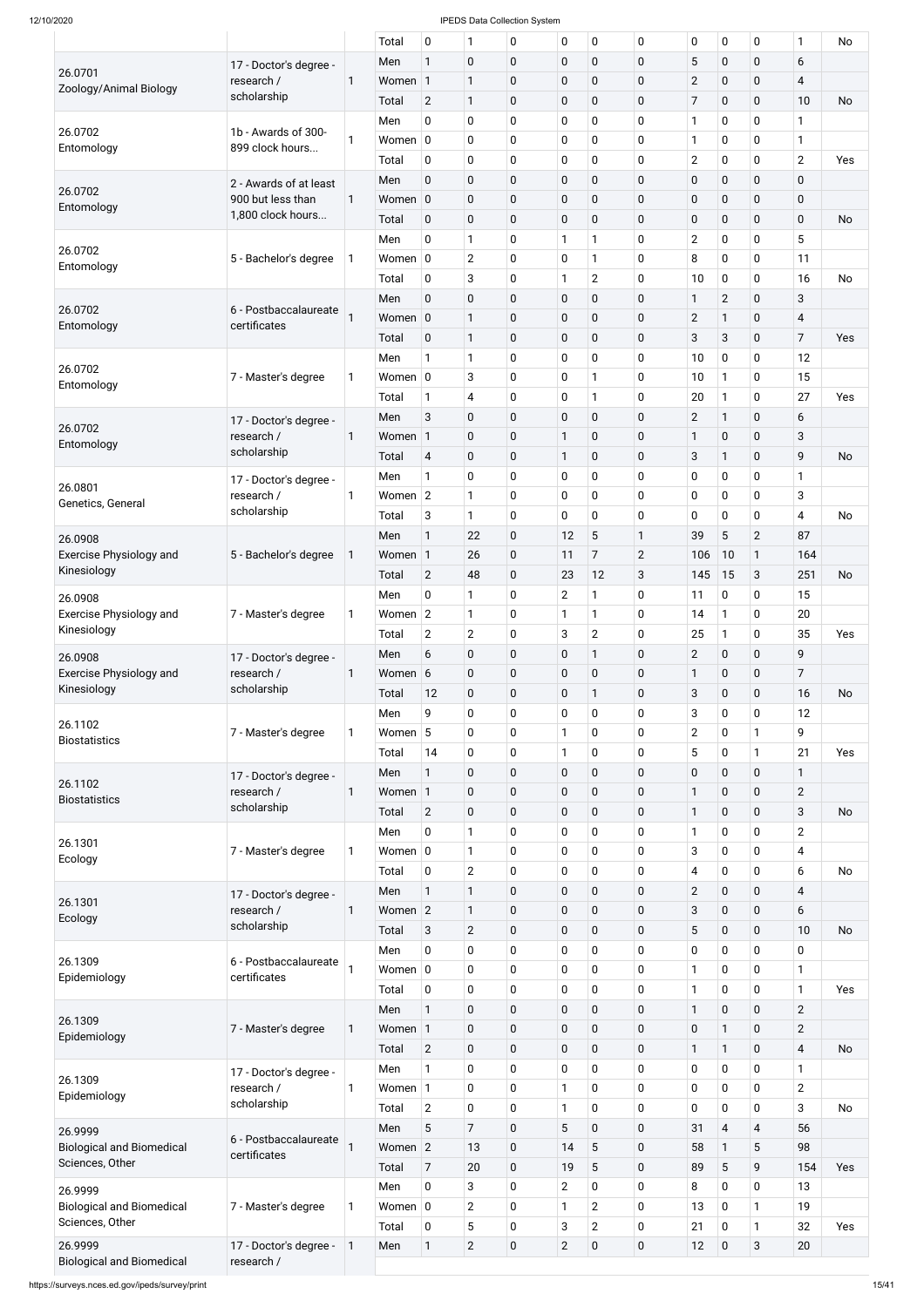| | | | Total | 0 | 1 | 0 | 0 | 0 | 0 | 0 | 0 | 0 | 1 | No |
|---|---|---|---|---|---|---|---|---|---|---|---|---|---|---|
| 26.0701 Zoology/Animal Biology | 17 - Doctor's degree - research / scholarship | 1 | Men | 1 | 0 | 0 | 0 | 0 | 0 | 5 | 0 | 0 | 6 | |
| | | | Women | 1 | 1 | 0 | 0 | 0 | 0 | 2 | 0 | 0 | 4 | |
| | | | Total | 2 | 1 | 0 | 0 | 0 | 0 | 7 | 0 | 0 | 10 | No |
| 26.0702 Entomology | 1b - Awards of 300-899 clock hours... | 1 | Men | 0 | 0 | 0 | 0 | 0 | 0 | 1 | 0 | 0 | 1 | |
| | | | Women | 0 | 0 | 0 | 0 | 0 | 0 | 1 | 0 | 0 | 1 | |
| | | | Total | 0 | 0 | 0 | 0 | 0 | 0 | 2 | 0 | 0 | 2 | Yes |
| 26.0702 Entomology | 2 - Awards of at least 900 but less than 1,800 clock hours... | 1 | Men | 0 | 0 | 0 | 0 | 0 | 0 | 0 | 0 | 0 | 0 | |
| | | | Women | 0 | 0 | 0 | 0 | 0 | 0 | 0 | 0 | 0 | 0 | |
| | | | Total | 0 | 0 | 0 | 0 | 0 | 0 | 0 | 0 | 0 | 0 | No |
| 26.0702 Entomology | 5 - Bachelor's degree | 1 | Men | 0 | 1 | 0 | 1 | 1 | 0 | 2 | 0 | 0 | 5 | |
| | | | Women | 0 | 2 | 0 | 0 | 1 | 0 | 8 | 0 | 0 | 11 | |
| | | | Total | 0 | 3 | 0 | 1 | 2 | 0 | 10 | 0 | 0 | 16 | No |
| 26.0702 Entomology | 6 - Postbaccalaureate certificates | 1 | Men | 0 | 0 | 0 | 0 | 0 | 0 | 1 | 2 | 0 | 3 | |
| | | | Women | 0 | 1 | 0 | 0 | 0 | 0 | 2 | 1 | 0 | 4 | |
| | | | Total | 0 | 1 | 0 | 0 | 0 | 0 | 3 | 3 | 0 | 7 | Yes |
| 26.0702 Entomology | 7 - Master's degree | 1 | Men | 1 | 1 | 0 | 0 | 0 | 0 | 10 | 0 | 0 | 12 | |
| | | | Women | 0 | 3 | 0 | 0 | 1 | 0 | 10 | 1 | 0 | 15 | |
| | | | Total | 1 | 4 | 0 | 0 | 1 | 0 | 20 | 1 | 0 | 27 | Yes |
| 26.0702 Entomology | 17 - Doctor's degree - research / scholarship | 1 | Men | 3 | 0 | 0 | 0 | 0 | 0 | 2 | 1 | 0 | 6 | |
| | | | Women | 1 | 0 | 0 | 1 | 0 | 0 | 1 | 0 | 0 | 3 | |
| | | | Total | 4 | 0 | 0 | 1 | 0 | 0 | 3 | 1 | 0 | 9 | No |
| 26.0801 Genetics, General | 17 - Doctor's degree - research / scholarship | 1 | Men | 1 | 0 | 0 | 0 | 0 | 0 | 0 | 0 | 0 | 1 | |
| | | | Women | 2 | 1 | 0 | 0 | 0 | 0 | 0 | 0 | 0 | 3 | |
| | | | Total | 3 | 1 | 0 | 0 | 0 | 0 | 0 | 0 | 0 | 4 | No |
| 26.0908 Exercise Physiology and Kinesiology | 5 - Bachelor's degree | 1 | Men | 1 | 22 | 0 | 12 | 5 | 1 | 39 | 5 | 2 | 87 | |
| | | | Women | 1 | 26 | 0 | 11 | 7 | 2 | 106 | 10 | 1 | 164 | |
| | | | Total | 2 | 48 | 0 | 23 | 12 | 3 | 145 | 15 | 3 | 251 | No |
| 26.0908 Exercise Physiology and Kinesiology | 7 - Master's degree | 1 | Men | 0 | 1 | 0 | 2 | 1 | 0 | 11 | 0 | 0 | 15 | |
| | | | Women | 2 | 1 | 0 | 1 | 1 | 0 | 14 | 1 | 0 | 20 | |
| | | | Total | 2 | 2 | 0 | 3 | 2 | 0 | 25 | 1 | 0 | 35 | Yes |
| 26.0908 Exercise Physiology and Kinesiology | 17 - Doctor's degree - research / scholarship | 1 | Men | 6 | 0 | 0 | 0 | 1 | 0 | 2 | 0 | 0 | 9 | |
| | | | Women | 6 | 0 | 0 | 0 | 0 | 0 | 1 | 0 | 0 | 7 | |
| | | | Total | 12 | 0 | 0 | 0 | 1 | 0 | 3 | 0 | 0 | 16 | No |
| 26.1102 Biostatistics | 7 - Master's degree | 1 | Men | 9 | 0 | 0 | 0 | 0 | 0 | 3 | 0 | 0 | 12 | |
| | | | Women | 5 | 0 | 0 | 1 | 0 | 0 | 2 | 0 | 1 | 9 | |
| | | | Total | 14 | 0 | 0 | 1 | 0 | 0 | 5 | 0 | 1 | 21 | Yes |
| 26.1102 Biostatistics | 17 - Doctor's degree - research / scholarship | 1 | Men | 1 | 0 | 0 | 0 | 0 | 0 | 0 | 0 | 0 | 1 | |
| | | | Women | 1 | 0 | 0 | 0 | 0 | 0 | 1 | 0 | 0 | 2 | |
| | | | Total | 2 | 0 | 0 | 0 | 0 | 0 | 1 | 0 | 0 | 3 | No |
| 26.1301 Ecology | 7 - Master's degree | 1 | Men | 0 | 1 | 0 | 0 | 0 | 0 | 1 | 0 | 0 | 2 | |
| | | | Women | 0 | 1 | 0 | 0 | 0 | 0 | 3 | 0 | 0 | 4 | |
| | | | Total | 0 | 2 | 0 | 0 | 0 | 0 | 4 | 0 | 0 | 6 | No |
| 26.1301 Ecology | 17 - Doctor's degree - research / scholarship | 1 | Men | 1 | 1 | 0 | 0 | 0 | 0 | 2 | 0 | 0 | 4 | |
| | | | Women | 2 | 1 | 0 | 0 | 0 | 0 | 3 | 0 | 0 | 6 | |
| | | | Total | 3 | 2 | 0 | 0 | 0 | 0 | 5 | 0 | 0 | 10 | No |
| 26.1309 Epidemiology | 6 - Postbaccalaureate certificates | 1 | Men | 0 | 0 | 0 | 0 | 0 | 0 | 0 | 0 | 0 | 0 | |
| | | | Women | 0 | 0 | 0 | 0 | 0 | 0 | 1 | 0 | 0 | 1 | |
| | | | Total | 0 | 0 | 0 | 0 | 0 | 0 | 1 | 0 | 0 | 1 | Yes |
| 26.1309 Epidemiology | 7 - Master's degree | 1 | Men | 1 | 0 | 0 | 0 | 0 | 0 | 1 | 0 | 0 | 2 | |
| | | | Women | 1 | 0 | 0 | 0 | 0 | 0 | 0 | 1 | 0 | 2 | |
| | | | Total | 2 | 0 | 0 | 0 | 0 | 0 | 1 | 1 | 0 | 4 | No |
| 26.1309 Epidemiology | 17 - Doctor's degree - research / scholarship | 1 | Men | 1 | 0 | 0 | 0 | 0 | 0 | 0 | 0 | 0 | 1 | |
| | | | Women | 1 | 0 | 0 | 1 | 0 | 0 | 0 | 0 | 0 | 2 | |
| | | | Total | 2 | 0 | 0 | 1 | 0 | 0 | 0 | 0 | 0 | 3 | No |
| 26.9999 Biological and Biomedical Sciences, Other | 6 - Postbaccalaureate certificates | 1 | Men | 5 | 7 | 0 | 5 | 0 | 0 | 31 | 4 | 4 | 56 | |
| | | | Women | 2 | 13 | 0 | 14 | 5 | 0 | 58 | 1 | 5 | 98 | |
| | | | Total | 7 | 20 | 0 | 19 | 5 | 0 | 89 | 5 | 9 | 154 | Yes |
| 26.9999 Biological and Biomedical Sciences, Other | 7 - Master's degree | 1 | Men | 0 | 3 | 0 | 2 | 0 | 0 | 8 | 0 | 0 | 13 | |
| | | | Women | 0 | 2 | 0 | 1 | 2 | 0 | 13 | 0 | 1 | 19 | |
| | | | Total | 0 | 5 | 0 | 3 | 2 | 0 | 21 | 0 | 1 | 32 | Yes |
| 26.9999 Biological and Biomedical | 17 - Doctor's degree - research / | 1 | Men | 1 | 2 | 0 | 2 | 0 | 0 | 12 | 0 | 3 | 20 | |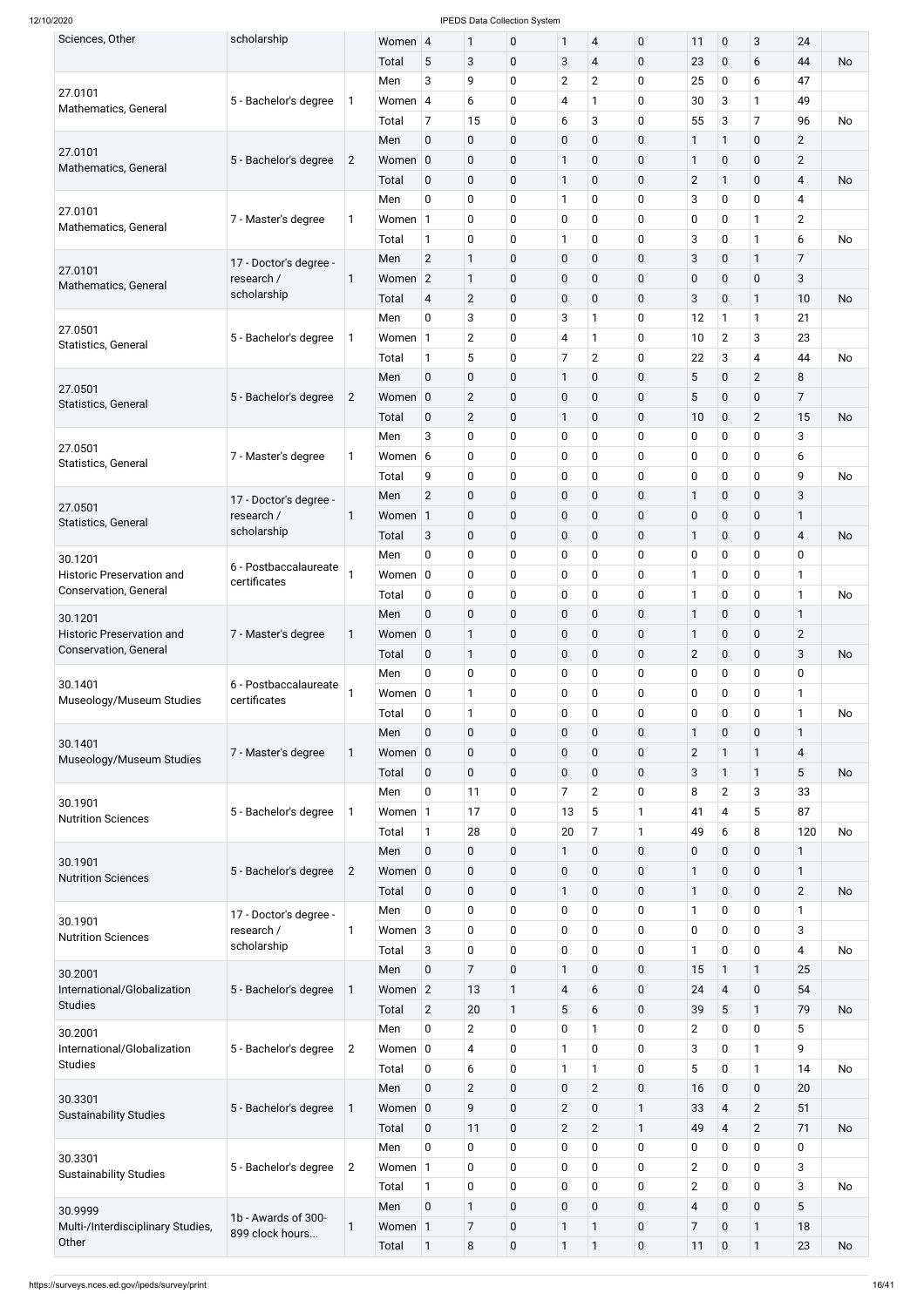| | | | | | | | | | | | | | | |
|---|---|---|---|---|---|---|---|---|---|---|---|---|---|---|
| Sciences, Other | scholarship | | Women | 4 | 1 | 0 | 1 | 4 | 0 | 11 | 0 | 3 | 24 | |
| | | | Total | 5 | 3 | 0 | 3 | 4 | 0 | 23 | 0 | 6 | 44 | No |
| 27.0101 Mathematics, General | 5 - Bachelor's degree | 1 | Men | 3 | 9 | 0 | 2 | 2 | 0 | 25 | 0 | 6 | 47 | |
| | | | Women | 4 | 6 | 0 | 4 | 1 | 0 | 30 | 3 | 1 | 49 | |
| | | | Total | 7 | 15 | 0 | 6 | 3 | 0 | 55 | 3 | 7 | 96 | No |
| 27.0101 Mathematics, General | 5 - Bachelor's degree | 2 | Men | 0 | 0 | 0 | 0 | 0 | 0 | 1 | 1 | 0 | 2 | |
| | | | Women | 0 | 0 | 0 | 1 | 0 | 0 | 1 | 0 | 0 | 2 | |
| | | | Total | 0 | 0 | 0 | 1 | 0 | 0 | 2 | 1 | 0 | 4 | No |
| 27.0101 Mathematics, General | 7 - Master's degree | 1 | Men | 0 | 0 | 0 | 1 | 0 | 0 | 3 | 0 | 0 | 4 | |
| | | | Women | 1 | 0 | 0 | 0 | 0 | 0 | 0 | 0 | 1 | 2 | |
| | | | Total | 1 | 0 | 0 | 1 | 0 | 0 | 3 | 0 | 1 | 6 | No |
| 27.0101 Mathematics, General | 17 - Doctor's degree - research / scholarship | 1 | Men | 2 | 1 | 0 | 0 | 0 | 0 | 3 | 0 | 1 | 7 | |
| | | | Women | 2 | 1 | 0 | 0 | 0 | 0 | 0 | 0 | 0 | 3 | |
| | | | Total | 4 | 2 | 0 | 0 | 0 | 0 | 3 | 0 | 1 | 10 | No |
| 27.0501 Statistics, General | 5 - Bachelor's degree | 1 | Men | 0 | 3 | 0 | 3 | 1 | 0 | 12 | 1 | 1 | 21 | |
| | | | Women | 1 | 2 | 0 | 4 | 1 | 0 | 10 | 2 | 3 | 23 | |
| | | | Total | 1 | 5 | 0 | 7 | 2 | 0 | 22 | 3 | 4 | 44 | No |
| 27.0501 Statistics, General | 5 - Bachelor's degree | 2 | Men | 0 | 0 | 0 | 1 | 0 | 0 | 5 | 0 | 2 | 8 | |
| | | | Women | 0 | 2 | 0 | 0 | 0 | 0 | 5 | 0 | 0 | 7 | |
| | | | Total | 0 | 2 | 0 | 1 | 0 | 0 | 10 | 0 | 2 | 15 | No |
| 27.0501 Statistics, General | 7 - Master's degree | 1 | Men | 3 | 0 | 0 | 0 | 0 | 0 | 0 | 0 | 0 | 3 | |
| | | | Women | 6 | 0 | 0 | 0 | 0 | 0 | 0 | 0 | 0 | 6 | |
| | | | Total | 9 | 0 | 0 | 0 | 0 | 0 | 0 | 0 | 0 | 9 | No |
| 27.0501 Statistics, General | 17 - Doctor's degree - research / scholarship | 1 | Men | 2 | 0 | 0 | 0 | 0 | 0 | 1 | 0 | 0 | 3 | |
| | | | Women | 1 | 0 | 0 | 0 | 0 | 0 | 0 | 0 | 0 | 1 | |
| | | | Total | 3 | 0 | 0 | 0 | 0 | 0 | 1 | 0 | 0 | 4 | No |
| 30.1201 Historic Preservation and Conservation, General | 6 - Postbaccalaureate certificates | 1 | Men | 0 | 0 | 0 | 0 | 0 | 0 | 0 | 0 | 0 | 0 | |
| | | | Women | 0 | 0 | 0 | 0 | 0 | 0 | 1 | 0 | 0 | 1 | |
| | | | Total | 0 | 0 | 0 | 0 | 0 | 0 | 1 | 0 | 0 | 1 | No |
| 30.1201 Historic Preservation and Conservation, General | 7 - Master's degree | 1 | Men | 0 | 0 | 0 | 0 | 0 | 0 | 1 | 0 | 0 | 1 | |
| | | | Women | 0 | 1 | 0 | 0 | 0 | 0 | 1 | 0 | 0 | 2 | |
| | | | Total | 0 | 1 | 0 | 0 | 0 | 0 | 2 | 0 | 0 | 3 | No |
| 30.1401 Museology/Museum Studies | 6 - Postbaccalaureate certificates | 1 | Men | 0 | 0 | 0 | 0 | 0 | 0 | 0 | 0 | 0 | 0 | |
| | | | Women | 0 | 1 | 0 | 0 | 0 | 0 | 0 | 0 | 0 | 1 | |
| | | | Total | 0 | 1 | 0 | 0 | 0 | 0 | 0 | 0 | 0 | 1 | No |
| 30.1401 Museology/Museum Studies | 7 - Master's degree | 1 | Men | 0 | 0 | 0 | 0 | 0 | 0 | 1 | 0 | 0 | 1 | |
| | | | Women | 0 | 0 | 0 | 0 | 0 | 0 | 2 | 1 | 1 | 4 | |
| | | | Total | 0 | 0 | 0 | 0 | 0 | 0 | 3 | 1 | 1 | 5 | No |
| 30.1901 Nutrition Sciences | 5 - Bachelor's degree | 1 | Men | 0 | 11 | 0 | 7 | 2 | 0 | 8 | 2 | 3 | 33 | |
| | | | Women | 1 | 17 | 0 | 13 | 5 | 1 | 41 | 4 | 5 | 87 | |
| | | | Total | 1 | 28 | 0 | 20 | 7 | 1 | 49 | 6 | 8 | 120 | No |
| 30.1901 Nutrition Sciences | 5 - Bachelor's degree | 2 | Men | 0 | 0 | 0 | 1 | 0 | 0 | 0 | 0 | 0 | 1 | |
| | | | Women | 0 | 0 | 0 | 0 | 0 | 0 | 1 | 0 | 0 | 1 | |
| | | | Total | 0 | 0 | 0 | 1 | 0 | 0 | 1 | 0 | 0 | 2 | No |
| 30.1901 Nutrition Sciences | 17 - Doctor's degree - research / scholarship | 1 | Men | 0 | 0 | 0 | 0 | 0 | 0 | 1 | 0 | 0 | 1 | |
| | | | Women | 3 | 0 | 0 | 0 | 0 | 0 | 0 | 0 | 0 | 3 | |
| | | | Total | 3 | 0 | 0 | 0 | 0 | 0 | 1 | 0 | 0 | 4 | No |
| 30.2001 International/Globalization Studies | 5 - Bachelor's degree | 1 | Men | 0 | 7 | 0 | 1 | 0 | 0 | 15 | 1 | 1 | 25 | |
| | | | Women | 2 | 13 | 1 | 4 | 6 | 0 | 24 | 4 | 0 | 54 | |
| | | | Total | 2 | 20 | 1 | 5 | 6 | 0 | 39 | 5 | 1 | 79 | No |
| 30.2001 International/Globalization Studies | 5 - Bachelor's degree | 2 | Men | 0 | 2 | 0 | 0 | 1 | 0 | 2 | 0 | 0 | 5 | |
| | | | Women | 0 | 4 | 0 | 1 | 0 | 0 | 3 | 0 | 1 | 9 | |
| | | | Total | 0 | 6 | 0 | 1 | 1 | 0 | 5 | 0 | 1 | 14 | No |
| 30.3301 Sustainability Studies | 5 - Bachelor's degree | 1 | Men | 0 | 2 | 0 | 0 | 2 | 0 | 16 | 0 | 0 | 20 | |
| | | | Women | 0 | 9 | 0 | 2 | 0 | 1 | 33 | 4 | 2 | 51 | |
| | | | Total | 0 | 11 | 0 | 2 | 2 | 1 | 49 | 4 | 2 | 71 | No |
| 30.3301 Sustainability Studies | 5 - Bachelor's degree | 2 | Men | 0 | 0 | 0 | 0 | 0 | 0 | 0 | 0 | 0 | 0 | |
| | | | Women | 1 | 0 | 0 | 0 | 0 | 0 | 2 | 0 | 0 | 3 | |
| | | | Total | 1 | 0 | 0 | 0 | 0 | 0 | 2 | 0 | 0 | 3 | No |
| 30.9999 Multi-/Interdisciplinary Studies, Other | 1b - Awards of 300-899 clock hours... | 1 | Men | 0 | 1 | 0 | 0 | 0 | 0 | 4 | 0 | 0 | 5 | |
| | | | Women | 1 | 7 | 0 | 1 | 1 | 0 | 7 | 0 | 1 | 18 | |
| | | | Total | 1 | 8 | 0 | 1 | 1 | 0 | 11 | 0 | 1 | 23 | No |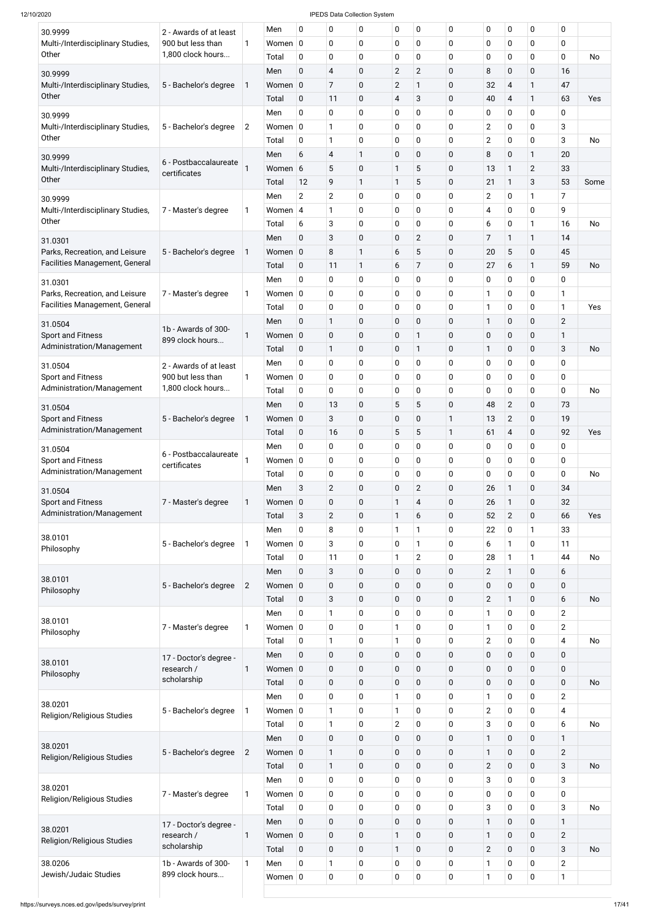| | | | | | | | | | | | | | | |
|---|---|---|---|---|---|---|---|---|---|---|---|---|---|---|
| 30.9999 Multi-/Interdisciplinary Studies, Other | 2 - Awards of at least 900 but less than 1,800 clock hours... | 1 | Men | 0 | 0 | 0 | 0 | 0 | 0 | 0 | 0 | 0 | 0 | |
| | | | Women | 0 | 0 | 0 | 0 | 0 | 0 | 0 | 0 | 0 | 0 | |
| | | | Total | 0 | 0 | 0 | 0 | 0 | 0 | 0 | 0 | 0 | 0 | No |
| 30.9999 Multi-/Interdisciplinary Studies, Other | 5 - Bachelor's degree | 1 | Men | 0 | 4 | 0 | 2 | 2 | 0 | 8 | 0 | 0 | 16 | |
| | | | Women | 0 | 7 | 0 | 2 | 1 | 0 | 32 | 4 | 1 | 47 | |
| | | | Total | 0 | 11 | 0 | 4 | 3 | 0 | 40 | 4 | 1 | 63 | Yes |
| 30.9999 Multi-/Interdisciplinary Studies, Other | 5 - Bachelor's degree | 2 | Men | 0 | 0 | 0 | 0 | 0 | 0 | 0 | 0 | 0 | 0 | |
| | | | Women | 0 | 1 | 0 | 0 | 0 | 0 | 2 | 0 | 0 | 3 | |
| | | | Total | 0 | 1 | 0 | 0 | 0 | 0 | 2 | 0 | 0 | 3 | No |
| 30.9999 Multi-/Interdisciplinary Studies, Other | 6 - Postbaccalaureate certificates | 1 | Men | 6 | 4 | 1 | 0 | 0 | 0 | 8 | 0 | 1 | 20 | |
| | | | Women | 6 | 5 | 0 | 1 | 5 | 0 | 13 | 1 | 2 | 33 | |
| | | | Total | 12 | 9 | 1 | 1 | 5 | 0 | 21 | 1 | 3 | 53 | Some |
| 30.9999 Multi-/Interdisciplinary Studies, Other | 7 - Master's degree | 1 | Men | 2 | 2 | 0 | 0 | 0 | 0 | 2 | 0 | 1 | 7 | |
| | | | Women | 4 | 1 | 0 | 0 | 0 | 0 | 4 | 0 | 0 | 9 | |
| | | | Total | 6 | 3 | 0 | 0 | 0 | 0 | 6 | 0 | 1 | 16 | No |
| 31.0301 Parks, Recreation, and Leisure Facilities Management, General | 5 - Bachelor's degree | 1 | Men | 0 | 3 | 0 | 0 | 2 | 0 | 7 | 1 | 1 | 14 | |
| | | | Women | 0 | 8 | 1 | 6 | 5 | 0 | 20 | 5 | 0 | 45 | |
| | | | Total | 0 | 11 | 1 | 6 | 7 | 0 | 27 | 6 | 1 | 59 | No |
| 31.0301 Parks, Recreation, and Leisure Facilities Management, General | 7 - Master's degree | 1 | Men | 0 | 0 | 0 | 0 | 0 | 0 | 0 | 0 | 0 | 0 | |
| | | | Women | 0 | 0 | 0 | 0 | 0 | 0 | 1 | 0 | 0 | 1 | |
| | | | Total | 0 | 0 | 0 | 0 | 0 | 0 | 1 | 0 | 0 | 1 | Yes |
| 31.0504 Sport and Fitness Administration/Management | 1b - Awards of 300-899 clock hours... | 1 | Men | 0 | 1 | 0 | 0 | 0 | 0 | 1 | 0 | 0 | 2 | |
| | | | Women | 0 | 0 | 0 | 0 | 1 | 0 | 0 | 0 | 0 | 1 | |
| | | | Total | 0 | 1 | 0 | 0 | 1 | 0 | 1 | 0 | 0 | 3 | No |
| 31.0504 Sport and Fitness Administration/Management | 2 - Awards of at least 900 but less than 1,800 clock hours... | 1 | Men | 0 | 0 | 0 | 0 | 0 | 0 | 0 | 0 | 0 | 0 | |
| | | | Women | 0 | 0 | 0 | 0 | 0 | 0 | 0 | 0 | 0 | 0 | |
| | | | Total | 0 | 0 | 0 | 0 | 0 | 0 | 0 | 0 | 0 | 0 | No |
| 31.0504 Sport and Fitness Administration/Management | 5 - Bachelor's degree | 1 | Men | 0 | 13 | 0 | 5 | 5 | 0 | 48 | 2 | 0 | 73 | |
| | | | Women | 0 | 3 | 0 | 0 | 0 | 1 | 13 | 2 | 0 | 19 | |
| | | | Total | 0 | 16 | 0 | 5 | 5 | 1 | 61 | 4 | 0 | 92 | Yes |
| 31.0504 Sport and Fitness Administration/Management | 6 - Postbaccalaureate certificates | 1 | Men | 0 | 0 | 0 | 0 | 0 | 0 | 0 | 0 | 0 | 0 | |
| | | | Women | 0 | 0 | 0 | 0 | 0 | 0 | 0 | 0 | 0 | 0 | |
| | | | Total | 0 | 0 | 0 | 0 | 0 | 0 | 0 | 0 | 0 | 0 | No |
| 31.0504 Sport and Fitness Administration/Management | 7 - Master's degree | 1 | Men | 3 | 2 | 0 | 0 | 2 | 0 | 26 | 1 | 0 | 34 | |
| | | | Women | 0 | 0 | 0 | 1 | 4 | 0 | 26 | 1 | 0 | 32 | |
| | | | Total | 3 | 2 | 0 | 1 | 6 | 0 | 52 | 2 | 0 | 66 | Yes |
| 38.0101 Philosophy | 5 - Bachelor's degree | 1 | Men | 0 | 8 | 0 | 1 | 1 | 0 | 22 | 0 | 1 | 33 | |
| | | | Women | 0 | 3 | 0 | 0 | 1 | 0 | 6 | 1 | 0 | 11 | |
| | | | Total | 0 | 11 | 0 | 1 | 2 | 0 | 28 | 1 | 1 | 44 | No |
| 38.0101 Philosophy | 5 - Bachelor's degree | 2 | Men | 0 | 3 | 0 | 0 | 0 | 0 | 2 | 1 | 0 | 6 | |
| | | | Women | 0 | 0 | 0 | 0 | 0 | 0 | 0 | 0 | 0 | 0 | |
| | | | Total | 0 | 3 | 0 | 0 | 0 | 0 | 2 | 1 | 0 | 6 | No |
| 38.0101 Philosophy | 7 - Master's degree | 1 | Men | 0 | 1 | 0 | 0 | 0 | 0 | 1 | 0 | 0 | 2 | |
| | | | Women | 0 | 0 | 0 | 1 | 0 | 0 | 1 | 0 | 0 | 2 | |
| | | | Total | 0 | 1 | 0 | 1 | 0 | 0 | 2 | 0 | 0 | 4 | No |
| 38.0101 Philosophy | 17 - Doctor's degree - research / scholarship | 1 | Men | 0 | 0 | 0 | 0 | 0 | 0 | 0 | 0 | 0 | 0 | |
| | | | Women | 0 | 0 | 0 | 0 | 0 | 0 | 0 | 0 | 0 | 0 | |
| | | | Total | 0 | 0 | 0 | 0 | 0 | 0 | 0 | 0 | 0 | 0 | No |
| 38.0201 Religion/Religious Studies | 5 - Bachelor's degree | 1 | Men | 0 | 0 | 0 | 1 | 0 | 0 | 1 | 0 | 0 | 2 | |
| | | | Women | 0 | 1 | 0 | 1 | 0 | 0 | 2 | 0 | 0 | 4 | |
| | | | Total | 0 | 1 | 0 | 2 | 0 | 0 | 3 | 0 | 0 | 6 | No |
| 38.0201 Religion/Religious Studies | 5 - Bachelor's degree | 2 | Men | 0 | 0 | 0 | 0 | 0 | 0 | 1 | 0 | 0 | 1 | |
| | | | Women | 0 | 1 | 0 | 0 | 0 | 0 | 1 | 0 | 0 | 2 | |
| | | | Total | 0 | 1 | 0 | 0 | 0 | 0 | 2 | 0 | 0 | 3 | No |
| 38.0201 Religion/Religious Studies | 7 - Master's degree | 1 | Men | 0 | 0 | 0 | 0 | 0 | 0 | 3 | 0 | 0 | 3 | |
| | | | Women | 0 | 0 | 0 | 0 | 0 | 0 | 0 | 0 | 0 | 0 | |
| | | | Total | 0 | 0 | 0 | 0 | 0 | 0 | 3 | 0 | 0 | 3 | No |
| 38.0201 Religion/Religious Studies | 17 - Doctor's degree - research / scholarship | 1 | Men | 0 | 0 | 0 | 0 | 0 | 0 | 1 | 0 | 0 | 1 | |
| | | | Women | 0 | 0 | 0 | 1 | 0 | 0 | 1 | 0 | 0 | 2 | |
| | | | Total | 0 | 0 | 0 | 1 | 0 | 0 | 2 | 0 | 0 | 3 | No |
| 38.0206 Jewish/Judaic Studies | 1b - Awards of 300-899 clock hours... | 1 | Men | 0 | 1 | 0 | 0 | 0 | 0 | 1 | 0 | 0 | 2 | |
| | | | Women | 0 | 0 | 0 | 0 | 0 | 0 | 1 | 0 | 0 | 1 | |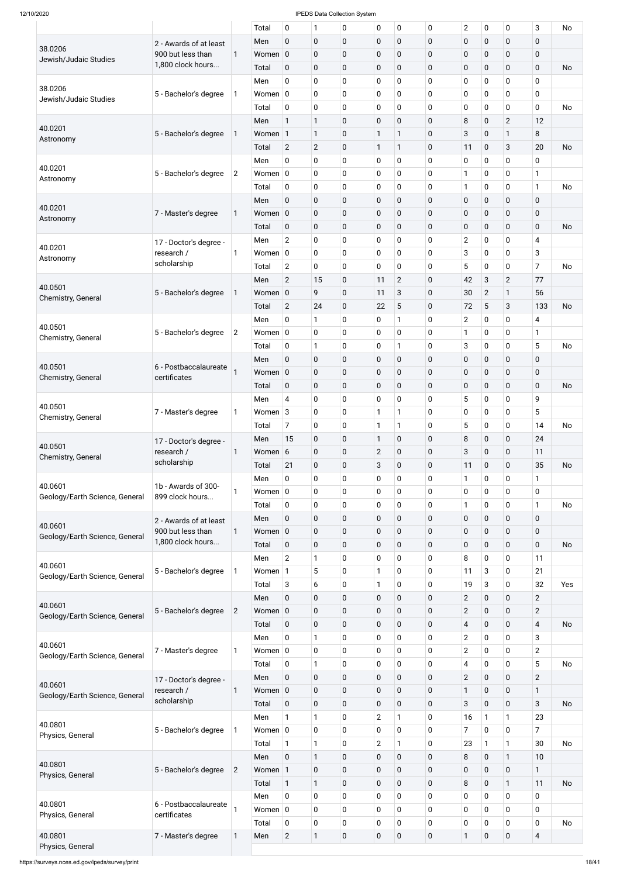| | | | Total | 0 | 1 | 0 | 0 | 0 | 0 | 2 | 0 | 0 | 3 | No |
|---|---|---|---|---|---|---|---|---|---|---|---|---|---|---|
| 38.0206 Jewish/Judaic Studies | 2 - Awards of at least 900 but less than 1,800 clock hours... | 1 | Men | 0 | 0 | 0 | 0 | 0 | 0 | 0 | 0 | 0 | 0 | |
| | | | Women | 0 | 0 | 0 | 0 | 0 | 0 | 0 | 0 | 0 | 0 | |
| | | | Total | 0 | 0 | 0 | 0 | 0 | 0 | 0 | 0 | 0 | 0 | No |
| 38.0206 Jewish/Judaic Studies | 5 - Bachelor's degree | 1 | Men | 0 | 0 | 0 | 0 | 0 | 0 | 0 | 0 | 0 | 0 | |
| | | | Women | 0 | 0 | 0 | 0 | 0 | 0 | 0 | 0 | 0 | 0 | |
| | | | Total | 0 | 0 | 0 | 0 | 0 | 0 | 0 | 0 | 0 | 0 | No |
| 40.0201 Astronomy | 5 - Bachelor's degree | 1 | Men | 1 | 1 | 0 | 0 | 0 | 0 | 8 | 0 | 2 | 12 | |
| | | | Women | 1 | 1 | 0 | 1 | 1 | 0 | 3 | 0 | 1 | 8 | |
| | | | Total | 2 | 2 | 0 | 1 | 1 | 0 | 11 | 0 | 3 | 20 | No |
| 40.0201 Astronomy | 5 - Bachelor's degree | 2 | Men | 0 | 0 | 0 | 0 | 0 | 0 | 0 | 0 | 0 | 0 | |
| | | | Women | 0 | 0 | 0 | 0 | 0 | 0 | 1 | 0 | 0 | 1 | |
| | | | Total | 0 | 0 | 0 | 0 | 0 | 0 | 1 | 0 | 0 | 1 | No |
| 40.0201 Astronomy | 7 - Master's degree | 1 | Men | 0 | 0 | 0 | 0 | 0 | 0 | 0 | 0 | 0 | 0 | |
| | | | Women | 0 | 0 | 0 | 0 | 0 | 0 | 0 | 0 | 0 | 0 | |
| | | | Total | 0 | 0 | 0 | 0 | 0 | 0 | 0 | 0 | 0 | 0 | No |
| 40.0201 Astronomy | 17 - Doctor's degree - research / scholarship | 1 | Men | 2 | 0 | 0 | 0 | 0 | 0 | 2 | 0 | 0 | 4 | |
| | | | Women | 0 | 0 | 0 | 0 | 0 | 0 | 3 | 0 | 0 | 3 | |
| | | | Total | 2 | 0 | 0 | 0 | 0 | 0 | 5 | 0 | 0 | 7 | No |
| 40.0501 Chemistry, General | 5 - Bachelor's degree | 1 | Men | 2 | 15 | 0 | 11 | 2 | 0 | 42 | 3 | 2 | 77 | |
| | | | Women | 0 | 9 | 0 | 11 | 3 | 0 | 30 | 2 | 1 | 56 | |
| | | | Total | 2 | 24 | 0 | 22 | 5 | 0 | 72 | 5 | 3 | 133 | No |
| 40.0501 Chemistry, General | 5 - Bachelor's degree | 2 | Men | 0 | 1 | 0 | 0 | 1 | 0 | 2 | 0 | 0 | 4 | |
| | | | Women | 0 | 0 | 0 | 0 | 0 | 0 | 1 | 0 | 0 | 1 | |
| | | | Total | 0 | 1 | 0 | 0 | 1 | 0 | 3 | 0 | 0 | 5 | No |
| 40.0501 Chemistry, General | 6 - Postbaccalaureate certificates | 1 | Men | 0 | 0 | 0 | 0 | 0 | 0 | 0 | 0 | 0 | 0 | |
| | | | Women | 0 | 0 | 0 | 0 | 0 | 0 | 0 | 0 | 0 | 0 | |
| | | | Total | 0 | 0 | 0 | 0 | 0 | 0 | 0 | 0 | 0 | 0 | No |
| 40.0501 Chemistry, General | 7 - Master's degree | 1 | Men | 4 | 0 | 0 | 0 | 0 | 0 | 5 | 0 | 0 | 9 | |
| | | | Women | 3 | 0 | 0 | 1 | 1 | 0 | 0 | 0 | 0 | 5 | |
| | | | Total | 7 | 0 | 0 | 1 | 1 | 0 | 5 | 0 | 0 | 14 | No |
| 40.0501 Chemistry, General | 17 - Doctor's degree - research / scholarship | 1 | Men | 15 | 0 | 0 | 1 | 0 | 0 | 8 | 0 | 0 | 24 | |
| | | | Women | 6 | 0 | 0 | 2 | 0 | 0 | 3 | 0 | 0 | 11 | |
| | | | Total | 21 | 0 | 0 | 3 | 0 | 0 | 11 | 0 | 0 | 35 | No |
| 40.0601 Geology/Earth Science, General | 1b - Awards of 300-899 clock hours... | 1 | Men | 0 | 0 | 0 | 0 | 0 | 0 | 1 | 0 | 0 | 1 | |
| | | | Women | 0 | 0 | 0 | 0 | 0 | 0 | 0 | 0 | 0 | 0 | |
| | | | Total | 0 | 0 | 0 | 0 | 0 | 0 | 1 | 0 | 0 | 1 | No |
| 40.0601 Geology/Earth Science, General | 2 - Awards of at least 900 but less than 1,800 clock hours... | 1 | Men | 0 | 0 | 0 | 0 | 0 | 0 | 0 | 0 | 0 | 0 | |
| | | | Women | 0 | 0 | 0 | 0 | 0 | 0 | 0 | 0 | 0 | 0 | |
| | | | Total | 0 | 0 | 0 | 0 | 0 | 0 | 0 | 0 | 0 | 0 | No |
| 40.0601 Geology/Earth Science, General | 5 - Bachelor's degree | 1 | Men | 2 | 1 | 0 | 0 | 0 | 0 | 8 | 0 | 0 | 11 | |
| | | | Women | 1 | 5 | 0 | 1 | 0 | 0 | 11 | 3 | 0 | 21 | |
| | | | Total | 3 | 6 | 0 | 1 | 0 | 0 | 19 | 3 | 0 | 32 | Yes |
| 40.0601 Geology/Earth Science, General | 5 - Bachelor's degree | 2 | Men | 0 | 0 | 0 | 0 | 0 | 0 | 2 | 0 | 0 | 2 | |
| | | | Women | 0 | 0 | 0 | 0 | 0 | 0 | 2 | 0 | 0 | 2 | |
| | | | Total | 0 | 0 | 0 | 0 | 0 | 0 | 4 | 0 | 0 | 4 | No |
| 40.0601 Geology/Earth Science, General | 7 - Master's degree | 1 | Men | 0 | 1 | 0 | 0 | 0 | 0 | 2 | 0 | 0 | 3 | |
| | | | Women | 0 | 0 | 0 | 0 | 0 | 0 | 2 | 0 | 0 | 2 | |
| | | | Total | 0 | 1 | 0 | 0 | 0 | 0 | 4 | 0 | 0 | 5 | No |
| 40.0601 Geology/Earth Science, General | 17 - Doctor's degree - research / scholarship | 1 | Men | 0 | 0 | 0 | 0 | 0 | 0 | 2 | 0 | 0 | 2 | |
| | | | Women | 0 | 0 | 0 | 0 | 0 | 0 | 1 | 0 | 0 | 1 | |
| | | | Total | 0 | 0 | 0 | 0 | 0 | 0 | 3 | 0 | 0 | 3 | No |
| 40.0801 Physics, General | 5 - Bachelor's degree | 1 | Men | 1 | 1 | 0 | 2 | 1 | 0 | 16 | 1 | 1 | 23 | |
| | | | Women | 0 | 0 | 0 | 0 | 0 | 0 | 7 | 0 | 0 | 7 | |
| | | | Total | 1 | 1 | 0 | 2 | 1 | 0 | 23 | 1 | 1 | 30 | No |
| 40.0801 Physics, General | 5 - Bachelor's degree | 2 | Men | 0 | 1 | 0 | 0 | 0 | 0 | 8 | 0 | 1 | 10 | |
| | | | Women | 1 | 0 | 0 | 0 | 0 | 0 | 0 | 0 | 0 | 1 | |
| | | | Total | 1 | 1 | 0 | 0 | 0 | 0 | 8 | 0 | 1 | 11 | No |
| 40.0801 Physics, General | 6 - Postbaccalaureate certificates | 1 | Men | 0 | 0 | 0 | 0 | 0 | 0 | 0 | 0 | 0 | 0 | |
| | | | Women | 0 | 0 | 0 | 0 | 0 | 0 | 0 | 0 | 0 | 0 | |
| | | | Total | 0 | 0 | 0 | 0 | 0 | 0 | 0 | 0 | 0 | 0 | No |
| 40.0801 Physics, General | 7 - Master's degree | 1 | Men | 2 | 1 | 0 | 0 | 0 | 0 | 1 | 0 | 0 | 4 | |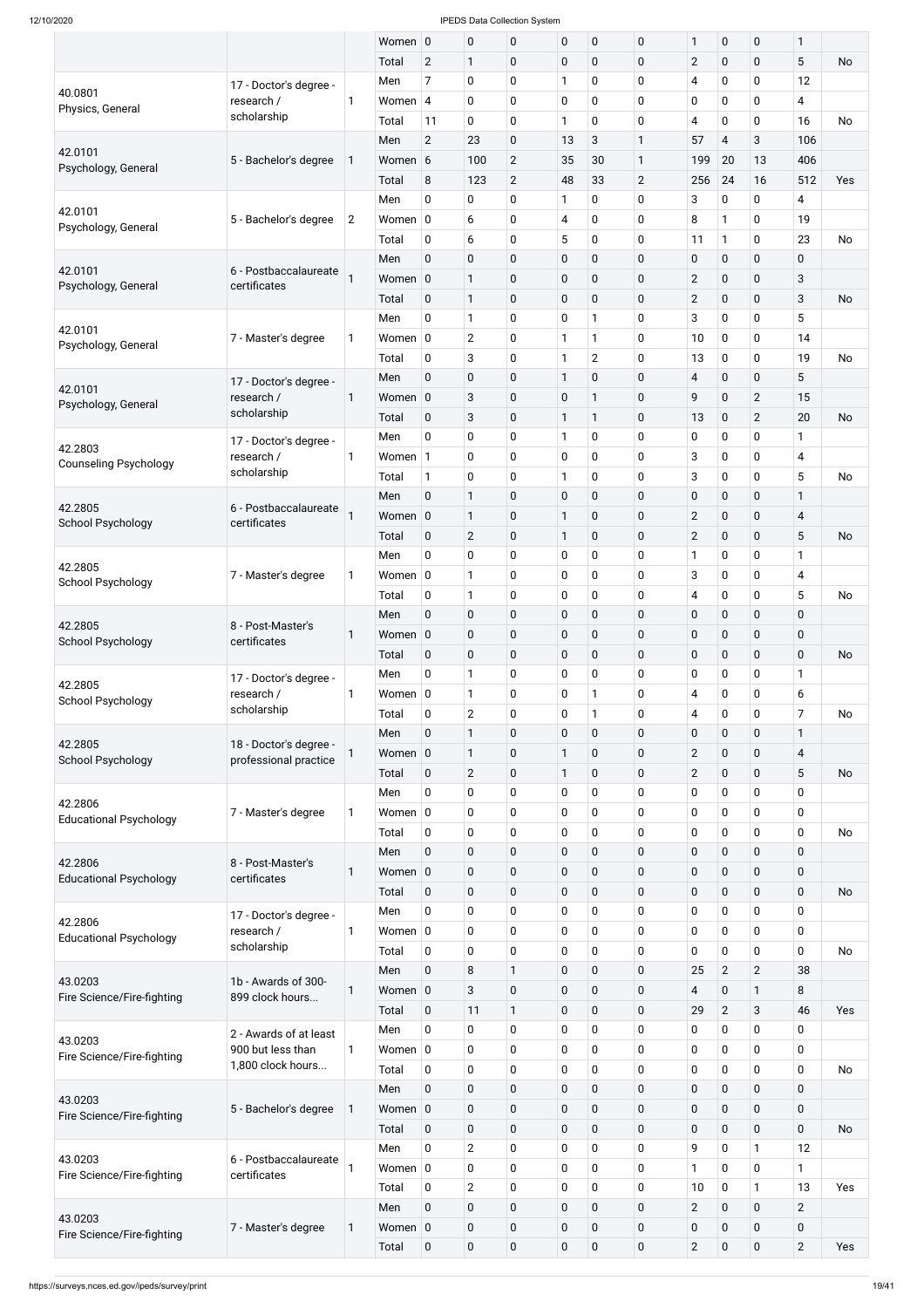| | | | Women | 0 | 0 | 0 | 0 | 0 | 0 | 1 | 0 | 0 | 1 | |
|---|---|---|---|---|---|---|---|---|---|---|---|---|---|---|
| | | | Total | 2 | 1 | 0 | 0 | 0 | 0 | 2 | 0 | 0 | 5 | No |
| 40.0801 Physics, General | 17 - Doctor's degree - research / scholarship | 1 | Men | 7 | 0 | 0 | 1 | 0 | 0 | 4 | 0 | 0 | 12 | |
| | | | Women | 4 | 0 | 0 | 0 | 0 | 0 | 0 | 0 | 0 | 4 | |
| | | | Total | 11 | 0 | 0 | 1 | 0 | 0 | 4 | 0 | 0 | 16 | No |
| 42.0101 Psychology, General | 5 - Bachelor's degree | 1 | Men | 2 | 23 | 0 | 13 | 3 | 1 | 57 | 4 | 3 | 106 | |
| | | | Women | 6 | 100 | 2 | 35 | 30 | 1 | 199 | 20 | 13 | 406 | |
| | | | Total | 8 | 123 | 2 | 48 | 33 | 2 | 256 | 24 | 16 | 512 | Yes |
| 42.0101 Psychology, General | 5 - Bachelor's degree | 2 | Men | 0 | 0 | 0 | 1 | 0 | 0 | 3 | 0 | 0 | 4 | |
| | | | Women | 0 | 6 | 0 | 4 | 0 | 0 | 8 | 1 | 0 | 19 | |
| | | | Total | 0 | 6 | 0 | 5 | 0 | 0 | 11 | 1 | 0 | 23 | No |
| 42.0101 Psychology, General | 6 - Postbaccalaureate certificates | 1 | Men | 0 | 0 | 0 | 0 | 0 | 0 | 0 | 0 | 0 | 0 | |
| | | | Women | 0 | 1 | 0 | 0 | 0 | 0 | 2 | 0 | 0 | 3 | |
| | | | Total | 0 | 1 | 0 | 0 | 0 | 0 | 2 | 0 | 0 | 3 | No |
| 42.0101 Psychology, General | 7 - Master's degree | 1 | Men | 0 | 1 | 0 | 0 | 1 | 0 | 3 | 0 | 0 | 5 | |
| | | | Women | 0 | 2 | 0 | 1 | 1 | 0 | 10 | 0 | 0 | 14 | |
| | | | Total | 0 | 3 | 0 | 1 | 2 | 0 | 13 | 0 | 0 | 19 | No |
| 42.0101 Psychology, General | 17 - Doctor's degree - research / scholarship | 1 | Men | 0 | 0 | 0 | 1 | 0 | 0 | 4 | 0 | 0 | 5 | |
| | | | Women | 0 | 3 | 0 | 0 | 1 | 0 | 9 | 0 | 2 | 15 | |
| | | | Total | 0 | 3 | 0 | 1 | 1 | 0 | 13 | 0 | 2 | 20 | No |
| 42.2803 Counseling Psychology | 17 - Doctor's degree - research / scholarship | 1 | Men | 0 | 0 | 0 | 1 | 0 | 0 | 0 | 0 | 0 | 1 | |
| | | | Women | 1 | 0 | 0 | 0 | 0 | 0 | 3 | 0 | 0 | 4 | |
| | | | Total | 1 | 0 | 0 | 1 | 0 | 0 | 3 | 0 | 0 | 5 | No |
| 42.2805 School Psychology | 6 - Postbaccalaureate certificates | 1 | Men | 0 | 1 | 0 | 0 | 0 | 0 | 0 | 0 | 0 | 1 | |
| | | | Women | 0 | 1 | 0 | 1 | 0 | 0 | 2 | 0 | 0 | 4 | |
| | | | Total | 0 | 2 | 0 | 1 | 0 | 0 | 2 | 0 | 0 | 5 | No |
| 42.2805 School Psychology | 7 - Master's degree | 1 | Men | 0 | 0 | 0 | 0 | 0 | 0 | 1 | 0 | 0 | 1 | |
| | | | Women | 0 | 1 | 0 | 0 | 0 | 0 | 3 | 0 | 0 | 4 | |
| | | | Total | 0 | 1 | 0 | 0 | 0 | 0 | 4 | 0 | 0 | 5 | No |
| 42.2805 School Psychology | 8 - Post-Master's certificates | 1 | Men | 0 | 0 | 0 | 0 | 0 | 0 | 0 | 0 | 0 | 0 | |
| | | | Women | 0 | 0 | 0 | 0 | 0 | 0 | 0 | 0 | 0 | 0 | |
| | | | Total | 0 | 0 | 0 | 0 | 0 | 0 | 0 | 0 | 0 | 0 | No |
| 42.2805 School Psychology | 17 - Doctor's degree - research / scholarship | 1 | Men | 0 | 1 | 0 | 0 | 0 | 0 | 0 | 0 | 0 | 1 | |
| | | | Women | 0 | 1 | 0 | 0 | 1 | 0 | 4 | 0 | 0 | 6 | |
| | | | Total | 0 | 2 | 0 | 0 | 1 | 0 | 4 | 0 | 0 | 7 | No |
| 42.2805 School Psychology | 18 - Doctor's degree - professional practice | 1 | Men | 0 | 1 | 0 | 0 | 0 | 0 | 0 | 0 | 0 | 1 | |
| | | | Women | 0 | 1 | 0 | 1 | 0 | 0 | 2 | 0 | 0 | 4 | |
| | | | Total | 0 | 2 | 0 | 1 | 0 | 0 | 2 | 0 | 0 | 5 | No |
| 42.2806 Educational Psychology | 7 - Master's degree | 1 | Men | 0 | 0 | 0 | 0 | 0 | 0 | 0 | 0 | 0 | 0 | |
| | | | Women | 0 | 0 | 0 | 0 | 0 | 0 | 0 | 0 | 0 | 0 | |
| | | | Total | 0 | 0 | 0 | 0 | 0 | 0 | 0 | 0 | 0 | 0 | No |
| 42.2806 Educational Psychology | 8 - Post-Master's certificates | 1 | Men | 0 | 0 | 0 | 0 | 0 | 0 | 0 | 0 | 0 | 0 | |
| | | | Women | 0 | 0 | 0 | 0 | 0 | 0 | 0 | 0 | 0 | 0 | |
| | | | Total | 0 | 0 | 0 | 0 | 0 | 0 | 0 | 0 | 0 | 0 | No |
| 42.2806 Educational Psychology | 17 - Doctor's degree - research / scholarship | 1 | Men | 0 | 0 | 0 | 0 | 0 | 0 | 0 | 0 | 0 | 0 | |
| | | | Women | 0 | 0 | 0 | 0 | 0 | 0 | 0 | 0 | 0 | 0 | |
| | | | Total | 0 | 0 | 0 | 0 | 0 | 0 | 0 | 0 | 0 | 0 | No |
| 43.0203 Fire Science/Fire-fighting | 1b - Awards of 300-899 clock hours... | 1 | Men | 0 | 8 | 1 | 0 | 0 | 0 | 25 | 2 | 2 | 38 | |
| | | | Women | 0 | 3 | 0 | 0 | 0 | 0 | 4 | 0 | 1 | 8 | |
| | | | Total | 0 | 11 | 1 | 0 | 0 | 0 | 29 | 2 | 3 | 46 | Yes |
| 43.0203 Fire Science/Fire-fighting | 2 - Awards of at least 900 but less than 1,800 clock hours... | 1 | Men | 0 | 0 | 0 | 0 | 0 | 0 | 0 | 0 | 0 | 0 | |
| | | | Women | 0 | 0 | 0 | 0 | 0 | 0 | 0 | 0 | 0 | 0 | |
| | | | Total | 0 | 0 | 0 | 0 | 0 | 0 | 0 | 0 | 0 | 0 | No |
| 43.0203 Fire Science/Fire-fighting | 5 - Bachelor's degree | 1 | Men | 0 | 0 | 0 | 0 | 0 | 0 | 0 | 0 | 0 | 0 | |
| | | | Women | 0 | 0 | 0 | 0 | 0 | 0 | 0 | 0 | 0 | 0 | |
| | | | Total | 0 | 0 | 0 | 0 | 0 | 0 | 0 | 0 | 0 | 0 | No |
| 43.0203 Fire Science/Fire-fighting | 6 - Postbaccalaureate certificates | 1 | Men | 0 | 2 | 0 | 0 | 0 | 0 | 9 | 0 | 1 | 12 | |
| | | | Women | 0 | 0 | 0 | 0 | 0 | 0 | 1 | 0 | 0 | 1 | |
| | | | Total | 0 | 2 | 0 | 0 | 0 | 0 | 10 | 0 | 1 | 13 | Yes |
| 43.0203 Fire Science/Fire-fighting | 7 - Master's degree | 1 | Men | 0 | 0 | 0 | 0 | 0 | 0 | 2 | 0 | 0 | 2 | |
| | | | Women | 0 | 0 | 0 | 0 | 0 | 0 | 0 | 0 | 0 | 0 | |
| | | | Total | 0 | 0 | 0 | 0 | 0 | 0 | 2 | 0 | 0 | 2 | Yes |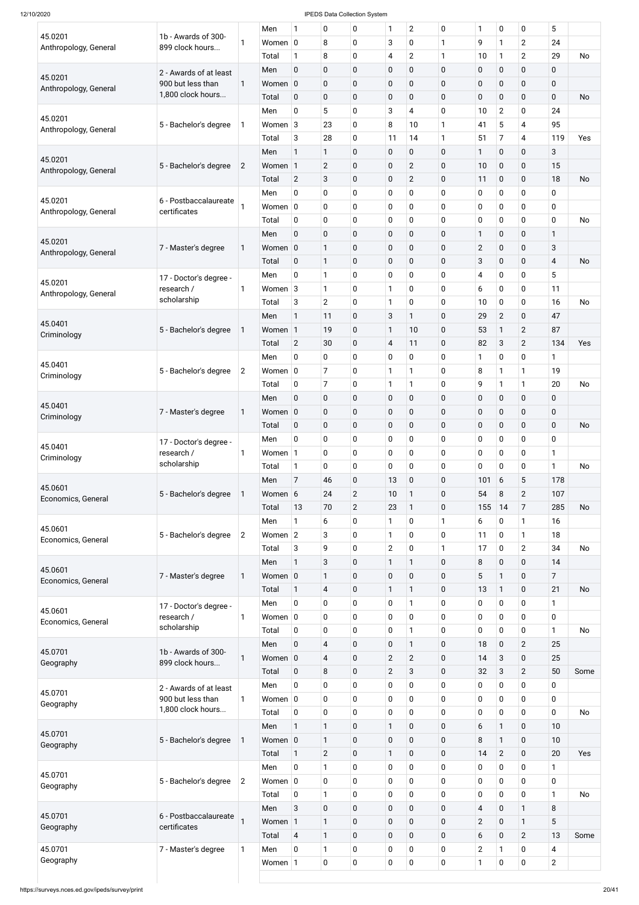| | | | | | | | | | | | | | | |
|---|---|---|---|---|---|---|---|---|---|---|---|---|---|---|
| 45.0201 Anthropology, General | 1b - Awards of 300-899 clock hours... | 1 | Men | 1 | 0 | 0 | 1 | 2 | 0 | 1 | 0 | 0 | 5 | |
| | | | Women | 0 | 8 | 0 | 3 | 0 | 1 | 9 | 1 | 2 | 24 | |
| | | | Total | 1 | 8 | 0 | 4 | 2 | 1 | 10 | 1 | 2 | 29 | No |
| 45.0201 Anthropology, General | 2 - Awards of at least 900 but less than 1,800 clock hours... | 1 | Men | 0 | 0 | 0 | 0 | 0 | 0 | 0 | 0 | 0 | 0 | |
| | | | Women | 0 | 0 | 0 | 0 | 0 | 0 | 0 | 0 | 0 | 0 | |
| | | | Total | 0 | 0 | 0 | 0 | 0 | 0 | 0 | 0 | 0 | 0 | No |
| 45.0201 Anthropology, General | 5 - Bachelor's degree | 1 | Men | 0 | 5 | 0 | 3 | 4 | 0 | 10 | 2 | 0 | 24 | |
| | | | Women | 3 | 23 | 0 | 8 | 10 | 1 | 41 | 5 | 4 | 95 | |
| | | | Total | 3 | 28 | 0 | 11 | 14 | 1 | 51 | 7 | 4 | 119 | Yes |
| 45.0201 Anthropology, General | 5 - Bachelor's degree | 2 | Men | 1 | 1 | 0 | 0 | 0 | 0 | 1 | 0 | 0 | 3 | |
| | | | Women | 1 | 2 | 0 | 0 | 2 | 0 | 10 | 0 | 0 | 15 | |
| | | | Total | 2 | 3 | 0 | 0 | 2 | 0 | 11 | 0 | 0 | 18 | No |
| 45.0201 Anthropology, General | 6 - Postbaccalaureate certificates | 1 | Men | 0 | 0 | 0 | 0 | 0 | 0 | 0 | 0 | 0 | 0 | |
| | | | Women | 0 | 0 | 0 | 0 | 0 | 0 | 0 | 0 | 0 | 0 | |
| | | | Total | 0 | 0 | 0 | 0 | 0 | 0 | 0 | 0 | 0 | 0 | No |
| 45.0201 Anthropology, General | 7 - Master's degree | 1 | Men | 0 | 0 | 0 | 0 | 0 | 0 | 1 | 0 | 0 | 1 | |
| | | | Women | 0 | 1 | 0 | 0 | 0 | 0 | 2 | 0 | 0 | 3 | |
| | | | Total | 0 | 1 | 0 | 0 | 0 | 0 | 3 | 0 | 0 | 4 | No |
| 45.0201 Anthropology, General | 17 - Doctor's degree - research / scholarship | 1 | Men | 0 | 1 | 0 | 0 | 0 | 0 | 4 | 0 | 0 | 5 | |
| | | | Women | 3 | 1 | 0 | 1 | 0 | 0 | 6 | 0 | 0 | 11 | |
| | | | Total | 3 | 2 | 0 | 1 | 0 | 0 | 10 | 0 | 0 | 16 | No |
| 45.0401 Criminology | 5 - Bachelor's degree | 1 | Men | 1 | 11 | 0 | 3 | 1 | 0 | 29 | 2 | 0 | 47 | |
| | | | Women | 1 | 19 | 0 | 1 | 10 | 0 | 53 | 1 | 2 | 87 | |
| | | | Total | 2 | 30 | 0 | 4 | 11 | 0 | 82 | 3 | 2 | 134 | Yes |
| 45.0401 Criminology | 5 - Bachelor's degree | 2 | Men | 0 | 0 | 0 | 0 | 0 | 0 | 1 | 0 | 0 | 1 | |
| | | | Women | 0 | 7 | 0 | 1 | 1 | 0 | 8 | 1 | 1 | 19 | |
| | | | Total | 0 | 7 | 0 | 1 | 1 | 0 | 9 | 1 | 1 | 20 | No |
| 45.0401 Criminology | 7 - Master's degree | 1 | Men | 0 | 0 | 0 | 0 | 0 | 0 | 0 | 0 | 0 | 0 | |
| | | | Women | 0 | 0 | 0 | 0 | 0 | 0 | 0 | 0 | 0 | 0 | |
| | | | Total | 0 | 0 | 0 | 0 | 0 | 0 | 0 | 0 | 0 | 0 | No |
| 45.0401 Criminology | 17 - Doctor's degree - research / scholarship | 1 | Men | 0 | 0 | 0 | 0 | 0 | 0 | 0 | 0 | 0 | 0 | |
| | | | Women | 1 | 0 | 0 | 0 | 0 | 0 | 0 | 0 | 0 | 1 | |
| | | | Total | 1 | 0 | 0 | 0 | 0 | 0 | 0 | 0 | 0 | 1 | No |
| 45.0601 Economics, General | 5 - Bachelor's degree | 1 | Men | 7 | 46 | 0 | 13 | 0 | 0 | 101 | 6 | 5 | 178 | |
| | | | Women | 6 | 24 | 2 | 10 | 1 | 0 | 54 | 8 | 2 | 107 | |
| | | | Total | 13 | 70 | 2 | 23 | 1 | 0 | 155 | 14 | 7 | 285 | No |
| 45.0601 Economics, General | 5 - Bachelor's degree | 2 | Men | 1 | 6 | 0 | 1 | 0 | 1 | 6 | 0 | 1 | 16 | |
| | | | Women | 2 | 3 | 0 | 1 | 0 | 0 | 11 | 0 | 1 | 18 | |
| | | | Total | 3 | 9 | 0 | 2 | 0 | 1 | 17 | 0 | 2 | 34 | No |
| 45.0601 Economics, General | 7 - Master's degree | 1 | Men | 1 | 3 | 0 | 1 | 1 | 0 | 8 | 0 | 0 | 14 | |
| | | | Women | 0 | 1 | 0 | 0 | 0 | 0 | 5 | 1 | 0 | 7 | |
| | | | Total | 1 | 4 | 0 | 1 | 1 | 0 | 13 | 1 | 0 | 21 | No |
| 45.0601 Economics, General | 17 - Doctor's degree - research / scholarship | 1 | Men | 0 | 0 | 0 | 0 | 1 | 0 | 0 | 0 | 0 | 1 | |
| | | | Women | 0 | 0 | 0 | 0 | 0 | 0 | 0 | 0 | 0 | 0 | |
| | | | Total | 0 | 0 | 0 | 0 | 1 | 0 | 0 | 0 | 0 | 1 | No |
| 45.0701 Geography | 1b - Awards of 300-899 clock hours... | 1 | Men | 0 | 4 | 0 | 0 | 1 | 0 | 18 | 0 | 2 | 25 | |
| | | | Women | 0 | 4 | 0 | 2 | 2 | 0 | 14 | 3 | 0 | 25 | |
| | | | Total | 0 | 8 | 0 | 2 | 3 | 0 | 32 | 3 | 2 | 50 | Some |
| 45.0701 Geography | 2 - Awards of at least 900 but less than 1,800 clock hours... | 1 | Men | 0 | 0 | 0 | 0 | 0 | 0 | 0 | 0 | 0 | 0 | |
| | | | Women | 0 | 0 | 0 | 0 | 0 | 0 | 0 | 0 | 0 | 0 | |
| | | | Total | 0 | 0 | 0 | 0 | 0 | 0 | 0 | 0 | 0 | 0 | No |
| 45.0701 Geography | 5 - Bachelor's degree | 1 | Men | 1 | 1 | 0 | 1 | 0 | 0 | 6 | 1 | 0 | 10 | |
| | | | Women | 0 | 1 | 0 | 0 | 0 | 0 | 8 | 1 | 0 | 10 | |
| | | | Total | 1 | 2 | 0 | 1 | 0 | 0 | 14 | 2 | 0 | 20 | Yes |
| 45.0701 Geography | 5 - Bachelor's degree | 2 | Men | 0 | 1 | 0 | 0 | 0 | 0 | 0 | 0 | 0 | 1 | |
| | | | Women | 0 | 0 | 0 | 0 | 0 | 0 | 0 | 0 | 0 | 0 | |
| | | | Total | 0 | 1 | 0 | 0 | 0 | 0 | 0 | 0 | 0 | 1 | No |
| 45.0701 Geography | 6 - Postbaccalaureate certificates | 1 | Men | 3 | 0 | 0 | 0 | 0 | 0 | 4 | 0 | 1 | 8 | |
| | | | Women | 1 | 1 | 0 | 0 | 0 | 0 | 2 | 0 | 1 | 5 | |
| | | | Total | 4 | 1 | 0 | 0 | 0 | 0 | 6 | 0 | 2 | 13 | Some |
| 45.0701 Geography | 7 - Master's degree | 1 | Men | 0 | 1 | 0 | 0 | 0 | 0 | 2 | 1 | 0 | 4 | |
| | | | Women | 1 | 0 | 0 | 0 | 0 | 0 | 1 | 0 | 0 | 2 | |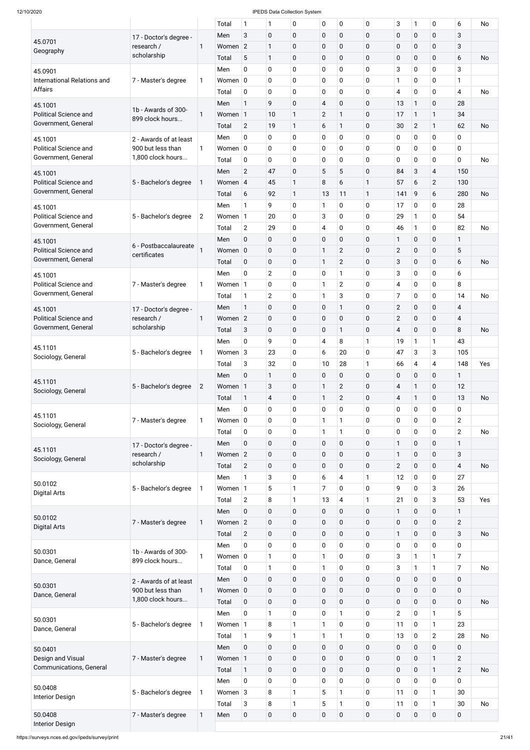| | | | Total | 1 | 1 | 0 | 0 | 0 | 0 | 3 | 1 | 0 | 6 | No |
|---|---|---|---|---|---|---|---|---|---|---|---|---|---|---|
| 45.0701 Geography | 17 - Doctor's degree - research / scholarship | 1 | Men | 3 | 0 | 0 | 0 | 0 | 0 | 0 | 0 | 0 | 3 | |
| | | | Women | 2 | 1 | 0 | 0 | 0 | 0 | 0 | 0 | 0 | 3 | |
| | | | Total | 5 | 1 | 0 | 0 | 0 | 0 | 0 | 0 | 0 | 6 | No |
| 45.0901 International Relations and Affairs | 7 - Master's degree | 1 | Men | 0 | 0 | 0 | 0 | 0 | 0 | 3 | 0 | 0 | 3 | |
| | | | Women | 0 | 0 | 0 | 0 | 0 | 0 | 1 | 0 | 0 | 1 | |
| | | | Total | 0 | 0 | 0 | 0 | 0 | 0 | 4 | 0 | 0 | 4 | No |
| 45.1001 Political Science and Government, General | 1b - Awards of 300-899 clock hours... | 1 | Men | 1 | 9 | 0 | 4 | 0 | 0 | 13 | 1 | 0 | 28 | |
| | | | Women | 1 | 10 | 1 | 2 | 1 | 0 | 17 | 1 | 1 | 34 | |
| | | | Total | 2 | 19 | 1 | 6 | 1 | 0 | 30 | 2 | 1 | 62 | No |
| 45.1001 Political Science and Government, General | 2 - Awards of at least 900 but less than 1,800 clock hours... | 1 | Men | 0 | 0 | 0 | 0 | 0 | 0 | 0 | 0 | 0 | 0 | |
| | | | Women | 0 | 0 | 0 | 0 | 0 | 0 | 0 | 0 | 0 | 0 | |
| | | | Total | 0 | 0 | 0 | 0 | 0 | 0 | 0 | 0 | 0 | 0 | No |
| 45.1001 Political Science and Government, General | 5 - Bachelor's degree | 1 | Men | 2 | 47 | 0 | 5 | 5 | 0 | 84 | 3 | 4 | 150 | |
| | | | Women | 4 | 45 | 1 | 8 | 6 | 1 | 57 | 6 | 2 | 130 | |
| | | | Total | 6 | 92 | 1 | 13 | 11 | 1 | 141 | 9 | 6 | 280 | No |
| 45.1001 Political Science and Government, General | 5 - Bachelor's degree | 2 | Men | 1 | 9 | 0 | 1 | 0 | 0 | 17 | 0 | 0 | 28 | |
| | | | Women | 1 | 20 | 0 | 3 | 0 | 0 | 29 | 1 | 0 | 54 | |
| | | | Total | 2 | 29 | 0 | 4 | 0 | 0 | 46 | 1 | 0 | 82 | No |
| 45.1001 Political Science and Government, General | 6 - Postbaccalaureate certificates | 1 | Men | 0 | 0 | 0 | 0 | 0 | 0 | 1 | 0 | 0 | 1 | |
| | | | Women | 0 | 0 | 0 | 1 | 2 | 0 | 2 | 0 | 0 | 5 | |
| | | | Total | 0 | 0 | 0 | 1 | 2 | 0 | 3 | 0 | 0 | 6 | No |
| 45.1001 Political Science and Government, General | 7 - Master's degree | 1 | Men | 0 | 2 | 0 | 0 | 1 | 0 | 3 | 0 | 0 | 6 | |
| | | | Women | 1 | 0 | 0 | 1 | 2 | 0 | 4 | 0 | 0 | 8 | |
| | | | Total | 1 | 2 | 0 | 1 | 3 | 0 | 7 | 0 | 0 | 14 | No |
| 45.1001 Political Science and Government, General | 17 - Doctor's degree - research / scholarship | 1 | Men | 1 | 0 | 0 | 0 | 1 | 0 | 2 | 0 | 0 | 4 | |
| | | | Women | 2 | 0 | 0 | 0 | 0 | 0 | 2 | 0 | 0 | 4 | |
| | | | Total | 3 | 0 | 0 | 0 | 1 | 0 | 4 | 0 | 0 | 8 | No |
| 45.1101 Sociology, General | 5 - Bachelor's degree | 1 | Men | 0 | 9 | 0 | 4 | 8 | 1 | 19 | 1 | 1 | 43 | |
| | | | Women | 3 | 23 | 0 | 6 | 20 | 0 | 47 | 3 | 3 | 105 | |
| | | | Total | 3 | 32 | 0 | 10 | 28 | 1 | 66 | 4 | 4 | 148 | Yes |
| 45.1101 Sociology, General | 5 - Bachelor's degree | 2 | Men | 0 | 1 | 0 | 0 | 0 | 0 | 0 | 0 | 0 | 1 | |
| | | | Women | 1 | 3 | 0 | 1 | 2 | 0 | 4 | 1 | 0 | 12 | |
| | | | Total | 1 | 4 | 0 | 1 | 2 | 0 | 4 | 1 | 0 | 13 | No |
| 45.1101 Sociology, General | 7 - Master's degree | 1 | Men | 0 | 0 | 0 | 0 | 0 | 0 | 0 | 0 | 0 | 0 | |
| | | | Women | 0 | 0 | 0 | 1 | 1 | 0 | 0 | 0 | 0 | 2 | |
| | | | Total | 0 | 0 | 0 | 1 | 1 | 0 | 0 | 0 | 0 | 2 | No |
| 45.1101 Sociology, General | 17 - Doctor's degree - research / scholarship | 1 | Men | 0 | 0 | 0 | 0 | 0 | 0 | 1 | 0 | 0 | 1 | |
| | | | Women | 2 | 0 | 0 | 0 | 0 | 0 | 1 | 0 | 0 | 3 | |
| | | | Total | 2 | 0 | 0 | 0 | 0 | 0 | 2 | 0 | 0 | 4 | No |
| 50.0102 Digital Arts | 5 - Bachelor's degree | 1 | Men | 1 | 3 | 0 | 6 | 4 | 1 | 12 | 0 | 0 | 27 | |
| | | | Women | 1 | 5 | 1 | 7 | 0 | 0 | 9 | 0 | 3 | 26 | |
| | | | Total | 2 | 8 | 1 | 13 | 4 | 1 | 21 | 0 | 3 | 53 | Yes |
| 50.0102 Digital Arts | 7 - Master's degree | 1 | Men | 0 | 0 | 0 | 0 | 0 | 0 | 1 | 0 | 0 | 1 | |
| | | | Women | 2 | 0 | 0 | 0 | 0 | 0 | 0 | 0 | 0 | 2 | |
| | | | Total | 2 | 0 | 0 | 0 | 0 | 0 | 1 | 0 | 0 | 3 | No |
| 50.0301 Dance, General | 1b - Awards of 300-899 clock hours... | 1 | Men | 0 | 0 | 0 | 0 | 0 | 0 | 0 | 0 | 0 | 0 | |
| | | | Women | 0 | 1 | 0 | 1 | 0 | 0 | 3 | 1 | 1 | 7 | |
| | | | Total | 0 | 1 | 0 | 1 | 0 | 0 | 3 | 1 | 1 | 7 | No |
| 50.0301 Dance, General | 2 - Awards of at least 900 but less than 1,800 clock hours... | 1 | Men | 0 | 0 | 0 | 0 | 0 | 0 | 0 | 0 | 0 | 0 | |
| | | | Women | 0 | 0 | 0 | 0 | 0 | 0 | 0 | 0 | 0 | 0 | |
| | | | Total | 0 | 0 | 0 | 0 | 0 | 0 | 0 | 0 | 0 | 0 | No |
| 50.0301 Dance, General | 5 - Bachelor's degree | 1 | Men | 0 | 1 | 0 | 0 | 1 | 0 | 2 | 0 | 1 | 5 | |
| | | | Women | 1 | 8 | 1 | 1 | 0 | 0 | 11 | 0 | 1 | 23 | |
| | | | Total | 1 | 9 | 1 | 1 | 1 | 0 | 13 | 0 | 2 | 28 | No |
| 50.0401 Design and Visual Communications, General | 7 - Master's degree | 1 | Men | 0 | 0 | 0 | 0 | 0 | 0 | 0 | 0 | 0 | 0 | |
| | | | Women | 1 | 0 | 0 | 0 | 0 | 0 | 0 | 0 | 1 | 2 | |
| | | | Total | 1 | 0 | 0 | 0 | 0 | 0 | 0 | 0 | 1 | 2 | No |
| 50.0408 Interior Design | 5 - Bachelor's degree | 1 | Men | 0 | 0 | 0 | 0 | 0 | 0 | 0 | 0 | 0 | 0 | |
| | | | Women | 3 | 8 | 1 | 5 | 1 | 0 | 11 | 0 | 1 | 30 | |
| | | | Total | 3 | 8 | 1 | 5 | 1 | 0 | 11 | 0 | 1 | 30 | No |
| 50.0408 Interior Design | 7 - Master's degree | 1 | Men | 0 | 0 | 0 | 0 | 0 | 0 | 0 | 0 | 0 | 0 | |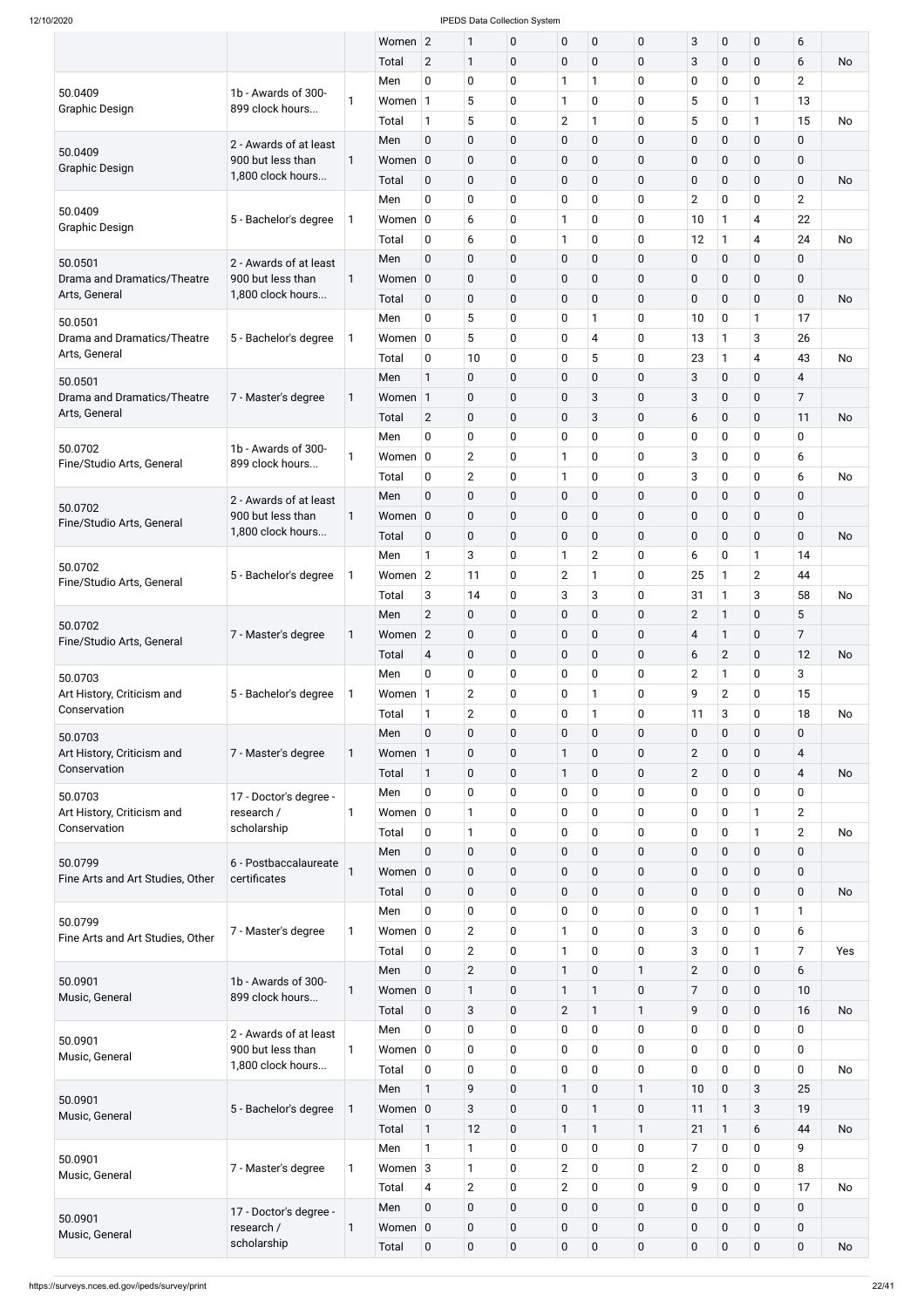| | | | Women | 2 | 1 | 0 | 0 | 0 | 0 | 3 | 0 | 0 | 6 | |
|---|---|---|---|---|---|---|---|---|---|---|---|---|---|---|
| | | | Total | 2 | 1 | 0 | 0 | 0 | 0 | 3 | 0 | 0 | 6 | No |
| 50.0409 Graphic Design | 1b - Awards of 300-899 clock hours... | 1 | Men | 0 | 0 | 0 | 1 | 1 | 0 | 0 | 0 | 0 | 2 | |
| | | | Women | 1 | 5 | 0 | 1 | 0 | 0 | 5 | 0 | 1 | 13 | |
| | | | Total | 1 | 5 | 0 | 2 | 1 | 0 | 5 | 0 | 1 | 15 | No |
| 50.0409 Graphic Design | 2 - Awards of at least 900 but less than 1,800 clock hours... | 1 | Men | 0 | 0 | 0 | 0 | 0 | 0 | 0 | 0 | 0 | 0 | |
| | | | Women | 0 | 0 | 0 | 0 | 0 | 0 | 0 | 0 | 0 | 0 | |
| | | | Total | 0 | 0 | 0 | 0 | 0 | 0 | 0 | 0 | 0 | 0 | No |
| 50.0409 Graphic Design | 5 - Bachelor's degree | 1 | Men | 0 | 0 | 0 | 0 | 0 | 0 | 2 | 0 | 0 | 2 | |
| | | | Women | 0 | 6 | 0 | 1 | 0 | 0 | 10 | 1 | 4 | 22 | |
| | | | Total | 0 | 6 | 0 | 1 | 0 | 0 | 12 | 1 | 4 | 24 | No |
| 50.0501 Drama and Dramatics/Theatre Arts, General | 2 - Awards of at least 900 but less than 1,800 clock hours... | 1 | Men | 0 | 0 | 0 | 0 | 0 | 0 | 0 | 0 | 0 | 0 | |
| | | | Women | 0 | 0 | 0 | 0 | 0 | 0 | 0 | 0 | 0 | 0 | |
| | | | Total | 0 | 0 | 0 | 0 | 0 | 0 | 0 | 0 | 0 | 0 | No |
| 50.0501 Drama and Dramatics/Theatre Arts, General | 5 - Bachelor's degree | 1 | Men | 0 | 5 | 0 | 0 | 1 | 0 | 10 | 0 | 1 | 17 | |
| | | | Women | 0 | 5 | 0 | 0 | 4 | 0 | 13 | 1 | 3 | 26 | |
| | | | Total | 0 | 10 | 0 | 0 | 5 | 0 | 23 | 1 | 4 | 43 | No |
| 50.0501 Drama and Dramatics/Theatre Arts, General | 7 - Master's degree | 1 | Men | 1 | 0 | 0 | 0 | 0 | 0 | 3 | 0 | 0 | 4 | |
| | | | Women | 1 | 0 | 0 | 0 | 3 | 0 | 3 | 0 | 0 | 7 | |
| | | | Total | 2 | 0 | 0 | 0 | 3 | 0 | 6 | 0 | 0 | 11 | No |
| 50.0702 Fine/Studio Arts, General | 1b - Awards of 300-899 clock hours... | 1 | Men | 0 | 0 | 0 | 0 | 0 | 0 | 0 | 0 | 0 | 0 | |
| | | | Women | 0 | 2 | 0 | 1 | 0 | 0 | 3 | 0 | 0 | 6 | |
| | | | Total | 0 | 2 | 0 | 1 | 0 | 0 | 3 | 0 | 0 | 6 | No |
| 50.0702 Fine/Studio Arts, General | 2 - Awards of at least 900 but less than 1,800 clock hours... | 1 | Men | 0 | 0 | 0 | 0 | 0 | 0 | 0 | 0 | 0 | 0 | |
| | | | Women | 0 | 0 | 0 | 0 | 0 | 0 | 0 | 0 | 0 | 0 | |
| | | | Total | 0 | 0 | 0 | 0 | 0 | 0 | 0 | 0 | 0 | 0 | No |
| 50.0702 Fine/Studio Arts, General | 5 - Bachelor's degree | 1 | Men | 1 | 3 | 0 | 1 | 2 | 0 | 6 | 0 | 1 | 14 | |
| | | | Women | 2 | 11 | 0 | 2 | 1 | 0 | 25 | 1 | 2 | 44 | |
| | | | Total | 3 | 14 | 0 | 3 | 3 | 0 | 31 | 1 | 3 | 58 | No |
| 50.0702 Fine/Studio Arts, General | 7 - Master's degree | 1 | Men | 2 | 0 | 0 | 0 | 0 | 0 | 2 | 1 | 0 | 5 | |
| | | | Women | 2 | 0 | 0 | 0 | 0 | 0 | 4 | 1 | 0 | 7 | |
| | | | Total | 4 | 0 | 0 | 0 | 0 | 0 | 6 | 2 | 0 | 12 | No |
| 50.0703 Art History, Criticism and Conservation | 5 - Bachelor's degree | 1 | Men | 0 | 0 | 0 | 0 | 0 | 0 | 2 | 1 | 0 | 3 | |
| | | | Women | 1 | 2 | 0 | 0 | 1 | 0 | 9 | 2 | 0 | 15 | |
| | | | Total | 1 | 2 | 0 | 0 | 1 | 0 | 11 | 3 | 0 | 18 | No |
| 50.0703 Art History, Criticism and Conservation | 7 - Master's degree | 1 | Men | 0 | 0 | 0 | 0 | 0 | 0 | 0 | 0 | 0 | 0 | |
| | | | Women | 1 | 0 | 0 | 1 | 0 | 0 | 2 | 0 | 0 | 4 | |
| | | | Total | 1 | 0 | 0 | 1 | 0 | 0 | 2 | 0 | 0 | 4 | No |
| 50.0703 Art History, Criticism and Conservation | 17 - Doctor's degree - research / scholarship | 1 | Men | 0 | 0 | 0 | 0 | 0 | 0 | 0 | 0 | 0 | 0 | |
| | | | Women | 0 | 1 | 0 | 0 | 0 | 0 | 0 | 0 | 1 | 2 | |
| | | | Total | 0 | 1 | 0 | 0 | 0 | 0 | 0 | 0 | 1 | 2 | No |
| 50.0799 Fine Arts and Art Studies, Other | 6 - Postbaccalaureate certificates | 1 | Men | 0 | 0 | 0 | 0 | 0 | 0 | 0 | 0 | 0 | 0 | |
| | | | Women | 0 | 0 | 0 | 0 | 0 | 0 | 0 | 0 | 0 | 0 | |
| | | | Total | 0 | 0 | 0 | 0 | 0 | 0 | 0 | 0 | 0 | 0 | No |
| 50.0799 Fine Arts and Art Studies, Other | 7 - Master's degree | 1 | Men | 0 | 0 | 0 | 0 | 0 | 0 | 0 | 0 | 1 | 1 | |
| | | | Women | 0 | 2 | 0 | 1 | 0 | 0 | 3 | 0 | 0 | 6 | |
| | | | Total | 0 | 2 | 0 | 1 | 0 | 0 | 3 | 0 | 1 | 7 | Yes |
| 50.0901 Music, General | 1b - Awards of 300-899 clock hours... | 1 | Men | 0 | 2 | 0 | 1 | 0 | 1 | 2 | 0 | 0 | 6 | |
| | | | Women | 0 | 1 | 0 | 1 | 1 | 0 | 7 | 0 | 0 | 10 | |
| | | | Total | 0 | 3 | 0 | 2 | 1 | 1 | 9 | 0 | 0 | 16 | No |
| 50.0901 Music, General | 2 - Awards of at least 900 but less than 1,800 clock hours... | 1 | Men | 0 | 0 | 0 | 0 | 0 | 0 | 0 | 0 | 0 | 0 | |
| | | | Women | 0 | 0 | 0 | 0 | 0 | 0 | 0 | 0 | 0 | 0 | |
| | | | Total | 0 | 0 | 0 | 0 | 0 | 0 | 0 | 0 | 0 | 0 | No |
| 50.0901 Music, General | 5 - Bachelor's degree | 1 | Men | 1 | 9 | 0 | 1 | 0 | 1 | 10 | 0 | 3 | 25 | |
| | | | Women | 0 | 3 | 0 | 0 | 1 | 0 | 11 | 1 | 3 | 19 | |
| | | | Total | 1 | 12 | 0 | 1 | 1 | 1 | 21 | 1 | 6 | 44 | No |
| 50.0901 Music, General | 7 - Master's degree | 1 | Men | 1 | 1 | 0 | 0 | 0 | 0 | 7 | 0 | 0 | 9 | |
| | | | Women | 3 | 1 | 0 | 2 | 0 | 0 | 2 | 0 | 0 | 8 | |
| | | | Total | 4 | 2 | 0 | 2 | 0 | 0 | 9 | 0 | 0 | 17 | No |
| 50.0901 Music, General | 17 - Doctor's degree - research / scholarship | 1 | Men | 0 | 0 | 0 | 0 | 0 | 0 | 0 | 0 | 0 | 0 | |
| | | | Women | 0 | 0 | 0 | 0 | 0 | 0 | 0 | 0 | 0 | 0 | |
| | | | Total | 0 | 0 | 0 | 0 | 0 | 0 | 0 | 0 | 0 | 0 | No |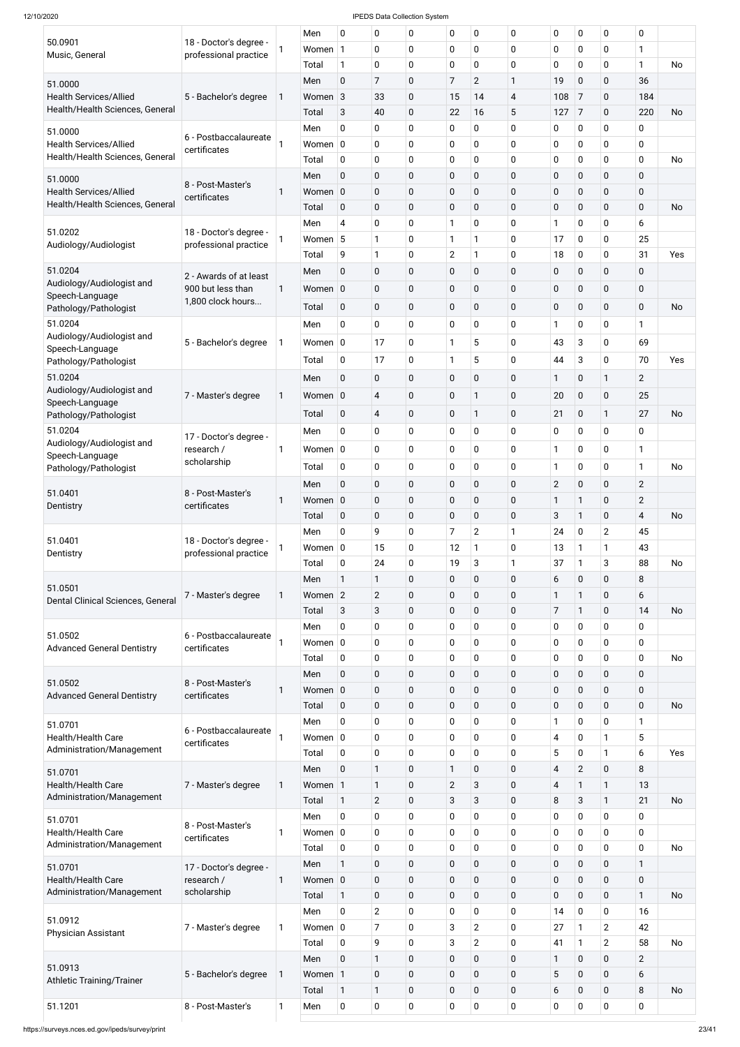| CIP Code | Award Level | | | | | | | | | | | | | | |
|---|---|---|---|---|---|---|---|---|---|---|---|---|---|---|---|
| 50.0901 Music, General | 18 - Doctor's degree - professional practice | 1 | Men | 0 | 0 | 0 | 0 | 0 | 0 | 0 | 0 | 0 | 0 | | |
| | | | Women | 1 | 0 | 0 | 0 | 0 | 0 | 0 | 0 | 0 | 1 | | |
| | | | Total | 1 | 0 | 0 | 0 | 0 | 0 | 0 | 0 | 0 | 1 | No | |
| 51.0000 Health Services/Allied Health/Health Sciences, General | 5 - Bachelor's degree | 1 | Men | 0 | 7 | 0 | 7 | 2 | 1 | 19 | 0 | 0 | 36 | | |
| | | | Women | 3 | 33 | 0 | 15 | 14 | 4 | 108 | 7 | 0 | 184 | | |
| | | | Total | 3 | 40 | 0 | 22 | 16 | 5 | 127 | 7 | 0 | 220 | No | |
| 51.0000 Health Services/Allied Health/Health Sciences, General | 6 - Postbaccalaureate certificates | 1 | Men | 0 | 0 | 0 | 0 | 0 | 0 | 0 | 0 | 0 | 0 | | |
| | | | Women | 0 | 0 | 0 | 0 | 0 | 0 | 0 | 0 | 0 | 0 | | |
| | | | Total | 0 | 0 | 0 | 0 | 0 | 0 | 0 | 0 | 0 | 0 | No | |
| 51.0000 Health Services/Allied Health/Health Sciences, General | 8 - Post-Master's certificates | 1 | Men | 0 | 0 | 0 | 0 | 0 | 0 | 0 | 0 | 0 | 0 | | |
| | | | Women | 0 | 0 | 0 | 0 | 0 | 0 | 0 | 0 | 0 | 0 | | |
| | | | Total | 0 | 0 | 0 | 0 | 0 | 0 | 0 | 0 | 0 | 0 | No | |
| 51.0202 Audiology/Audiologist | 18 - Doctor's degree - professional practice | 1 | Men | 4 | 0 | 0 | 1 | 0 | 0 | 1 | 0 | 0 | 6 | | |
| | | | Women | 5 | 1 | 0 | 1 | 1 | 0 | 17 | 0 | 0 | 25 | | |
| | | | Total | 9 | 1 | 0 | 2 | 1 | 0 | 18 | 0 | 0 | 31 | Yes | |
| 51.0204 Audiology/Audiologist and Speech-Language Pathology/Pathologist | 2 - Awards of at least 900 but less than 1,800 clock hours... | 1 | Men | 0 | 0 | 0 | 0 | 0 | 0 | 0 | 0 | 0 | 0 | | |
| | | | Women | 0 | 0 | 0 | 0 | 0 | 0 | 0 | 0 | 0 | 0 | | |
| | | | Total | 0 | 0 | 0 | 0 | 0 | 0 | 0 | 0 | 0 | 0 | No | |
| 51.0204 Audiology/Audiologist and Speech-Language Pathology/Pathologist | 5 - Bachelor's degree | 1 | Men | 0 | 0 | 0 | 0 | 0 | 0 | 1 | 0 | 0 | 1 | | |
| | | | Women | 0 | 17 | 0 | 1 | 5 | 0 | 43 | 3 | 0 | 69 | | |
| | | | Total | 0 | 17 | 0 | 1 | 5 | 0 | 44 | 3 | 0 | 70 | Yes | |
| 51.0204 Audiology/Audiologist and Speech-Language Pathology/Pathologist | 7 - Master's degree | 1 | Men | 0 | 0 | 0 | 0 | 0 | 0 | 1 | 0 | 1 | 2 | | |
| | | | Women | 0 | 4 | 0 | 0 | 1 | 0 | 20 | 0 | 0 | 25 | | |
| | | | Total | 0 | 4 | 0 | 0 | 1 | 0 | 21 | 0 | 1 | 27 | No | |
| 51.0204 Audiology/Audiologist and Speech-Language Pathology/Pathologist | 17 - Doctor's degree - research / scholarship | 1 | Men | 0 | 0 | 0 | 0 | 0 | 0 | 0 | 0 | 0 | 0 | | |
| | | | Women | 0 | 0 | 0 | 0 | 0 | 0 | 1 | 0 | 0 | 1 | | |
| | | | Total | 0 | 0 | 0 | 0 | 0 | 0 | 1 | 0 | 0 | 1 | No | |
| 51.0401 Dentistry | 8 - Post-Master's certificates | 1 | Men | 0 | 0 | 0 | 0 | 0 | 0 | 2 | 0 | 0 | 2 | | |
| | | | Women | 0 | 0 | 0 | 0 | 0 | 0 | 1 | 1 | 0 | 2 | | |
| | | | Total | 0 | 0 | 0 | 0 | 0 | 0 | 3 | 1 | 0 | 4 | No | |
| 51.0401 Dentistry | 18 - Doctor's degree - professional practice | 1 | Men | 0 | 9 | 0 | 7 | 2 | 1 | 24 | 0 | 2 | 45 | | |
| | | | Women | 0 | 15 | 0 | 12 | 1 | 0 | 13 | 1 | 1 | 43 | | |
| | | | Total | 0 | 24 | 0 | 19 | 3 | 1 | 37 | 1 | 3 | 88 | No | |
| 51.0501 Dental Clinical Sciences, General | 7 - Master's degree | 1 | Men | 1 | 1 | 0 | 0 | 0 | 0 | 6 | 0 | 0 | 8 | | |
| | | | Women | 2 | 2 | 0 | 0 | 0 | 0 | 1 | 1 | 0 | 6 | | |
| | | | Total | 3 | 3 | 0 | 0 | 0 | 0 | 7 | 1 | 0 | 14 | No | |
| 51.0502 Advanced General Dentistry | 6 - Postbaccalaureate certificates | 1 | Men | 0 | 0 | 0 | 0 | 0 | 0 | 0 | 0 | 0 | 0 | | |
| | | | Women | 0 | 0 | 0 | 0 | 0 | 0 | 0 | 0 | 0 | 0 | | |
| | | | Total | 0 | 0 | 0 | 0 | 0 | 0 | 0 | 0 | 0 | 0 | No | |
| 51.0502 Advanced General Dentistry | 8 - Post-Master's certificates | 1 | Men | 0 | 0 | 0 | 0 | 0 | 0 | 0 | 0 | 0 | 0 | | |
| | | | Women | 0 | 0 | 0 | 0 | 0 | 0 | 0 | 0 | 0 | 0 | | |
| | | | Total | 0 | 0 | 0 | 0 | 0 | 0 | 0 | 0 | 0 | 0 | No | |
| 51.0701 Health/Health Care Administration/Management | 6 - Postbaccalaureate certificates | 1 | Men | 0 | 0 | 0 | 0 | 0 | 0 | 1 | 0 | 0 | 1 | | |
| | | | Women | 0 | 0 | 0 | 0 | 0 | 0 | 4 | 0 | 1 | 5 | | |
| | | | Total | 0 | 0 | 0 | 0 | 0 | 0 | 5 | 0 | 1 | 6 | Yes | |
| 51.0701 Health/Health Care Administration/Management | 7 - Master's degree | 1 | Men | 0 | 1 | 0 | 1 | 0 | 0 | 4 | 2 | 0 | 8 | | |
| | | | Women | 1 | 1 | 0 | 2 | 3 | 0 | 4 | 1 | 1 | 13 | | |
| | | | Total | 1 | 2 | 0 | 3 | 3 | 0 | 8 | 3 | 1 | 21 | No | |
| 51.0701 Health/Health Care Administration/Management | 8 - Post-Master's certificates | 1 | Men | 0 | 0 | 0 | 0 | 0 | 0 | 0 | 0 | 0 | 0 | | |
| | | | Women | 0 | 0 | 0 | 0 | 0 | 0 | 0 | 0 | 0 | 0 | | |
| | | | Total | 0 | 0 | 0 | 0 | 0 | 0 | 0 | 0 | 0 | 0 | No | |
| 51.0701 Health/Health Care Administration/Management | 17 - Doctor's degree - research / scholarship | 1 | Men | 1 | 0 | 0 | 0 | 0 | 0 | 0 | 0 | 0 | 1 | | |
| | | | Women | 0 | 0 | 0 | 0 | 0 | 0 | 0 | 0 | 0 | 0 | | |
| | | | Total | 1 | 0 | 0 | 0 | 0 | 0 | 0 | 0 | 0 | 1 | No | |
| 51.0912 Physician Assistant | 7 - Master's degree | 1 | Men | 0 | 2 | 0 | 0 | 0 | 0 | 14 | 0 | 0 | 16 | | |
| | | | Women | 0 | 7 | 0 | 3 | 2 | 0 | 27 | 1 | 2 | 42 | | |
| | | | Total | 0 | 9 | 0 | 3 | 2 | 0 | 41 | 1 | 2 | 58 | No | |
| 51.0913 Athletic Training/Trainer | 5 - Bachelor's degree | 1 | Men | 0 | 1 | 0 | 0 | 0 | 0 | 1 | 0 | 0 | 2 | | |
| | | | Women | 1 | 0 | 0 | 0 | 0 | 0 | 5 | 0 | 0 | 6 | | |
| | | | Total | 1 | 1 | 0 | 0 | 0 | 0 | 6 | 0 | 0 | 8 | No | |
| 51.1201 | 8 - Post-Master's | 1 | Men | 0 | 0 | 0 | 0 | 0 | 0 | 0 | 0 | 0 | 0 | | |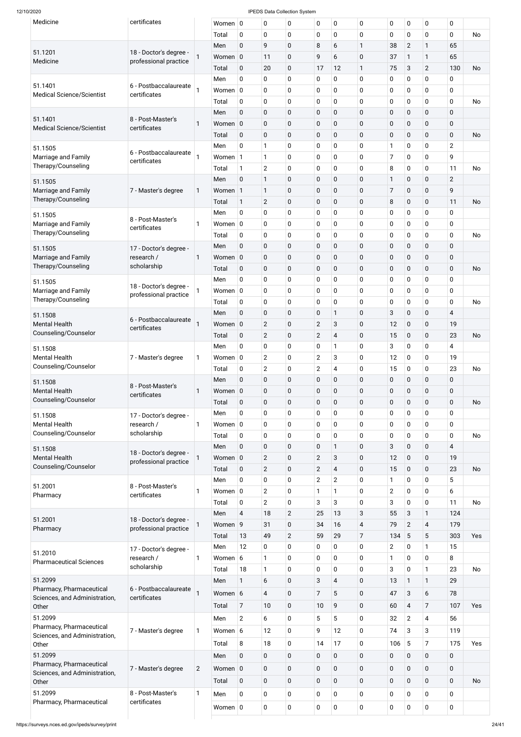| | | | | | | | | | | | | | | |
|---|---|---|---|---|---|---|---|---|---|---|---|---|---|---|
| Medicine | certificates | | Women | 0 | 0 | 0 | 0 | 0 | 0 | 0 | 0 | 0 | 0 | |
| | | | Total | 0 | 0 | 0 | 0 | 0 | 0 | 0 | 0 | 0 | 0 | No |
| 51.1201 Medicine | 18 - Doctor's degree - professional practice | 1 | Men | 0 | 9 | 0 | 8 | 6 | 1 | 38 | 2 | 1 | 65 | |
| | | | Women | 0 | 11 | 0 | 9 | 6 | 0 | 37 | 1 | 1 | 65 | |
| | | | Total | 0 | 20 | 0 | 17 | 12 | 1 | 75 | 3 | 2 | 130 | No |
| 51.1401 Medical Science/Scientist | 6 - Postbaccalaureate certificates | 1 | Men | 0 | 0 | 0 | 0 | 0 | 0 | 0 | 0 | 0 | 0 | |
| | | | Women | 0 | 0 | 0 | 0 | 0 | 0 | 0 | 0 | 0 | 0 | |
| | | | Total | 0 | 0 | 0 | 0 | 0 | 0 | 0 | 0 | 0 | 0 | No |
| 51.1401 Medical Science/Scientist | 8 - Post-Master's certificates | 1 | Men | 0 | 0 | 0 | 0 | 0 | 0 | 0 | 0 | 0 | 0 | |
| | | | Women | 0 | 0 | 0 | 0 | 0 | 0 | 0 | 0 | 0 | 0 | |
| | | | Total | 0 | 0 | 0 | 0 | 0 | 0 | 0 | 0 | 0 | 0 | No |
| 51.1505 Marriage and Family Therapy/Counseling | 6 - Postbaccalaureate certificates | 1 | Men | 0 | 1 | 0 | 0 | 0 | 0 | 1 | 0 | 0 | 2 | |
| | | | Women | 1 | 1 | 0 | 0 | 0 | 0 | 7 | 0 | 0 | 9 | |
| | | | Total | 1 | 2 | 0 | 0 | 0 | 0 | 8 | 0 | 0 | 11 | No |
| 51.1505 Marriage and Family Therapy/Counseling | 7 - Master's degree | 1 | Men | 0 | 1 | 0 | 0 | 0 | 0 | 1 | 0 | 0 | 2 | |
| | | | Women | 1 | 1 | 0 | 0 | 0 | 0 | 7 | 0 | 0 | 9 | |
| | | | Total | 1 | 2 | 0 | 0 | 0 | 0 | 8 | 0 | 0 | 11 | No |
| 51.1505 Marriage and Family Therapy/Counseling | 8 - Post-Master's certificates | 1 | Men | 0 | 0 | 0 | 0 | 0 | 0 | 0 | 0 | 0 | 0 | |
| | | | Women | 0 | 0 | 0 | 0 | 0 | 0 | 0 | 0 | 0 | 0 | |
| | | | Total | 0 | 0 | 0 | 0 | 0 | 0 | 0 | 0 | 0 | 0 | No |
| 51.1505 Marriage and Family Therapy/Counseling | 17 - Doctor's degree - research / scholarship | 1 | Men | 0 | 0 | 0 | 0 | 0 | 0 | 0 | 0 | 0 | 0 | |
| | | | Women | 0 | 0 | 0 | 0 | 0 | 0 | 0 | 0 | 0 | 0 | |
| | | | Total | 0 | 0 | 0 | 0 | 0 | 0 | 0 | 0 | 0 | 0 | No |
| 51.1505 Marriage and Family Therapy/Counseling | 18 - Doctor's degree - professional practice | 1 | Men | 0 | 0 | 0 | 0 | 0 | 0 | 0 | 0 | 0 | 0 | |
| | | | Women | 0 | 0 | 0 | 0 | 0 | 0 | 0 | 0 | 0 | 0 | |
| | | | Total | 0 | 0 | 0 | 0 | 0 | 0 | 0 | 0 | 0 | 0 | No |
| 51.1508 Mental Health Counseling/Counselor | 6 - Postbaccalaureate certificates | 1 | Men | 0 | 0 | 0 | 0 | 1 | 0 | 3 | 0 | 0 | 4 | |
| | | | Women | 0 | 2 | 0 | 2 | 3 | 0 | 12 | 0 | 0 | 19 | |
| | | | Total | 0 | 2 | 0 | 2 | 4 | 0 | 15 | 0 | 0 | 23 | No |
| 51.1508 Mental Health Counseling/Counselor | 7 - Master's degree | 1 | Men | 0 | 0 | 0 | 0 | 1 | 0 | 3 | 0 | 0 | 4 | |
| | | | Women | 0 | 2 | 0 | 2 | 3 | 0 | 12 | 0 | 0 | 19 | |
| | | | Total | 0 | 2 | 0 | 2 | 4 | 0 | 15 | 0 | 0 | 23 | No |
| 51.1508 Mental Health Counseling/Counselor | 8 - Post-Master's certificates | 1 | Men | 0 | 0 | 0 | 0 | 0 | 0 | 0 | 0 | 0 | 0 | |
| | | | Women | 0 | 0 | 0 | 0 | 0 | 0 | 0 | 0 | 0 | 0 | |
| | | | Total | 0 | 0 | 0 | 0 | 0 | 0 | 0 | 0 | 0 | 0 | No |
| 51.1508 Mental Health Counseling/Counselor | 17 - Doctor's degree - research / scholarship | 1 | Men | 0 | 0 | 0 | 0 | 0 | 0 | 0 | 0 | 0 | 0 | |
| | | | Women | 0 | 0 | 0 | 0 | 0 | 0 | 0 | 0 | 0 | 0 | |
| | | | Total | 0 | 0 | 0 | 0 | 0 | 0 | 0 | 0 | 0 | 0 | No |
| 51.1508 Mental Health Counseling/Counselor | 18 - Doctor's degree - professional practice | 1 | Men | 0 | 0 | 0 | 0 | 1 | 0 | 3 | 0 | 0 | 4 | |
| | | | Women | 0 | 2 | 0 | 2 | 3 | 0 | 12 | 0 | 0 | 19 | |
| | | | Total | 0 | 2 | 0 | 2 | 4 | 0 | 15 | 0 | 0 | 23 | No |
| 51.2001 Pharmacy | 8 - Post-Master's certificates | 1 | Men | 0 | 0 | 0 | 2 | 2 | 0 | 1 | 0 | 0 | 5 | |
| | | | Women | 0 | 2 | 0 | 1 | 1 | 0 | 2 | 0 | 0 | 6 | |
| | | | Total | 0 | 2 | 0 | 3 | 3 | 0 | 3 | 0 | 0 | 11 | No |
| 51.2001 Pharmacy | 18 - Doctor's degree - professional practice | 1 | Men | 4 | 18 | 2 | 25 | 13 | 3 | 55 | 3 | 1 | 124 | |
| | | | Women | 9 | 31 | 0 | 34 | 16 | 4 | 79 | 2 | 4 | 179 | |
| | | | Total | 13 | 49 | 2 | 59 | 29 | 7 | 134 | 5 | 5 | 303 | Yes |
| 51.2010 Pharmaceutical Sciences | 17 - Doctor's degree - research / scholarship | 1 | Men | 12 | 0 | 0 | 0 | 0 | 0 | 2 | 0 | 1 | 15 | |
| | | | Women | 6 | 1 | 0 | 0 | 0 | 0 | 1 | 0 | 0 | 8 | |
| | | | Total | 18 | 1 | 0 | 0 | 0 | 0 | 3 | 0 | 1 | 23 | No |
| 51.2099 Pharmacy, Pharmaceutical Sciences, and Administration, Other | 6 - Postbaccalaureate certificates | 1 | Men | 1 | 6 | 0 | 3 | 4 | 0 | 13 | 1 | 1 | 29 | |
| | | | Women | 6 | 4 | 0 | 7 | 5 | 0 | 47 | 3 | 6 | 78 | |
| | | | Total | 7 | 10 | 0 | 10 | 9 | 0 | 60 | 4 | 7 | 107 | Yes |
| 51.2099 Pharmacy, Pharmaceutical Sciences, and Administration, Other | 7 - Master's degree | 1 | Men | 2 | 6 | 0 | 5 | 5 | 0 | 32 | 2 | 4 | 56 | |
| | | | Women | 6 | 12 | 0 | 9 | 12 | 0 | 74 | 3 | 3 | 119 | |
| | | | Total | 8 | 18 | 0 | 14 | 17 | 0 | 106 | 5 | 7 | 175 | Yes |
| 51.2099 Pharmacy, Pharmaceutical Sciences, and Administration, Other | 7 - Master's degree | 2 | Men | 0 | 0 | 0 | 0 | 0 | 0 | 0 | 0 | 0 | 0 | |
| | | | Women | 0 | 0 | 0 | 0 | 0 | 0 | 0 | 0 | 0 | 0 | |
| | | | Total | 0 | 0 | 0 | 0 | 0 | 0 | 0 | 0 | 0 | 0 | No |
| 51.2099 Pharmacy, Pharmaceutical | 8 - Post-Master's certificates | 1 | Men | 0 | 0 | 0 | 0 | 0 | 0 | 0 | 0 | 0 | 0 | |
| | | | Women | 0 | 0 | 0 | 0 | 0 | 0 | 0 | 0 | 0 | 0 | |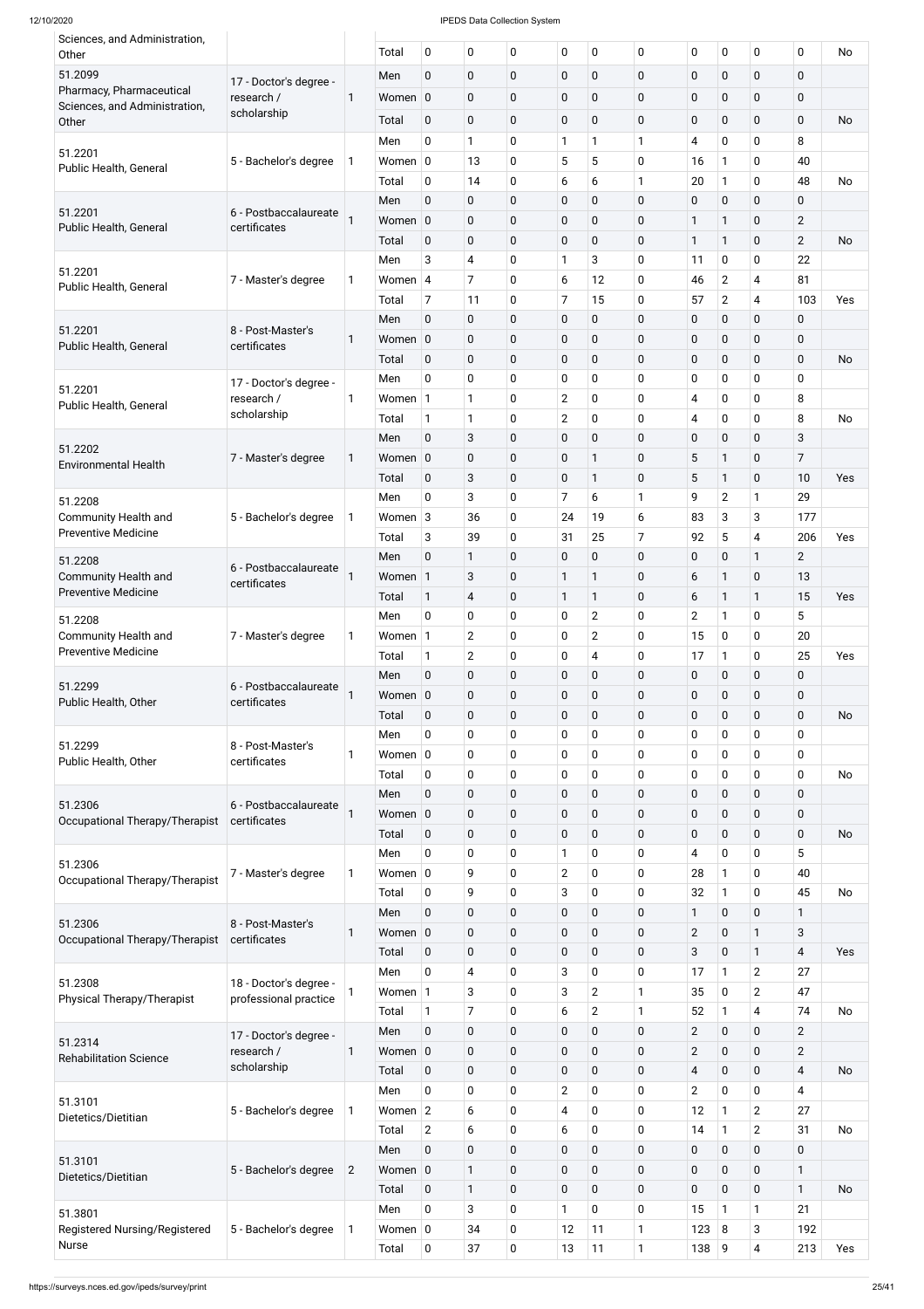| | | | | | | | | | | | | | | |
|---|---|---|---|---|---|---|---|---|---|---|---|---|---|---|
| Sciences, and Administration, Other | | | Total | 0 | 0 | 0 | 0 | 0 | 0 | 0 | 0 | 0 | 0 | No |
| 51.2099 Pharmacy, Pharmaceutical Sciences, and Administration, Other | 17 - Doctor's degree - research / scholarship | 1 | Men | 0 | 0 | 0 | 0 | 0 | 0 | 0 | 0 | 0 | 0 | |
| | | | Women | 0 | 0 | 0 | 0 | 0 | 0 | 0 | 0 | 0 | 0 | |
| | | | Total | 0 | 0 | 0 | 0 | 0 | 0 | 0 | 0 | 0 | 0 | No |
| 51.2201 Public Health, General | 5 - Bachelor's degree | 1 | Men | 0 | 1 | 0 | 1 | 1 | 1 | 4 | 0 | 0 | 8 | |
| | | | Women | 0 | 13 | 0 | 5 | 5 | 0 | 16 | 1 | 0 | 40 | |
| | | | Total | 0 | 14 | 0 | 6 | 6 | 1 | 20 | 1 | 0 | 48 | No |
| 51.2201 Public Health, General | 6 - Postbaccalaureate certificates | 1 | Men | 0 | 0 | 0 | 0 | 0 | 0 | 0 | 0 | 0 | 0 | |
| | | | Women | 0 | 0 | 0 | 0 | 0 | 0 | 1 | 1 | 0 | 2 | |
| | | | Total | 0 | 0 | 0 | 0 | 0 | 0 | 1 | 1 | 0 | 2 | No |
| 51.2201 Public Health, General | 7 - Master's degree | 1 | Men | 3 | 4 | 0 | 1 | 3 | 0 | 11 | 0 | 0 | 22 | |
| | | | Women | 4 | 7 | 0 | 6 | 12 | 0 | 46 | 2 | 4 | 81 | |
| | | | Total | 7 | 11 | 0 | 7 | 15 | 0 | 57 | 2 | 4 | 103 | Yes |
| 51.2201 Public Health, General | 8 - Post-Master's certificates | 1 | Men | 0 | 0 | 0 | 0 | 0 | 0 | 0 | 0 | 0 | 0 | |
| | | | Women | 0 | 0 | 0 | 0 | 0 | 0 | 0 | 0 | 0 | 0 | |
| | | | Total | 0 | 0 | 0 | 0 | 0 | 0 | 0 | 0 | 0 | 0 | No |
| 51.2201 Public Health, General | 17 - Doctor's degree - research / scholarship | 1 | Men | 0 | 0 | 0 | 0 | 0 | 0 | 0 | 0 | 0 | 0 | |
| | | | Women | 1 | 1 | 0 | 2 | 0 | 0 | 4 | 0 | 0 | 8 | |
| | | | Total | 1 | 1 | 0 | 2 | 0 | 0 | 4 | 0 | 0 | 8 | No |
| 51.2202 Environmental Health | 7 - Master's degree | 1 | Men | 0 | 3 | 0 | 0 | 0 | 0 | 0 | 0 | 0 | 3 | |
| | | | Women | 0 | 0 | 0 | 0 | 1 | 0 | 5 | 1 | 0 | 7 | |
| | | | Total | 0 | 3 | 0 | 0 | 1 | 0 | 5 | 1 | 0 | 10 | Yes |
| 51.2208 Community Health and Preventive Medicine | 5 - Bachelor's degree | 1 | Men | 0 | 3 | 0 | 7 | 6 | 1 | 9 | 2 | 1 | 29 | |
| | | | Women | 3 | 36 | 0 | 24 | 19 | 6 | 83 | 3 | 3 | 177 | |
| | | | Total | 3 | 39 | 0 | 31 | 25 | 7 | 92 | 5 | 4 | 206 | Yes |
| 51.2208 Community Health and Preventive Medicine | 6 - Postbaccalaureate certificates | 1 | Men | 0 | 1 | 0 | 0 | 0 | 0 | 0 | 0 | 1 | 2 | |
| | | | Women | 1 | 3 | 0 | 1 | 1 | 0 | 6 | 1 | 0 | 13 | |
| | | | Total | 1 | 4 | 0 | 1 | 1 | 0 | 6 | 1 | 1 | 15 | Yes |
| 51.2208 Community Health and Preventive Medicine | 7 - Master's degree | 1 | Men | 0 | 0 | 0 | 0 | 2 | 0 | 2 | 1 | 0 | 5 | |
| | | | Women | 1 | 2 | 0 | 0 | 2 | 0 | 15 | 0 | 0 | 20 | |
| | | | Total | 1 | 2 | 0 | 0 | 4 | 0 | 17 | 1 | 0 | 25 | Yes |
| 51.2299 Public Health, Other | 6 - Postbaccalaureate certificates | 1 | Men | 0 | 0 | 0 | 0 | 0 | 0 | 0 | 0 | 0 | 0 | |
| | | | Women | 0 | 0 | 0 | 0 | 0 | 0 | 0 | 0 | 0 | 0 | |
| | | | Total | 0 | 0 | 0 | 0 | 0 | 0 | 0 | 0 | 0 | 0 | No |
| 51.2299 Public Health, Other | 8 - Post-Master's certificates | 1 | Men | 0 | 0 | 0 | 0 | 0 | 0 | 0 | 0 | 0 | 0 | |
| | | | Women | 0 | 0 | 0 | 0 | 0 | 0 | 0 | 0 | 0 | 0 | |
| | | | Total | 0 | 0 | 0 | 0 | 0 | 0 | 0 | 0 | 0 | 0 | No |
| 51.2306 Occupational Therapy/Therapist | 6 - Postbaccalaureate certificates | 1 | Men | 0 | 0 | 0 | 0 | 0 | 0 | 0 | 0 | 0 | 0 | |
| | | | Women | 0 | 0 | 0 | 0 | 0 | 0 | 0 | 0 | 0 | 0 | |
| | | | Total | 0 | 0 | 0 | 0 | 0 | 0 | 0 | 0 | 0 | 0 | No |
| 51.2306 Occupational Therapy/Therapist | 7 - Master's degree | 1 | Men | 0 | 0 | 0 | 1 | 0 | 0 | 4 | 0 | 0 | 5 | |
| | | | Women | 0 | 9 | 0 | 2 | 0 | 0 | 28 | 1 | 0 | 40 | |
| | | | Total | 0 | 9 | 0 | 3 | 0 | 0 | 32 | 1 | 0 | 45 | No |
| 51.2306 Occupational Therapy/Therapist | 8 - Post-Master's certificates | 1 | Men | 0 | 0 | 0 | 0 | 0 | 0 | 1 | 0 | 0 | 1 | |
| | | | Women | 0 | 0 | 0 | 0 | 0 | 0 | 2 | 0 | 1 | 3 | |
| | | | Total | 0 | 0 | 0 | 0 | 0 | 0 | 3 | 0 | 1 | 4 | Yes |
| 51.2308 Physical Therapy/Therapist | 18 - Doctor's degree - professional practice | 1 | Men | 0 | 4 | 0 | 3 | 0 | 0 | 17 | 1 | 2 | 27 | |
| | | | Women | 1 | 3 | 0 | 3 | 2 | 1 | 35 | 0 | 2 | 47 | |
| | | | Total | 1 | 7 | 0 | 6 | 2 | 1 | 52 | 1 | 4 | 74 | No |
| 51.2314 Rehabilitation Science | 17 - Doctor's degree - research / scholarship | 1 | Men | 0 | 0 | 0 | 0 | 0 | 0 | 2 | 0 | 0 | 2 | |
| | | | Women | 0 | 0 | 0 | 0 | 0 | 0 | 2 | 0 | 0 | 2 | |
| | | | Total | 0 | 0 | 0 | 0 | 0 | 0 | 4 | 0 | 0 | 4 | No |
| 51.3101 Dietetics/Dietitian | 5 - Bachelor's degree | 1 | Men | 0 | 0 | 0 | 2 | 0 | 0 | 2 | 0 | 0 | 4 | |
| | | | Women | 2 | 6 | 0 | 4 | 0 | 0 | 12 | 1 | 2 | 27 | |
| | | | Total | 2 | 6 | 0 | 6 | 0 | 0 | 14 | 1 | 2 | 31 | No |
| 51.3101 Dietetics/Dietitian | 5 - Bachelor's degree | 2 | Men | 0 | 0 | 0 | 0 | 0 | 0 | 0 | 0 | 0 | 0 | |
| | | | Women | 0 | 1 | 0 | 0 | 0 | 0 | 0 | 0 | 0 | 1 | |
| | | | Total | 0 | 1 | 0 | 0 | 0 | 0 | 0 | 0 | 0 | 1 | No |
| 51.3801 Registered Nursing/Registered Nurse | 5 - Bachelor's degree | 1 | Men | 0 | 3 | 0 | 1 | 0 | 0 | 15 | 1 | 1 | 21 | |
| | | | Women | 0 | 34 | 0 | 12 | 11 | 1 | 123 | 8 | 3 | 192 | |
| | | | Total | 0 | 37 | 0 | 13 | 11 | 1 | 138 | 9 | 4 | 213 | Yes |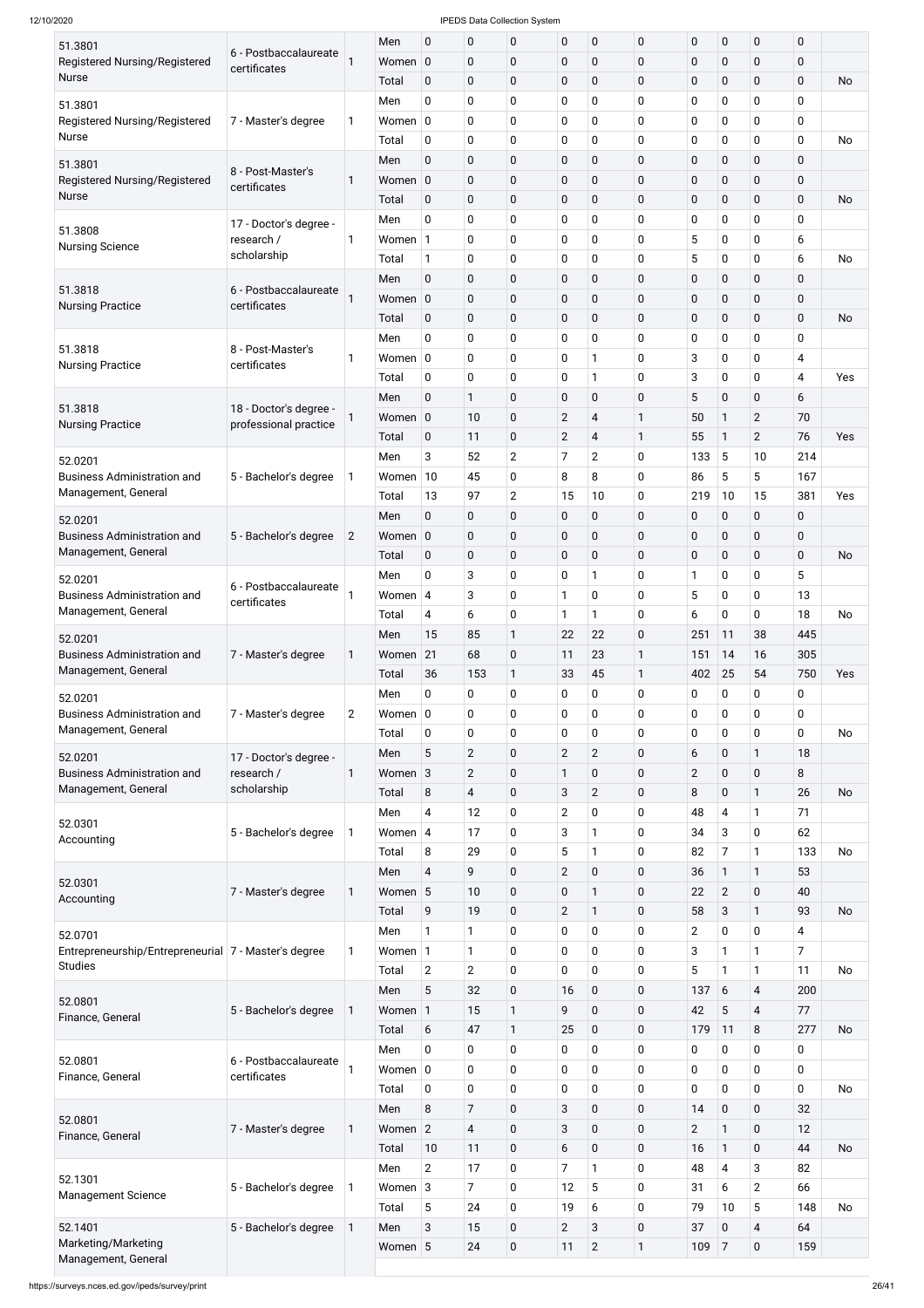| CIP Code / Program | Award Level | | Gender | | | | | | | | | | | Total | |
|---|---|---|---|---|---|---|---|---|---|---|---|---|---|---|---|
| 51.3801 Registered Nursing/Registered Nurse | 6 - Postbaccalaureate certificates | 1 | Men | 0 | 0 | 0 | 0 | 0 | 0 | 0 | 0 | 0 | 0 | |
| | | | Women | 0 | 0 | 0 | 0 | 0 | 0 | 0 | 0 | 0 | 0 | |
| | | | Total | 0 | 0 | 0 | 0 | 0 | 0 | 0 | 0 | 0 | 0 | No |
| 51.3801 Registered Nursing/Registered Nurse | 7 - Master's degree | 1 | Men | 0 | 0 | 0 | 0 | 0 | 0 | 0 | 0 | 0 | 0 | |
| | | | Women | 0 | 0 | 0 | 0 | 0 | 0 | 0 | 0 | 0 | 0 | |
| | | | Total | 0 | 0 | 0 | 0 | 0 | 0 | 0 | 0 | 0 | 0 | No |
| 51.3801 Registered Nursing/Registered Nurse | 8 - Post-Master's certificates | 1 | Men | 0 | 0 | 0 | 0 | 0 | 0 | 0 | 0 | 0 | 0 | |
| | | | Women | 0 | 0 | 0 | 0 | 0 | 0 | 0 | 0 | 0 | 0 | |
| | | | Total | 0 | 0 | 0 | 0 | 0 | 0 | 0 | 0 | 0 | 0 | No |
| 51.3808 Nursing Science | 17 - Doctor's degree - research / scholarship | 1 | Men | 0 | 0 | 0 | 0 | 0 | 0 | 0 | 0 | 0 | 0 | |
| | | | Women | 1 | 0 | 0 | 0 | 0 | 0 | 5 | 0 | 0 | 6 | |
| | | | Total | 1 | 0 | 0 | 0 | 0 | 0 | 5 | 0 | 0 | 6 | No |
| 51.3818 Nursing Practice | 6 - Postbaccalaureate certificates | 1 | Men | 0 | 0 | 0 | 0 | 0 | 0 | 0 | 0 | 0 | 0 | |
| | | | Women | 0 | 0 | 0 | 0 | 0 | 0 | 0 | 0 | 0 | 0 | |
| | | | Total | 0 | 0 | 0 | 0 | 0 | 0 | 0 | 0 | 0 | 0 | No |
| 51.3818 Nursing Practice | 8 - Post-Master's certificates | 1 | Men | 0 | 0 | 0 | 0 | 0 | 0 | 0 | 0 | 0 | 0 | |
| | | | Women | 0 | 0 | 0 | 0 | 1 | 0 | 3 | 0 | 0 | 4 | |
| | | | Total | 0 | 0 | 0 | 0 | 1 | 0 | 3 | 0 | 0 | 4 | Yes |
| 51.3818 Nursing Practice | 18 - Doctor's degree - professional practice | 1 | Men | 0 | 1 | 0 | 0 | 0 | 0 | 5 | 0 | 0 | 6 | |
| | | | Women | 0 | 10 | 0 | 2 | 4 | 1 | 50 | 1 | 2 | 70 | |
| | | | Total | 0 | 11 | 0 | 2 | 4 | 1 | 55 | 1 | 2 | 76 | Yes |
| 52.0201 Business Administration and Management, General | 5 - Bachelor's degree | 1 | Men | 3 | 52 | 2 | 7 | 2 | 0 | 133 | 5 | 10 | 214 | |
| | | | Women | 10 | 45 | 0 | 8 | 8 | 0 | 86 | 5 | 5 | 167 | |
| | | | Total | 13 | 97 | 2 | 15 | 10 | 0 | 219 | 10 | 15 | 381 | Yes |
| 52.0201 Business Administration and Management, General | 5 - Bachelor's degree | 2 | Men | 0 | 0 | 0 | 0 | 0 | 0 | 0 | 0 | 0 | 0 | |
| | | | Women | 0 | 0 | 0 | 0 | 0 | 0 | 0 | 0 | 0 | 0 | |
| | | | Total | 0 | 0 | 0 | 0 | 0 | 0 | 0 | 0 | 0 | 0 | No |
| 52.0201 Business Administration and Management, General | 6 - Postbaccalaureate certificates | 1 | Men | 0 | 3 | 0 | 0 | 1 | 0 | 1 | 0 | 0 | 5 | |
| | | | Women | 4 | 3 | 0 | 1 | 0 | 0 | 5 | 0 | 0 | 13 | |
| | | | Total | 4 | 6 | 0 | 1 | 1 | 0 | 6 | 0 | 0 | 18 | No |
| 52.0201 Business Administration and Management, General | 7 - Master's degree | 1 | Men | 15 | 85 | 1 | 22 | 22 | 0 | 251 | 11 | 38 | 445 | |
| | | | Women | 21 | 68 | 0 | 11 | 23 | 1 | 151 | 14 | 16 | 305 | |
| | | | Total | 36 | 153 | 1 | 33 | 45 | 1 | 402 | 25 | 54 | 750 | Yes |
| 52.0201 Business Administration and Management, General | 7 - Master's degree | 2 | Men | 0 | 0 | 0 | 0 | 0 | 0 | 0 | 0 | 0 | 0 | |
| | | | Women | 0 | 0 | 0 | 0 | 0 | 0 | 0 | 0 | 0 | 0 | |
| | | | Total | 0 | 0 | 0 | 0 | 0 | 0 | 0 | 0 | 0 | 0 | No |
| 52.0201 Business Administration and Management, General | 17 - Doctor's degree - research / scholarship | 1 | Men | 5 | 2 | 0 | 2 | 2 | 0 | 6 | 0 | 1 | 18 | |
| | | | Women | 3 | 2 | 0 | 1 | 0 | 0 | 2 | 0 | 0 | 8 | |
| | | | Total | 8 | 4 | 0 | 3 | 2 | 0 | 8 | 0 | 1 | 26 | No |
| 52.0301 Accounting | 5 - Bachelor's degree | 1 | Men | 4 | 12 | 0 | 2 | 0 | 0 | 48 | 4 | 1 | 71 | |
| | | | Women | 4 | 17 | 0 | 3 | 1 | 0 | 34 | 3 | 0 | 62 | |
| | | | Total | 8 | 29 | 0 | 5 | 1 | 0 | 82 | 7 | 1 | 133 | No |
| 52.0301 Accounting | 7 - Master's degree | 1 | Men | 4 | 9 | 0 | 2 | 0 | 0 | 36 | 1 | 1 | 53 | |
| | | | Women | 5 | 10 | 0 | 0 | 1 | 0 | 22 | 2 | 0 | 40 | |
| | | | Total | 9 | 19 | 0 | 2 | 1 | 0 | 58 | 3 | 1 | 93 | No |
| 52.0701 Entrepreneurship/Entrepreneurial Studies | 7 - Master's degree | 1 | Men | 1 | 1 | 0 | 0 | 0 | 0 | 2 | 0 | 0 | 4 | |
| | | | Women | 1 | 1 | 0 | 0 | 0 | 0 | 3 | 1 | 1 | 7 | |
| | | | Total | 2 | 2 | 0 | 0 | 0 | 0 | 5 | 1 | 1 | 11 | No |
| 52.0801 Finance, General | 5 - Bachelor's degree | 1 | Men | 5 | 32 | 0 | 16 | 0 | 0 | 137 | 6 | 4 | 200 | |
| | | | Women | 1 | 15 | 1 | 9 | 0 | 0 | 42 | 5 | 4 | 77 | |
| | | | Total | 6 | 47 | 1 | 25 | 0 | 0 | 179 | 11 | 8 | 277 | No |
| 52.0801 Finance, General | 6 - Postbaccalaureate certificates | 1 | Men | 0 | 0 | 0 | 0 | 0 | 0 | 0 | 0 | 0 | 0 | |
| | | | Women | 0 | 0 | 0 | 0 | 0 | 0 | 0 | 0 | 0 | 0 | |
| | | | Total | 0 | 0 | 0 | 0 | 0 | 0 | 0 | 0 | 0 | 0 | No |
| 52.0801 Finance, General | 7 - Master's degree | 1 | Men | 8 | 7 | 0 | 3 | 0 | 0 | 14 | 0 | 0 | 32 | |
| | | | Women | 2 | 4 | 0 | 3 | 0 | 0 | 2 | 1 | 0 | 12 | |
| | | | Total | 10 | 11 | 0 | 6 | 0 | 0 | 16 | 1 | 0 | 44 | No |
| 52.1301 Management Science | 5 - Bachelor's degree | 1 | Men | 2 | 17 | 0 | 7 | 1 | 0 | 48 | 4 | 3 | 82 | |
| | | | Women | 3 | 7 | 0 | 12 | 5 | 0 | 31 | 6 | 2 | 66 | |
| | | | Total | 5 | 24 | 0 | 19 | 6 | 0 | 79 | 10 | 5 | 148 | No |
| 52.1401 Marketing/Marketing Management, General | 5 - Bachelor's degree | 1 | Men | 3 | 15 | 0 | 2 | 3 | 0 | 37 | 0 | 4 | 64 | |
| | | | Women | 5 | 24 | 0 | 11 | 2 | 1 | 109 | 7 | 0 | 159 | |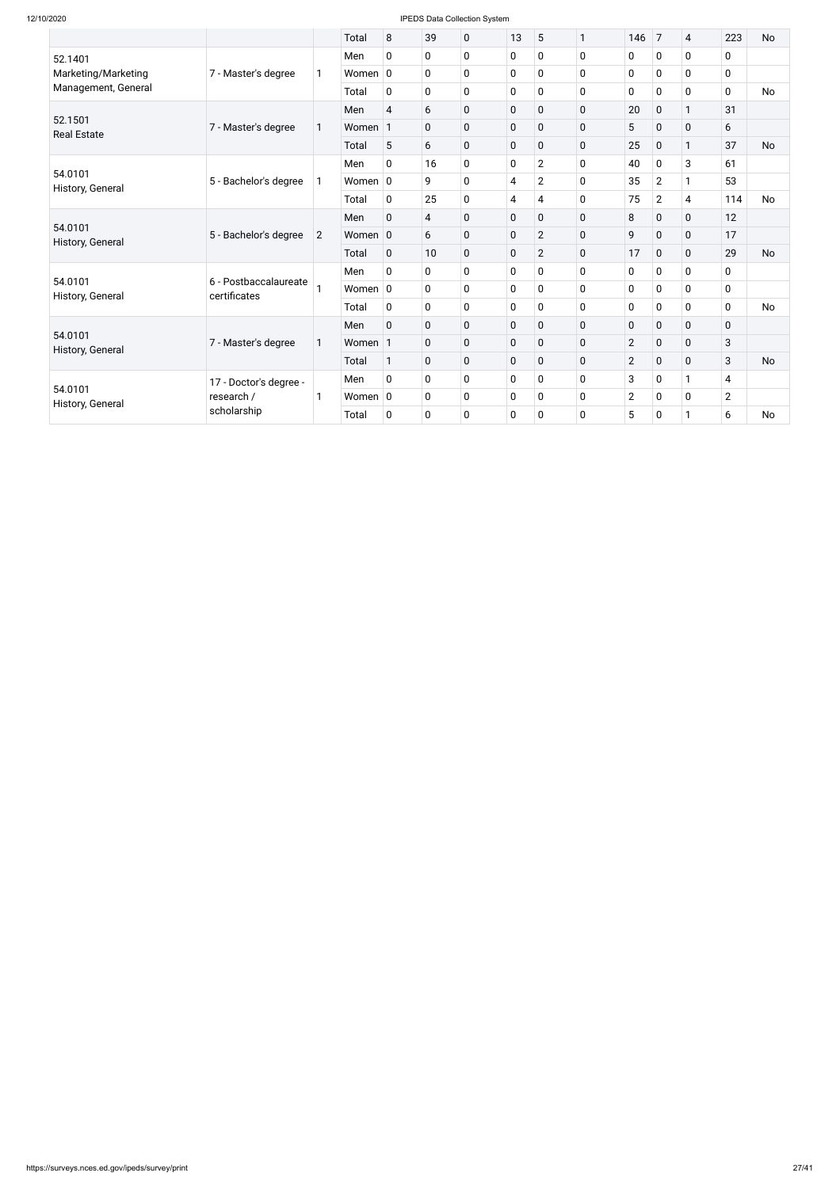| | | | | | | | | | | | | | | |
|---|---|---|---|---|---|---|---|---|---|---|---|---|---|---|
| | | | Total | 8 | 39 | 0 | 13 | 5 | 1 | 146 | 7 | 4 | 223 | No |
| 52.1401 Marketing/Marketing Management, General | 7 - Master's degree | 1 | Men | 0 | 0 | 0 | 0 | 0 | 0 | 0 | 0 | 0 | 0 | |
| | | | Women | 0 | 0 | 0 | 0 | 0 | 0 | 0 | 0 | 0 | 0 | |
| | | | Total | 0 | 0 | 0 | 0 | 0 | 0 | 0 | 0 | 0 | 0 | No |
| 52.1501 Real Estate | 7 - Master's degree | 1 | Men | 4 | 6 | 0 | 0 | 0 | 0 | 20 | 0 | 1 | 31 | |
| | | | Women | 1 | 0 | 0 | 0 | 0 | 0 | 5 | 0 | 0 | 6 | |
| | | | Total | 5 | 6 | 0 | 0 | 0 | 0 | 25 | 0 | 1 | 37 | No |
| 54.0101 History, General | 5 - Bachelor's degree | 1 | Men | 0 | 16 | 0 | 0 | 2 | 0 | 40 | 0 | 3 | 61 | |
| | | | Women | 0 | 9 | 0 | 4 | 2 | 0 | 35 | 2 | 1 | 53 | |
| | | | Total | 0 | 25 | 0 | 4 | 4 | 0 | 75 | 2 | 4 | 114 | No |
| 54.0101 History, General | 5 - Bachelor's degree | 2 | Men | 0 | 4 | 0 | 0 | 0 | 0 | 8 | 0 | 0 | 12 | |
| | | | Women | 0 | 6 | 0 | 0 | 2 | 0 | 9 | 0 | 0 | 17 | |
| | | | Total | 0 | 10 | 0 | 0 | 2 | 0 | 17 | 0 | 0 | 29 | No |
| 54.0101 History, General | 6 - Postbaccalaureate certificates | 1 | Men | 0 | 0 | 0 | 0 | 0 | 0 | 0 | 0 | 0 | 0 | |
| | | | Women | 0 | 0 | 0 | 0 | 0 | 0 | 0 | 0 | 0 | 0 | |
| | | | Total | 0 | 0 | 0 | 0 | 0 | 0 | 0 | 0 | 0 | 0 | No |
| 54.0101 History, General | 7 - Master's degree | 1 | Men | 0 | 0 | 0 | 0 | 0 | 0 | 0 | 0 | 0 | 0 | |
| | | | Women | 1 | 0 | 0 | 0 | 0 | 0 | 2 | 0 | 0 | 3 | |
| | | | Total | 1 | 0 | 0 | 0 | 0 | 0 | 2 | 0 | 0 | 3 | No |
| 54.0101 History, General | 17 - Doctor's degree - research / scholarship | 1 | Men | 0 | 0 | 0 | 0 | 0 | 0 | 3 | 0 | 1 | 4 | |
| | | | Women | 0 | 0 | 0 | 0 | 0 | 0 | 2 | 0 | 0 | 2 | |
| | | | Total | 0 | 0 | 0 | 0 | 0 | 0 | 5 | 0 | 1 | 6 | No |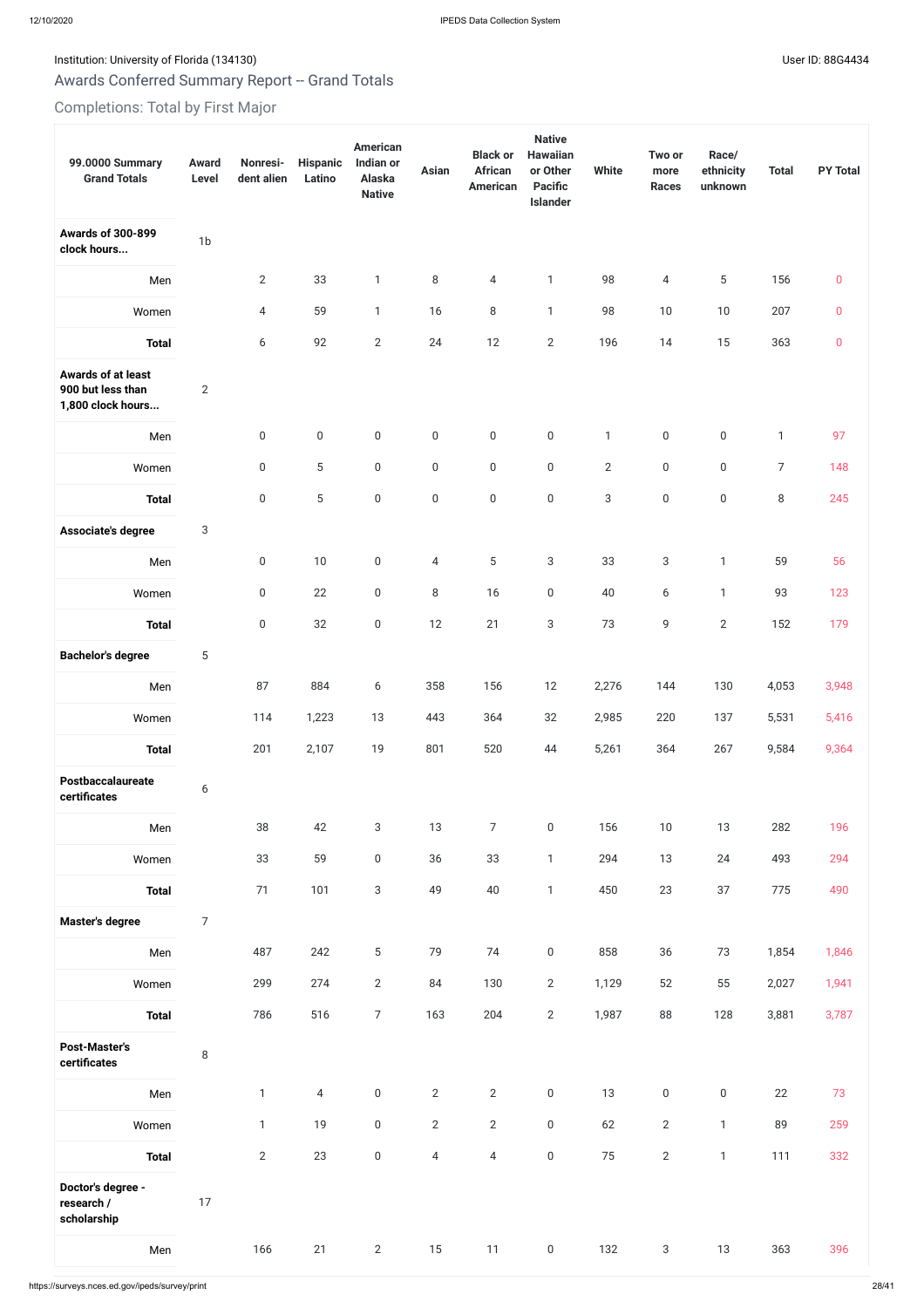Institution: University of Florida (134130)

User ID: 88G4434

## Awards Conferred Summary Report -- Grand Totals

### Completions: Total by First Major

| 99.0000 Summary Grand Totals | Award Level | Nonresident alien | Hispanic Latino | American Indian or Alaska Native | Asian | Black or African American | Native Hawaiian or Other Pacific Islander | White | Two or more Races | Race/ ethnicity unknown | Total | PY Total |
|---|---|---|---|---|---|---|---|---|---|---|---|---|
| **Awards of 300-899 clock hours...** | 1b | | | | | | | | | | | |
| Men | | 2 | 33 | 1 | 8 | 4 | 1 | 98 | 4 | 5 | 156 | 0 |
| Women | | 4 | 59 | 1 | 16 | 8 | 1 | 98 | 10 | 10 | 207 | 0 |
| **Total** | | 6 | 92 | 2 | 24 | 12 | 2 | 196 | 14 | 15 | 363 | 0 |
| **Awards of at least 900 but less than 1,800 clock hours...** | 2 | | | | | | | | | | | |
| Men | | 0 | 0 | 0 | 0 | 0 | 0 | 1 | 0 | 0 | 1 | 97 |
| Women | | 0 | 5 | 0 | 0 | 0 | 0 | 2 | 0 | 0 | 7 | 148 |
| **Total** | | 0 | 5 | 0 | 0 | 0 | 0 | 3 | 0 | 0 | 8 | 245 |
| **Associate's degree** | 3 | | | | | | | | | | | |
| Men | | 0 | 10 | 0 | 4 | 5 | 3 | 33 | 3 | 1 | 59 | 56 |
| Women | | 0 | 22 | 0 | 8 | 16 | 0 | 40 | 6 | 1 | 93 | 123 |
| **Total** | | 0 | 32 | 0 | 12 | 21 | 3 | 73 | 9 | 2 | 152 | 179 |
| **Bachelor's degree** | 5 | | | | | | | | | | | |
| Men | | 87 | 884 | 6 | 358 | 156 | 12 | 2,276 | 144 | 130 | 4,053 | 3,948 |
| Women | | 114 | 1,223 | 13 | 443 | 364 | 32 | 2,985 | 220 | 137 | 5,531 | 5,416 |
| **Total** | | 201 | 2,107 | 19 | 801 | 520 | 44 | 5,261 | 364 | 267 | 9,584 | 9,364 |
| **Postbaccalaureate certificates** | 6 | | | | | | | | | | | |
| Men | | 38 | 42 | 3 | 13 | 7 | 0 | 156 | 10 | 13 | 282 | 196 |
| Women | | 33 | 59 | 0 | 36 | 33 | 1 | 294 | 13 | 24 | 493 | 294 |
| **Total** | | 71 | 101 | 3 | 49 | 40 | 1 | 450 | 23 | 37 | 775 | 490 |
| **Master's degree** | 7 | | | | | | | | | | | |
| Men | | 487 | 242 | 5 | 79 | 74 | 0 | 858 | 36 | 73 | 1,854 | 1,846 |
| Women | | 299 | 274 | 2 | 84 | 130 | 2 | 1,129 | 52 | 55 | 2,027 | 1,941 |
| **Total** | | 786 | 516 | 7 | 163 | 204 | 2 | 1,987 | 88 | 128 | 3,881 | 3,787 |
| **Post-Master's certificates** | 8 | | | | | | | | | | | |
| Men | | 1 | 4 | 0 | 2 | 2 | 0 | 13 | 0 | 0 | 22 | 73 |
| Women | | 1 | 19 | 0 | 2 | 2 | 0 | 62 | 2 | 1 | 89 | 259 |
| **Total** | | 2 | 23 | 0 | 4 | 4 | 0 | 75 | 2 | 1 | 111 | 332 |
| **Doctor's degree - research / scholarship** | 17 | | | | | | | | | | | |
| Men | | 166 | 21 | 2 | 15 | 11 | 0 | 132 | 3 | 13 | 363 | 396 |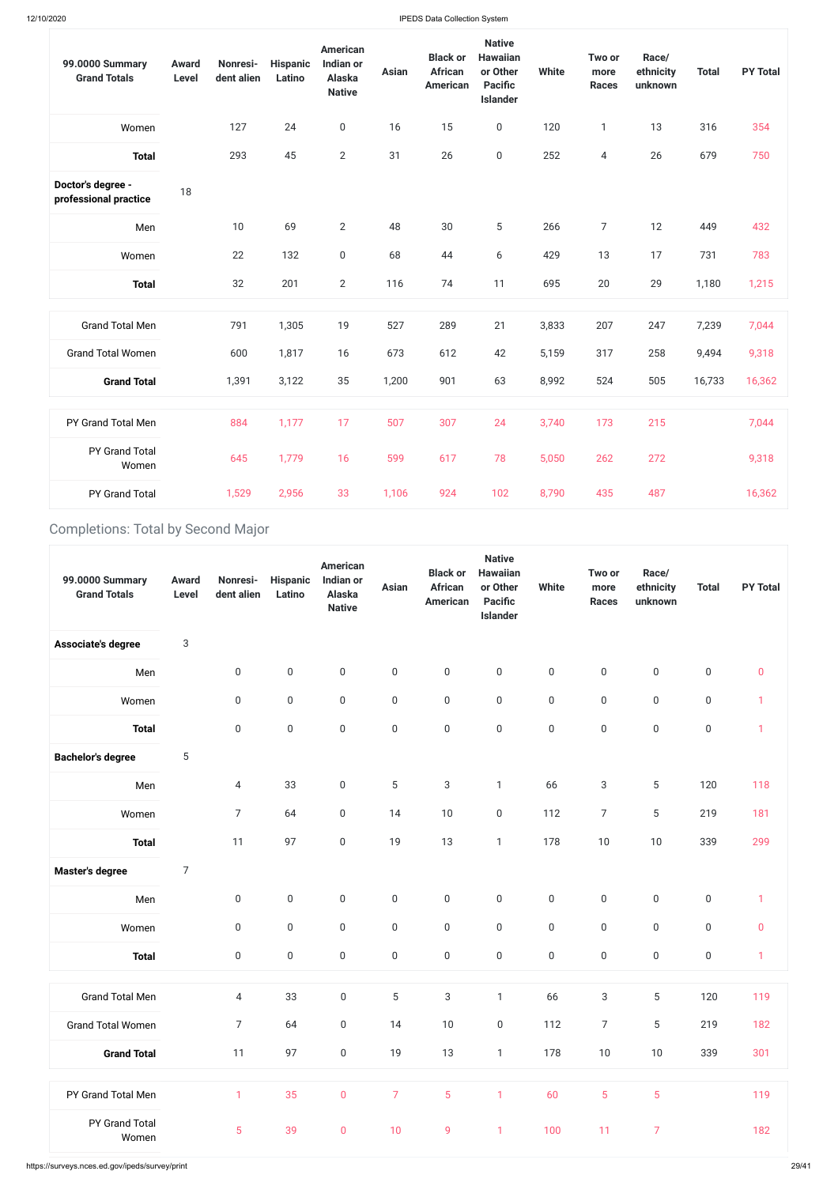| 99.0000 Summary Grand Totals | Award Level | Nonresident alien | Hispanic Latino | American Indian or Alaska Native | Asian | Black or African American | Native Hawaiian or Other Pacific Islander | White | Two or more Races | Race/ ethnicity unknown | Total | PY Total |
|---|---|---|---|---|---|---|---|---|---|---|---|---|
| Women | | 127 | 24 | 0 | 16 | 15 | 0 | 120 | 1 | 13 | 316 | 354 |
| **Total** | | 293 | 45 | 2 | 31 | 26 | 0 | 252 | 4 | 26 | 679 | 750 |
| **Doctor's degree - professional practice** | 18 | | | | | | | | | | | |
| Men | | 10 | 69 | 2 | 48 | 30 | 5 | 266 | 7 | 12 | 449 | 432 |
| Women | | 22 | 132 | 0 | 68 | 44 | 6 | 429 | 13 | 17 | 731 | 783 |
| **Total** | | 32 | 201 | 2 | 116 | 74 | 11 | 695 | 20 | 29 | 1,180 | 1,215 |
| Grand Total Men | | 791 | 1,305 | 19 | 527 | 289 | 21 | 3,833 | 207 | 247 | 7,239 | 7,044 |
| Grand Total Women | | 600 | 1,817 | 16 | 673 | 612 | 42 | 5,159 | 317 | 258 | 9,494 | 9,318 |
| **Grand Total** | | 1,391 | 3,122 | 35 | 1,200 | 901 | 63 | 8,992 | 524 | 505 | 16,733 | 16,362 |
| PY Grand Total Men | | 884 | 1,177 | 17 | 507 | 307 | 24 | 3,740 | 173 | 215 | | 7,044 |
| PY Grand Total Women | | 645 | 1,779 | 16 | 599 | 617 | 78 | 5,050 | 262 | 272 | | 9,318 |
| PY Grand Total | | 1,529 | 2,956 | 33 | 1,106 | 924 | 102 | 8,790 | 435 | 487 | | 16,362 |

## Completions: Total by Second Major

| 99.0000 Summary Grand Totals | Award Level | Nonresident alien | Hispanic Latino | American Indian or Alaska Native | Asian | Black or African American | Native Hawaiian or Other Pacific Islander | White | Two or more Races | Race/ ethnicity unknown | Total | PY Total |
|---|---|---|---|---|---|---|---|---|---|---|---|---|
| **Associate's degree** | 3 | | | | | | | | | | | |
| Men | | 0 | 0 | 0 | 0 | 0 | 0 | 0 | 0 | 0 | 0 | 0 |
| Women | | 0 | 0 | 0 | 0 | 0 | 0 | 0 | 0 | 0 | 0 | 1 |
| **Total** | | 0 | 0 | 0 | 0 | 0 | 0 | 0 | 0 | 0 | 0 | 1 |
| **Bachelor's degree** | 5 | | | | | | | | | | | |
| Men | | 4 | 33 | 0 | 5 | 3 | 1 | 66 | 3 | 5 | 120 | 118 |
| Women | | 7 | 64 | 0 | 14 | 10 | 0 | 112 | 7 | 5 | 219 | 181 |
| **Total** | | 11 | 97 | 0 | 19 | 13 | 1 | 178 | 10 | 10 | 339 | 299 |
| **Master's degree** | 7 | | | | | | | | | | | |
| Men | | 0 | 0 | 0 | 0 | 0 | 0 | 0 | 0 | 0 | 0 | 1 |
| Women | | 0 | 0 | 0 | 0 | 0 | 0 | 0 | 0 | 0 | 0 | 0 |
| **Total** | | 0 | 0 | 0 | 0 | 0 | 0 | 0 | 0 | 0 | 0 | 1 |
| Grand Total Men | | 4 | 33 | 0 | 5 | 3 | 1 | 66 | 3 | 5 | 120 | 119 |
| Grand Total Women | | 7 | 64 | 0 | 14 | 10 | 0 | 112 | 7 | 5 | 219 | 182 |
| **Grand Total** | | 11 | 97 | 0 | 19 | 13 | 1 | 178 | 10 | 10 | 339 | 301 |
| PY Grand Total Men | | 1 | 35 | 0 | 7 | 5 | 1 | 60 | 5 | 5 | | 119 |
| PY Grand Total Women | | 5 | 39 | 0 | 10 | 9 | 1 | 100 | 11 | 7 | | 182 |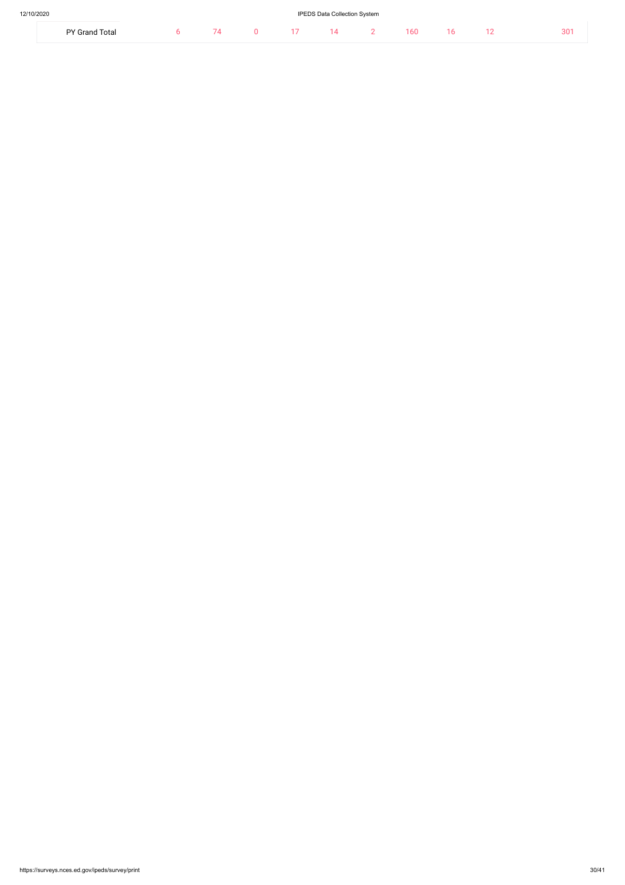| | | | | | | | | | | |
|---|---|---|---|---|---|---|---|---|---|---|
| PY Grand Total | 6 | 74 | 0 | 17 | 14 | 2 | 160 | 16 | 12 | 301 |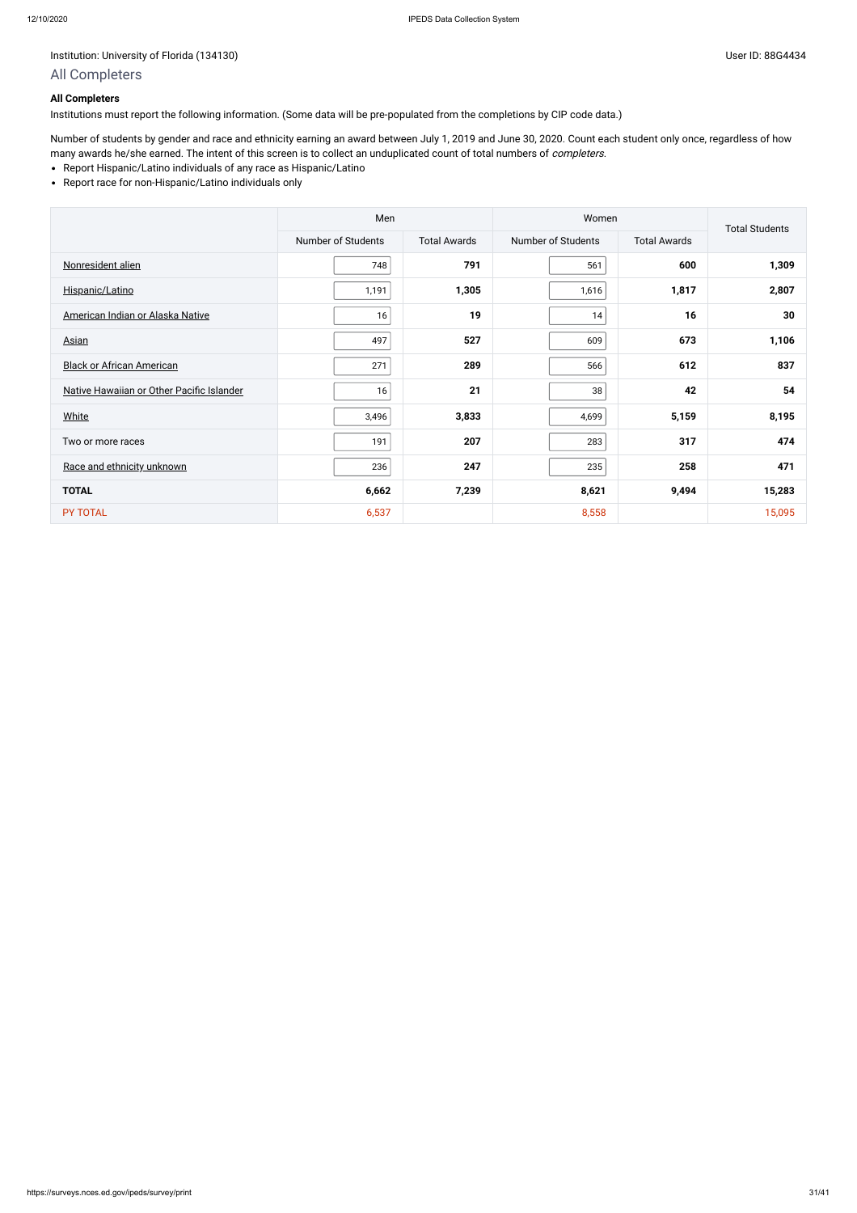Institution: University of Florida (134130)

User ID: 88G4434

## All Completers

**All Completers**

Institutions must report the following information. (Some data will be pre-populated from the completions by CIP code data.)

Number of students by gender and race and ethnicity earning an award between July 1, 2019 and June 30, 2020. Count each student only once, regardless of how many awards he/she earned. The intent of this screen is to collect an unduplicated count of total numbers of *completers*.

- Report Hispanic/Latino individuals of any race as Hispanic/Latino
- Report race for non-Hispanic/Latino individuals only

| | Men | | Women | | Total Students |
|---|---|---|---|---|---|
| | Number of Students | Total Awards | Number of Students | Total Awards | |
| Nonresident alien | 748 | **791** | 561 | **600** | **1,309** |
| Hispanic/Latino | 1,191 | **1,305** | 1,616 | **1,817** | **2,807** |
| American Indian or Alaska Native | 16 | **19** | 14 | **16** | **30** |
| Asian | 497 | **527** | 609 | **673** | **1,106** |
| Black or African American | 271 | **289** | 566 | **612** | **837** |
| Native Hawaiian or Other Pacific Islander | 16 | **21** | 38 | **42** | **54** |
| White | 3,496 | **3,833** | 4,699 | **5,159** | **8,195** |
| Two or more races | 191 | **207** | 283 | **317** | **474** |
| Race and ethnicity unknown | 236 | **247** | 235 | **258** | **471** |
| **TOTAL** | **6,662** | **7,239** | **8,621** | **9,494** | **15,283** |
| PY TOTAL | 6,537 | | 8,558 | | 15,095 |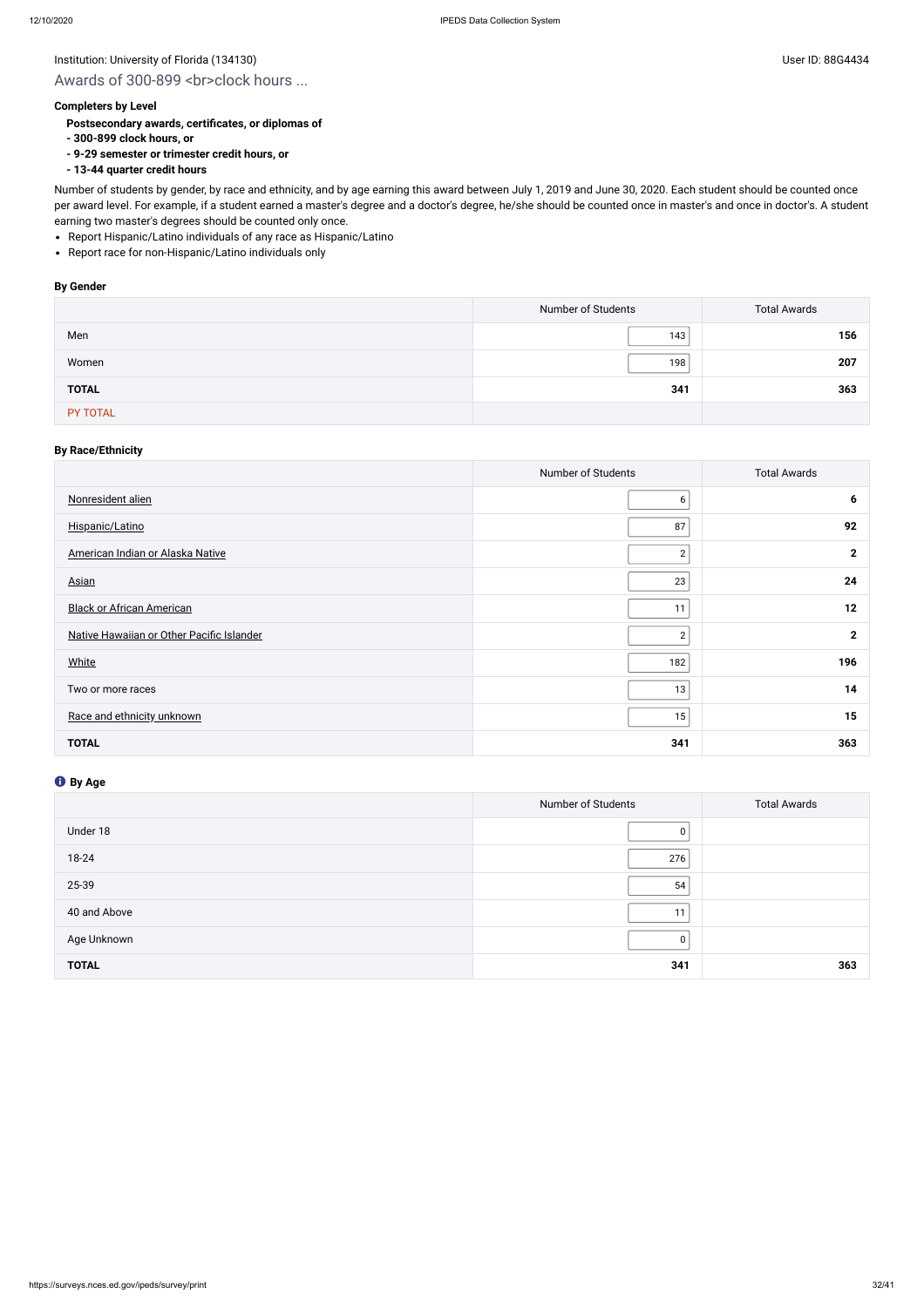Institution: University of Florida (134130)

User ID: 88G4434

## Awards of 300-899 <br>clock hours ...

**Completers by Level**

**Postsecondary awards, certificates, or diplomas of**
**- 300-899 clock hours, or**
**- 9-29 semester or trimester credit hours, or**
**- 13-44 quarter credit hours**

Number of students by gender, by race and ethnicity, and by age earning this award between July 1, 2019 and June 30, 2020. Each student should be counted once per award level. For example, if a student earned a master's degree and a doctor's degree, he/she should be counted once in master's and once in doctor's. A student earning two master's degrees should be counted only once.

- Report Hispanic/Latino individuals of any race as Hispanic/Latino
- Report race for non-Hispanic/Latino individuals only

### By Gender

| | Number of Students | Total Awards |
|---|---|---|
| Men | 143 | **156** |
| Women | 198 | **207** |
| **TOTAL** | **341** | **363** |
| PY TOTAL | | |

### By Race/Ethnicity

| | Number of Students | Total Awards |
|---|---|---|
| Nonresident alien | 6 | **6** |
| Hispanic/Latino | 87 | **92** |
| American Indian or Alaska Native | 2 | **2** |
| Asian | 23 | **24** |
| Black or African American | 11 | **12** |
| Native Hawaiian or Other Pacific Islander | 2 | **2** |
| White | 182 | **196** |
| Two or more races | 13 | **14** |
| Race and ethnicity unknown | 15 | **15** |
| **TOTAL** | **341** | **363** |

### By Age

| | Number of Students | Total Awards |
|---|---|---|
| Under 18 | 0 | |
| 18-24 | 276 | |
| 25-39 | 54 | |
| 40 and Above | 11 | |
| Age Unknown | 0 | |
| **TOTAL** | **341** | **363** |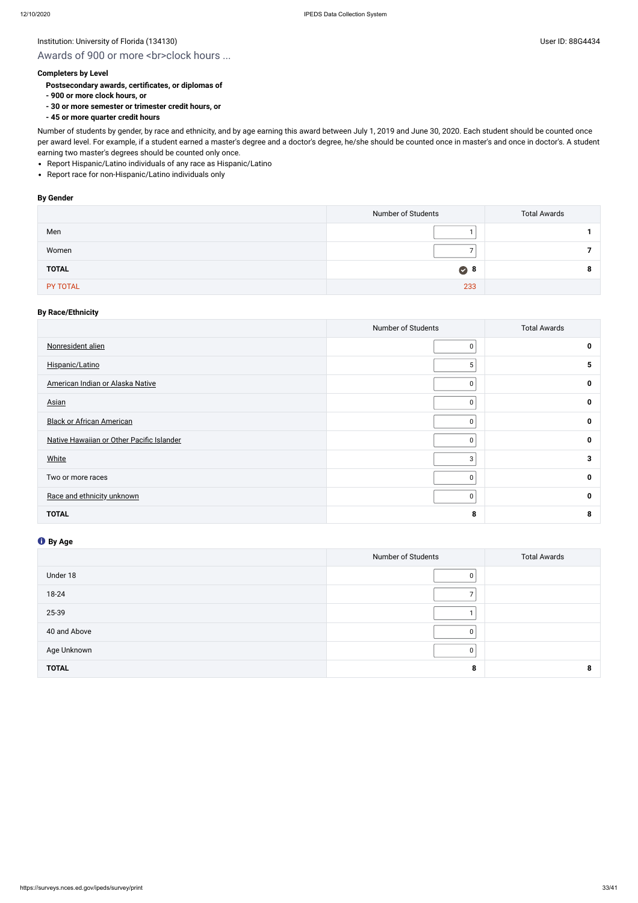Institution: University of Florida (134130)

User ID: 88G4434

## Awards of 900 or more <br>clock hours ...

**Completers by Level**

**Postsecondary awards, certificates, or diplomas of**
**- 900 or more clock hours, or**
**- 30 or more semester or trimester credit hours, or**
**- 45 or more quarter credit hours**

Number of students by gender, by race and ethnicity, and by age earning this award between July 1, 2019 and June 30, 2020. Each student should be counted once per award level. For example, if a student earned a master's degree and a doctor's degree, he/she should be counted once in master's and once in doctor's. A student earning two master's degrees should be counted only once.

- Report Hispanic/Latino individuals of any race as Hispanic/Latino
- Report race for non-Hispanic/Latino individuals only

### By Gender

| | Number of Students | Total Awards |
|---|---|---|
| Men | 1 | **1** |
| Women | 7 | **7** |
| **TOTAL** | **8** | **8** |
| PY TOTAL | 233 | |

### By Race/Ethnicity

| | Number of Students | Total Awards |
|---|---|---|
| Nonresident alien | 0 | **0** |
| Hispanic/Latino | 5 | **5** |
| American Indian or Alaska Native | 0 | **0** |
| Asian | 0 | **0** |
| Black or African American | 0 | **0** |
| Native Hawaiian or Other Pacific Islander | 0 | **0** |
| White | 3 | **3** |
| Two or more races | 0 | **0** |
| Race and ethnicity unknown | 0 | **0** |
| **TOTAL** | **8** | **8** |

### By Age

| | Number of Students | Total Awards |
|---|---|---|
| Under 18 | 0 | |
| 18-24 | 7 | |
| 25-39 | 1 | |
| 40 and Above | 0 | |
| Age Unknown | 0 | |
| **TOTAL** | **8** | **8** |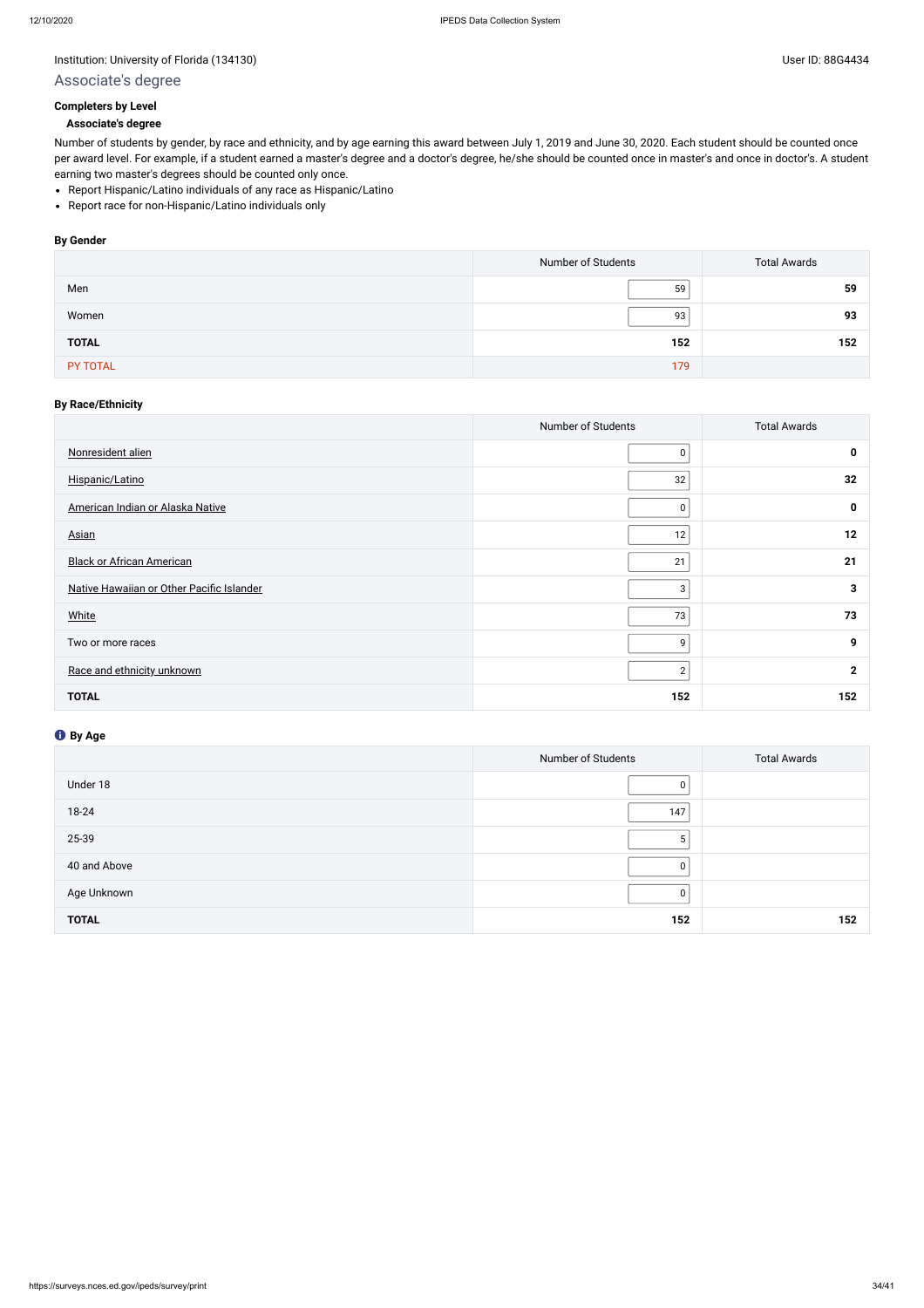Institution: University of Florida (134130)

User ID: 88G4434

## Associate's degree

**Completers by Level**

**Associate's degree**

Number of students by gender, by race and ethnicity, and by age earning this award between July 1, 2019 and June 30, 2020. Each student should be counted once per award level. For example, if a student earned a master's degree and a doctor's degree, he/she should be counted once in master's and once in doctor's. A student earning two master's degrees should be counted only once.

- Report Hispanic/Latino individuals of any race as Hispanic/Latino
- Report race for non-Hispanic/Latino individuals only

### By Gender

| | Number of Students | Total Awards |
|---|---|---|
| Men | 59 | **59** |
| Women | 93 | **93** |
| **TOTAL** | **152** | **152** |
| PY TOTAL | 179 | |

### By Race/Ethnicity

| | Number of Students | Total Awards |
|---|---|---|
| Nonresident alien | 0 | **0** |
| Hispanic/Latino | 32 | **32** |
| American Indian or Alaska Native | 0 | **0** |
| Asian | 12 | **12** |
| Black or African American | 21 | **21** |
| Native Hawaiian or Other Pacific Islander | 3 | **3** |
| White | 73 | **73** |
| Two or more races | 9 | **9** |
| Race and ethnicity unknown | 2 | **2** |
| **TOTAL** | **152** | **152** |

### By Age

| | Number of Students | Total Awards |
|---|---|---|
| Under 18 | 0 | |
| 18-24 | 147 | |
| 25-39 | 5 | |
| 40 and Above | 0 | |
| Age Unknown | 0 | |
| **TOTAL** | **152** | **152** |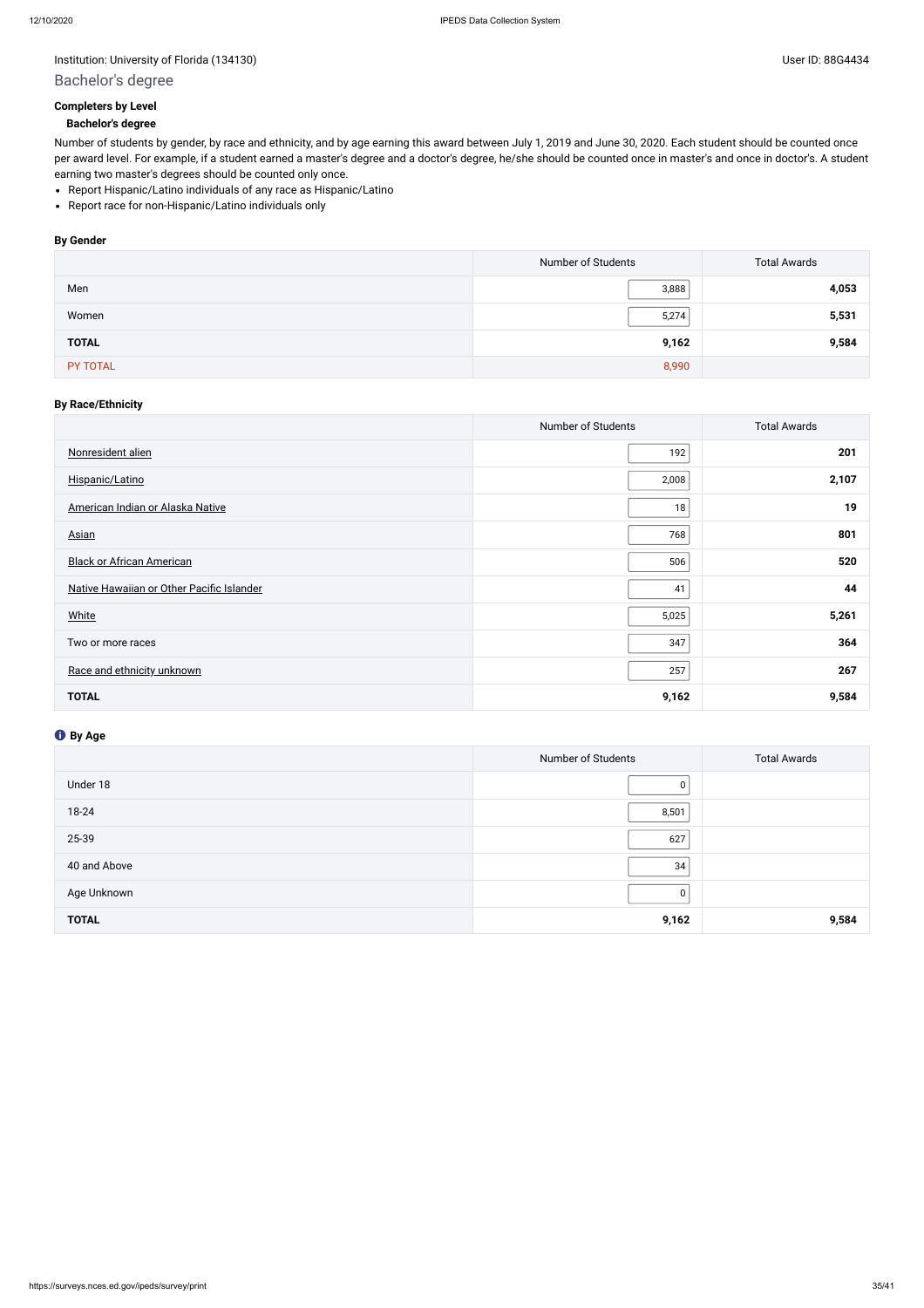Institution: University of Florida (134130)

User ID: 88G4434

## Bachelor's degree

**Completers by Level**

**Bachelor's degree**

Number of students by gender, by race and ethnicity, and by age earning this award between July 1, 2019 and June 30, 2020. Each student should be counted once per award level. For example, if a student earned a master's degree and a doctor's degree, he/she should be counted once in master's and once in doctor's. A student earning two master's degrees should be counted only once.

- Report Hispanic/Latino individuals of any race as Hispanic/Latino
- Report race for non-Hispanic/Latino individuals only

### By Gender

| | Number of Students | Total Awards |
|---|---|---|
| Men | 3,888 | **4,053** |
| Women | 5,274 | **5,531** |
| **TOTAL** | **9,162** | **9,584** |
| PY TOTAL | 8,990 | |

### By Race/Ethnicity

| | Number of Students | Total Awards |
|---|---|---|
| Nonresident alien | 192 | **201** |
| Hispanic/Latino | 2,008 | **2,107** |
| American Indian or Alaska Native | 18 | **19** |
| Asian | 768 | **801** |
| Black or African American | 506 | **520** |
| Native Hawaiian or Other Pacific Islander | 41 | **44** |
| White | 5,025 | **5,261** |
| Two or more races | 347 | **364** |
| Race and ethnicity unknown | 257 | **267** |
| **TOTAL** | **9,162** | **9,584** |

### By Age

| | Number of Students | Total Awards |
|---|---|---|
| Under 18 | 0 | |
| 18-24 | 8,501 | |
| 25-39 | 627 | |
| 40 and Above | 34 | |
| Age Unknown | 0 | |
| **TOTAL** | **9,162** | **9,584** |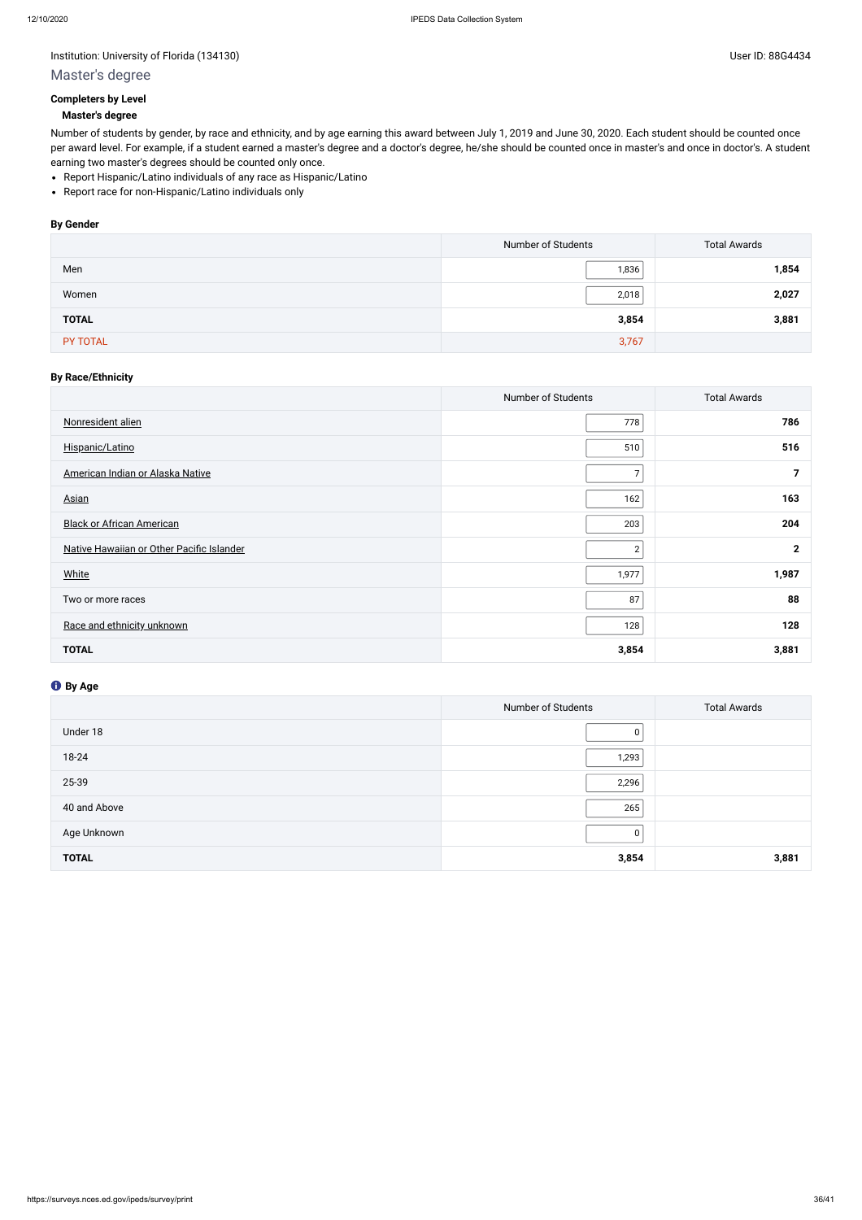Institution: University of Florida (134130)

User ID: 88G4434

# Master's degree

### Completers by Level

#### Master's degree

Number of students by gender, by race and ethnicity, and by age earning this award between July 1, 2019 and June 30, 2020. Each student should be counted once per award level. For example, if a student earned a master's degree and a doctor's degree, he/she should be counted once in master's and once in doctor's. A student earning two master's degrees should be counted only once.

- Report Hispanic/Latino individuals of any race as Hispanic/Latino
- Report race for non-Hispanic/Latino individuals only

### By Gender

| | Number of Students | Total Awards |
|---|---|---|
| Men | 1,836 | **1,854** |
| Women | 2,018 | **2,027** |
| **TOTAL** | **3,854** | **3,881** |
| PY TOTAL | 3,767 | |

### By Race/Ethnicity

| | Number of Students | Total Awards |
|---|---|---|
| Nonresident alien | 778 | **786** |
| Hispanic/Latino | 510 | **516** |
| American Indian or Alaska Native | 7 | **7** |
| Asian | 162 | **163** |
| Black or African American | 203 | **204** |
| Native Hawaiian or Other Pacific Islander | 2 | **2** |
| White | 1,977 | **1,987** |
| Two or more races | 87 | **88** |
| Race and ethnicity unknown | 128 | **128** |
| **TOTAL** | **3,854** | **3,881** |

### By Age

| | Number of Students | Total Awards |
|---|---|---|
| Under 18 | 0 | |
| 18-24 | 1,293 | |
| 25-39 | 2,296 | |
| 40 and Above | 265 | |
| Age Unknown | 0 | |
| **TOTAL** | **3,854** | **3,881** |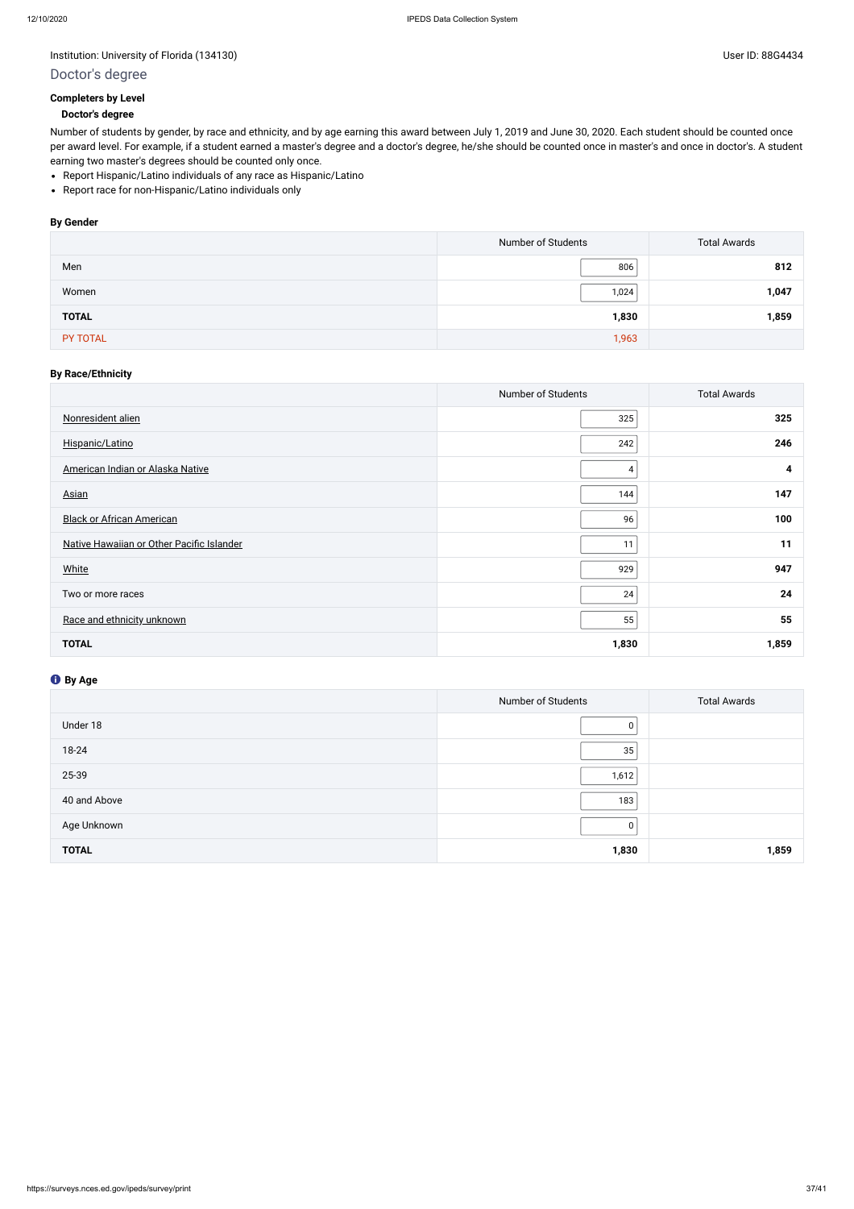Institution: University of Florida (134130)

User ID: 88G4434

## Doctor's degree

**Completers by Level**

**Doctor's degree**

Number of students by gender, by race and ethnicity, and by age earning this award between July 1, 2019 and June 30, 2020. Each student should be counted once per award level. For example, if a student earned a master's degree and a doctor's degree, he/she should be counted once in master's and once in doctor's. A student earning two master's degrees should be counted only once.

- Report Hispanic/Latino individuals of any race as Hispanic/Latino
- Report race for non-Hispanic/Latino individuals only

### By Gender

| | Number of Students | Total Awards |
|---|---|---|
| Men | 806 | **812** |
| Women | 1,024 | **1,047** |
| **TOTAL** | **1,830** | **1,859** |
| PY TOTAL | 1,963 | |

### By Race/Ethnicity

| | Number of Students | Total Awards |
|---|---|---|
| Nonresident alien | 325 | **325** |
| Hispanic/Latino | 242 | **246** |
| American Indian or Alaska Native | 4 | **4** |
| Asian | 144 | **147** |
| Black or African American | 96 | **100** |
| Native Hawaiian or Other Pacific Islander | 11 | **11** |
| White | 929 | **947** |
| Two or more races | 24 | **24** |
| Race and ethnicity unknown | 55 | **55** |
| **TOTAL** | **1,830** | **1,859** |

### By Age

| | Number of Students | Total Awards |
|---|---|---|
| Under 18 | 0 | |
| 18-24 | 35 | |
| 25-39 | 1,612 | |
| 40 and Above | 183 | |
| Age Unknown | 0 | |
| **TOTAL** | **1,830** | **1,859** |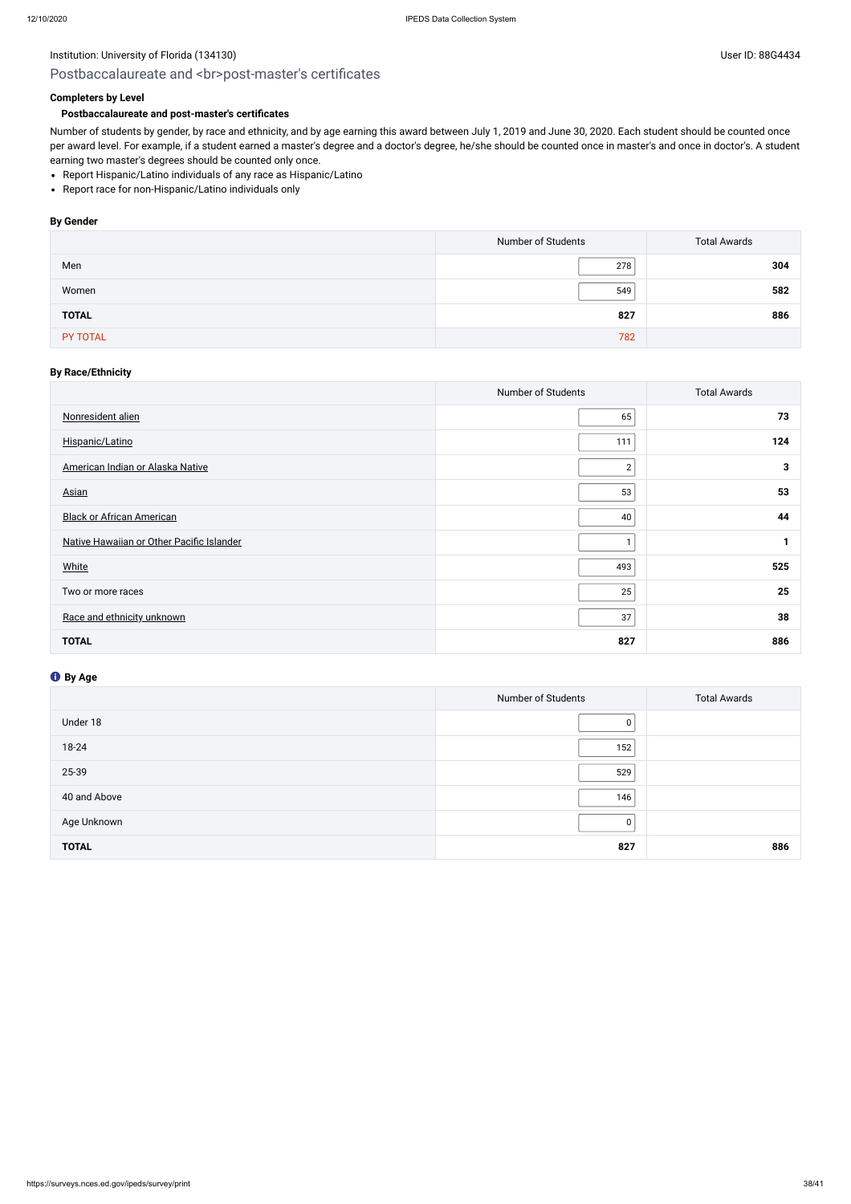Institution: University of Florida (134130)

User ID: 88G4434

## Postbaccalaureate and <br>post-master's certificates

### Completers by Level

#### Postbaccalaureate and post-master's certificates

Number of students by gender, by race and ethnicity, and by age earning this award between July 1, 2019 and June 30, 2020. Each student should be counted once per award level. For example, if a student earned a master's degree and a doctor's degree, he/she should be counted once in master's and once in doctor's. A student earning two master's degrees should be counted only once.

- Report Hispanic/Latino individuals of any race as Hispanic/Latino
- Report race for non-Hispanic/Latino individuals only

**By Gender**

| | Number of Students | Total Awards |
|---|---|---|
| Men | 278 | **304** |
| Women | 549 | **582** |
| **TOTAL** | **827** | **886** |
| PY TOTAL | 782 | |

**By Race/Ethnicity**

| | Number of Students | Total Awards |
|---|---|---|
| Nonresident alien | 65 | **73** |
| Hispanic/Latino | 111 | **124** |
| American Indian or Alaska Native | 2 | **3** |
| Asian | 53 | **53** |
| Black or African American | 40 | **44** |
| Native Hawaiian or Other Pacific Islander | 1 | **1** |
| White | 493 | **525** |
| Two or more races | 25 | **25** |
| Race and ethnicity unknown | 37 | **38** |
| **TOTAL** | **827** | **886** |

**By Age**

| | Number of Students | Total Awards |
|---|---|---|
| Under 18 | 0 | |
| 18-24 | 152 | |
| 25-39 | 529 | |
| 40 and Above | 146 | |
| Age Unknown | 0 | |
| **TOTAL** | **827** | **886** |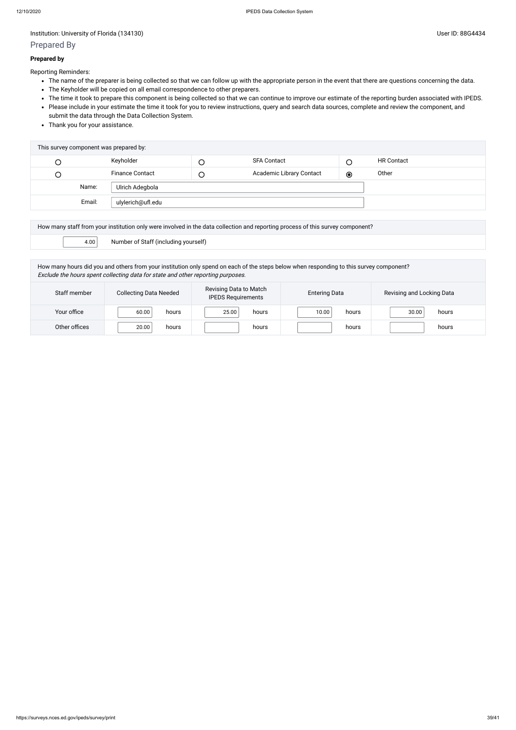Institution: University of Florida (134130)

User ID: 88G4434

## Prepared By

**Prepared by**

Reporting Reminders:

- The name of the preparer is being collected so that we can follow up with the appropriate person in the event that there are questions concerning the data.
- The Keyholder will be copied on all email correspondence to other preparers.
- The time it took to prepare this component is being collected so that we can continue to improve our estimate of the reporting burden associated with IPEDS.
- Please include in your estimate the time it took for you to review instructions, query and search data sources, complete and review the component, and submit the data through the Data Collection System.
- Thank you for your assistance.

| This survey component was prepared by: | | | | | |
|---|---|---|---|---|---|
| ○ | Keyholder | ○ | SFA Contact | ○ | HR Contact |
| ○ | Finance Contact | ○ | Academic Library Contact | ◉ | Other |
| Name: | Ulrich Adegbola | | | | |
| Email: | ulylerich@ufl.edu | | | | |

| How many staff from your institution only were involved in the data collection and reporting process of this survey component? | |
|---|---|
| 4.00 | Number of Staff (including yourself) |

How many hours did you and others from your institution only spend on each of the steps below when responding to this survey component?
*Exclude the hours spent collecting data for state and other reporting purposes.*

| Staff member | Collecting Data Needed | Revising Data to Match IPEDS Requirements | Entering Data | Revising and Locking Data |
|---|---|---|---|---|
| Your office | 60.00 hours | 25.00 hours | 10.00 hours | 30.00 hours |
| Other offices | 20.00 hours | hours | hours | hours |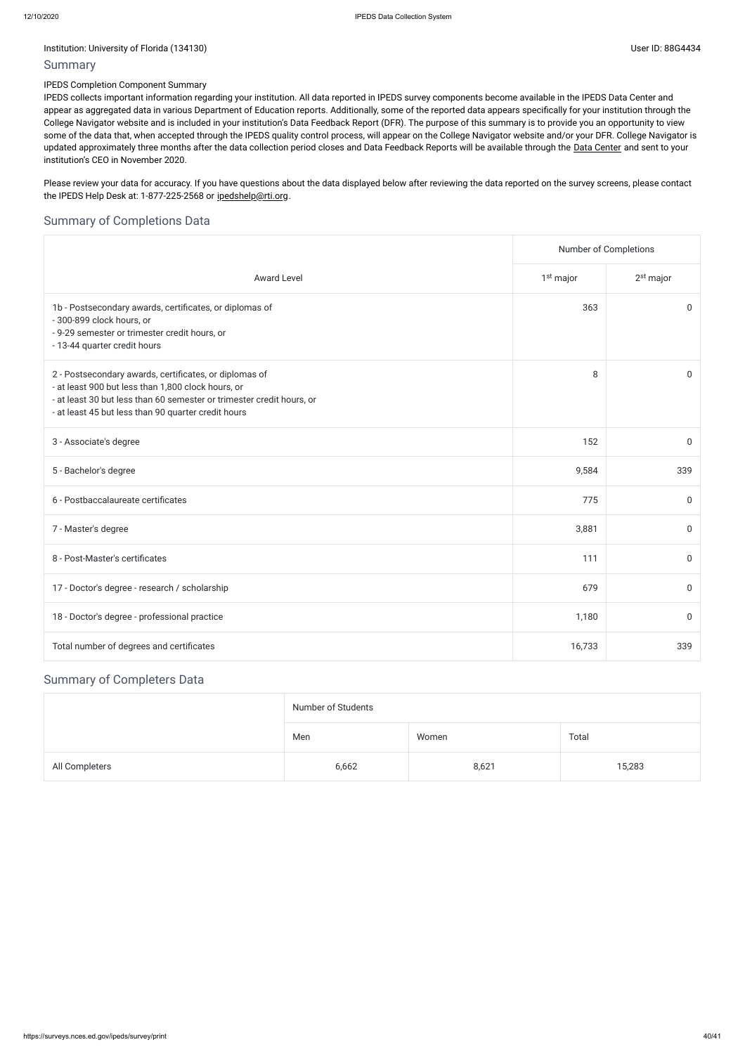Institution: University of Florida (134130) User ID: 88G4434

## Summary

IPEDS Completion Component Summary

IPEDS collects important information regarding your institution. All data reported in IPEDS survey components become available in the IPEDS Data Center and appear as aggregated data in various Department of Education reports. Additionally, some of the reported data appears specifically for your institution through the College Navigator website and is included in your institution's Data Feedback Report (DFR). The purpose of this summary is to provide you an opportunity to view some of the data that, when accepted through the IPEDS quality control process, will appear on the College Navigator website and/or your DFR. College Navigator is updated approximately three months after the data collection period closes and Data Feedback Reports will be available through the Data Center and sent to your institution's CEO in November 2020.

Please review your data for accuracy. If you have questions about the data displayed below after reviewing the data reported on the survey screens, please contact the IPEDS Help Desk at: 1-877-225-2568 or ipedshelp@rti.org.

## Summary of Completions Data

| Award Level | Number of Completions | |
|---|---|---|
| | 1st major | 2nd major |
| 1b - Postsecondary awards, certificates, or diplomas of<br>- 300-899 clock hours, or<br>- 9-29 semester or trimester credit hours, or<br>- 13-44 quarter credit hours | 363 | 0 |
| 2 - Postsecondary awards, certificates, or diplomas of<br>- at least 900 but less than 1,800 clock hours, or<br>- at least 30 but less than 60 semester or trimester credit hours, or<br>- at least 45 but less than 90 quarter credit hours | 8 | 0 |
| 3 - Associate's degree | 152 | 0 |
| 5 - Bachelor's degree | 9,584 | 339 |
| 6 - Postbaccalaureate certificates | 775 | 0 |
| 7 - Master's degree | 3,881 | 0 |
| 8 - Post-Master's certificates | 111 | 0 |
| 17 - Doctor's degree - research / scholarship | 679 | 0 |
| 18 - Doctor's degree - professional practice | 1,180 | 0 |
| Total number of degrees and certificates | 16,733 | 339 |

## Summary of Completers Data

| | Number of Students | | |
|---|---|---|---|
| | Men | Women | Total |
| All Completers | 6,662 | 8,621 | 15,283 |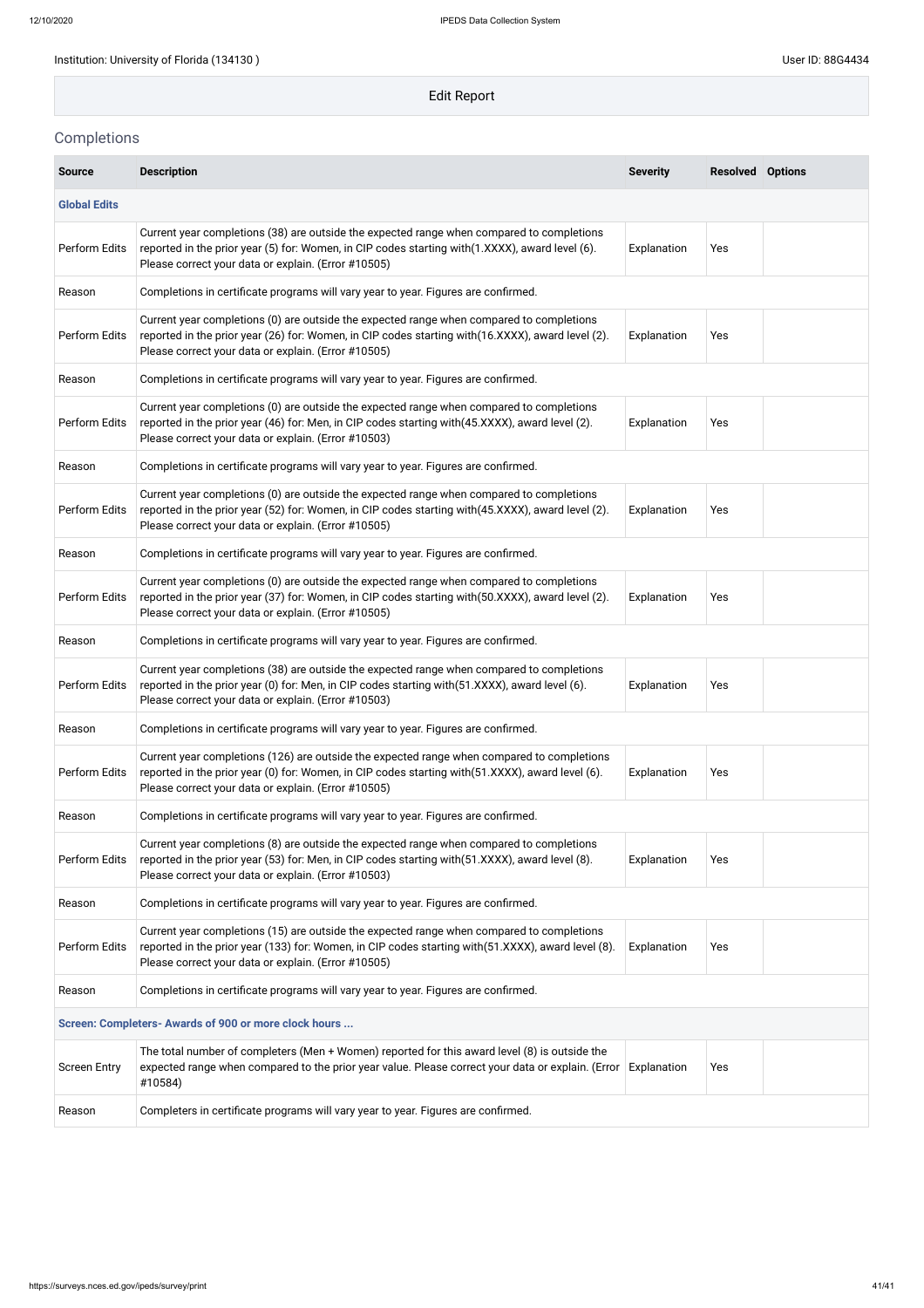Institution: University of Florida (134130 )

User ID: 88G4434

Edit Report

## Completions

| Source | Description | Severity | Resolved | Options |
|---|---|---|---|---|
| **Global Edits** | | | | |
| Perform Edits | Current year completions (38) are outside the expected range when compared to completions reported in the prior year (5) for: Women, in CIP codes starting with(1.XXXX), award level (6). Please correct your data or explain. (Error #10505) | Explanation | Yes | |
| Reason | Completions in certificate programs will vary year to year. Figures are confirmed. | | | |
| Perform Edits | Current year completions (0) are outside the expected range when compared to completions reported in the prior year (26) for: Women, in CIP codes starting with(16.XXXX), award level (2). Please correct your data or explain. (Error #10505) | Explanation | Yes | |
| Reason | Completions in certificate programs will vary year to year. Figures are confirmed. | | | |
| Perform Edits | Current year completions (0) are outside the expected range when compared to completions reported in the prior year (46) for: Men, in CIP codes starting with(45.XXXX), award level (2). Please correct your data or explain. (Error #10503) | Explanation | Yes | |
| Reason | Completions in certificate programs will vary year to year. Figures are confirmed. | | | |
| Perform Edits | Current year completions (0) are outside the expected range when compared to completions reported in the prior year (52) for: Women, in CIP codes starting with(45.XXXX), award level (2). Please correct your data or explain. (Error #10505) | Explanation | Yes | |
| Reason | Completions in certificate programs will vary year to year. Figures are confirmed. | | | |
| Perform Edits | Current year completions (0) are outside the expected range when compared to completions reported in the prior year (37) for: Women, in CIP codes starting with(50.XXXX), award level (2). Please correct your data or explain. (Error #10505) | Explanation | Yes | |
| Reason | Completions in certificate programs will vary year to year. Figures are confirmed. | | | |
| Perform Edits | Current year completions (38) are outside the expected range when compared to completions reported in the prior year (0) for: Men, in CIP codes starting with(51.XXXX), award level (6). Please correct your data or explain. (Error #10503) | Explanation | Yes | |
| Reason | Completions in certificate programs will vary year to year. Figures are confirmed. | | | |
| Perform Edits | Current year completions (126) are outside the expected range when compared to completions reported in the prior year (0) for: Women, in CIP codes starting with(51.XXXX), award level (6). Please correct your data or explain. (Error #10505) | Explanation | Yes | |
| Reason | Completions in certificate programs will vary year to year. Figures are confirmed. | | | |
| Perform Edits | Current year completions (8) are outside the expected range when compared to completions reported in the prior year (53) for: Men, in CIP codes starting with(51.XXXX), award level (8). Please correct your data or explain. (Error #10503) | Explanation | Yes | |
| Reason | Completions in certificate programs will vary year to year. Figures are confirmed. | | | |
| Perform Edits | Current year completions (15) are outside the expected range when compared to completions reported in the prior year (133) for: Women, in CIP codes starting with(51.XXXX), award level (8). Please correct your data or explain. (Error #10505) | Explanation | Yes | |
| Reason | Completions in certificate programs will vary year to year. Figures are confirmed. | | | |
| **Screen: Completers- Awards of 900 or more clock hours ...** | | | | |
| Screen Entry | The total number of completers (Men + Women) reported for this award level (8) is outside the expected range when compared to the prior year value. Please correct your data or explain. (Error #10584) | Explanation | Yes | |
| Reason | Completers in certificate programs will vary year to year. Figures are confirmed. | | | |